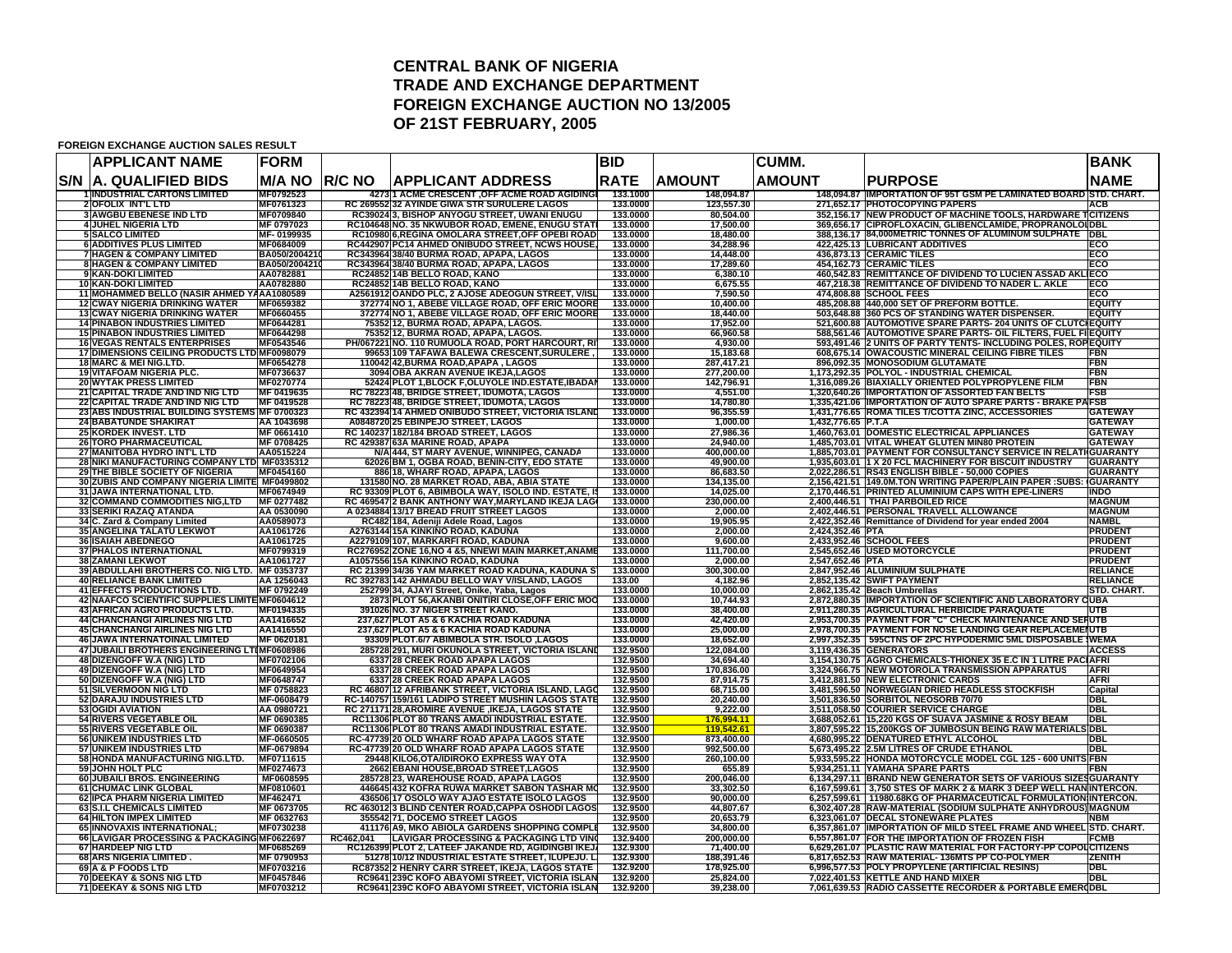# CENTRAL BANK OF NIGERIA
# TRADE AND EXCHANGE DEPARTMENT
# FOREIGN EXCHANGE AUCTION NO 13/2005
# OF 21ST FEBRUARY, 2005

**FOREIGN EXCHANGE AUCTION SALES RESULT**

| S/N | APPLICANT NAME<br>A. QUALIFIED BIDS | FORM<br>M/A NO | R/C NO | APPLICANT ADDRESS | BID<br>RATE | AMOUNT | CUMM.<br>AMOUNT | PURPOSE | BANK<br>NAME |
|---|---|---|---|---|---|---|---|---|---|
| 1 | INDUSTRIAL CARTONS LIMITED | MF0792523 | 4273 | 1 ACME CRESCENT ,OFF ACME ROAD AGIDINGI | 133.1000 | 148,094.87 | 148,094.87 | IMPORTATION OF 95T GSM PE LAMINATED BOARD | STD. CHART. |
| 2 | OFOLIX INT'L LTD | MF0761323 | RC 269552 | 32 AYINDE GIWA STR SURULERE LAGOS | 133.0000 | 123,557.30 | 271,652.17 | PHOTOCOPYING PAPERS | ACB |
| 3 | AWGBU EBENESE IND LTD | MF0709840 | RC39024 | 3, BISHOP ANYOGU STREET, UWANI ENUGU | 133.0000 | 80,504.00 | 352,156.17 | NEW PRODUCT OF MACHINE TOOLS, HARDWARE T | CITIZENS |
| 4 | JUHEL NIGERIA LTD | MF 0797023 | RC104648 | NO. 35 NKWUBOR ROAD, EMENE, ENUGU STATI | 133.0000 | 17,500.00 | 369,656.17 | CIPROFLOXACIN, GLIBENCLAMIDE, PROPRANOLOL | DBL |
| 5 | SALCO LIMITED | MF- 0199935 | RC10980 | 6,REGINA OMOLARA STREET,OFF OPEBI ROAD | 133.0000 | 18,480.00 | 388,136.17 | 84,000METRIC TONNES OF ALUMINUM SULPHATE | DBL |
| 6 | ADDITIVES PLUS LIMITED | MF0684009 | RC442907 | PC14 AHMED ONIBUDO STREET, NCWS HOUSE, | 133.0000 | 34,288.96 | 422,425.13 | LUBRICANT ADDITIVES | ECO |
| 7 | HAGEN & COMPANY LIMITED | BA050/2004210 | RC343964 | 38/40 BURMA ROAD, APAPA, LAGOS | 133.0000 | 14,448.00 | 436,873.13 | CERAMIC TILES | ECO |
| 8 | HAGEN & COMPANY LIMITED | BA050/2004210 | RC343964 | 38/40 BURMA ROAD, APAPA, LAGOS | 133.0000 | 17,289.60 | 454,162.73 | CERAMIC TILES | ECO |
| 9 | KAN-DOKI LIMITED | AA0782881 | RC24852 | 14B BELLO ROAD, KANO | 133.0000 | 6,380.10 | 460,542.83 | REMITTANCE OF DIVIDEND TO LUCIEN ASSAD AKL | ECO |
| 10 | KAN-DOKI LIMITED | AA0782880 | RC24852 | 14B BELLO ROAD, KANO | 133.0000 | 6,675.55 | 467,218.38 | REMITTANCE OF DIVIDEND TO NADER L. AKLE | ECO |
| 11 | MOHAMMED BELLO (NASIR AHMED Y | AA1080589 | A2561912 | OANDO PLC, 2 AJOSE ADEOGUN STREET, V/ISL | 133.0000 | 7,590.50 | 474,808.88 | SCHOOL FEES | ECO |
| 12 | CWAY NIGERIA DRINKING WATER | MF0659382 | 372774 | NO 1, ABEBE VILLAGE ROAD, OFF ERIC MOORE | 133.0000 | 10,400.00 | 485,208.88 | 440,000 SET OF PREFORM BOTTLE. | EQUITY |
| 13 | CWAY NIGERIA DRINKING WATER | MF0660455 | 372774 | NO 1, ABEBE VILLAGE ROAD, OFF ERIC MOORE | 133.0000 | 18,440.00 | 503,648.88 | 360 PCS OF STANDING WATER DISPENSER. | EQUITY |
| 14 | PINABON INDUSTRIES LIMITED | MF0644281 | 75352 | 12, BURMA ROAD, APAPA, LAGOS. | 133.0000 | 17,952.00 | 521,600.88 | AUTOMOTIVE SPARE PARTS- 204 UNITS OF CLUTC | EQUITY |
| 15 | PINABON INDUSTRIES LIMITED | MF0644298 | 75352 | 12, BURMA ROAD, APAPA, LAGOS. | 133.0000 | 66,960.58 | 588,561.46 | AUTOMOTIVE SPARE PARTS- OIL FILTERS, FUEL FI | EQUITY |
| 16 | VEGAS RENTALS ENTERPRISES | MF0543546 | PH/067221 | NO. 110 RUMUOLA ROAD, PORT HARCOURT, RI | 133.0000 | 4,930.00 | 593,491.46 | 2 UNITS OF PARTY TENTS- INCLUDING POLES, ROP | EQUITY |
| 17 | DIMENSIONS CEILING PRODUCTS LTD | MF0098079 | 99653 | 109 TAFAWA BALEWA CRESCENT,SURULERE , | 133.0000 | 15,183.68 | 608,675.14 | OWACOUSTIC MINERAL CEILING FIBRE TILES | FBN |
| 18 | MARC & MEI NIG.LTD. | MF0654278 | 110042 | 42,BURMA ROAD,APAPA , LAGOS | 133.0000 | 287,417.21 | 896,092.35 | MONOSODIUM GLUTAMATE | FBN |
| 19 | VITAFOAM NIGERIA PLC. | MF0736637 | 3094 | OBA AKRAN AVENUE IKEJA,LAGOS | 133.0000 | 277,200.00 | 1,173,292.35 | POLYOL - INDUSTRIAL CHEMICAL | FBN |
| 20 | WYTAK PRESS LIMITED | MF0270774 | 52424 | PLOT 1,BLOCK F,OLUYOLE IND.ESTATE,IBADAN | 133.0000 | 142,796.91 | 1,316,089.26 | BIAXIALLY ORIENTED POLYPROPYLENE FILM | FBN |
| 21 | CAPITAL TRADE AND IND NIG LTD | MF 0419635 | RC 78223 | 48, BRIDGE STREET, IDUMOTA, LAGOS | 133.0000 | 4,551.00 | 1,320,640.26 | IMPORTATION OF ASSORTED FAN BELTS | FSB |
| 22 | CAPITAL TRADE AND IND NIG LTD | MF 0419528 | RC 78223 | 48, BRIDGE STREET, IDUMOTA, LAGOS | 133.0000 | 14,780.80 | 1,335,421.06 | IMPORTATION OF AUTO SPARE PARTS - BRAKE PA | FSB |
| 23 | ABS INDUSTRIAL BUILDING SYSTEMS | MF 0700323 | RC 432394 | 14 AHMED ONIBUDO STREET, VICTORIA ISLAND | 133.0000 | 96,355.59 | 1,431,776.65 | ROMA TILES T/COTTA ZINC, ACCESSORIES | GATEWAY |
| 24 | BABATUNDE SHAKIRAT | AA 1043698 | A0848720 | 25 EBINPEJO STREET, LAGOS | 133.0000 | 1,000.00 | 1,432,776.65 | P.T.A | GATEWAY |
| 25 | KORDEK INVEST. LTD | MF 0661410 | RC 140237 | 182/184 BROAD STREET, LAGOS | 133.0000 | 27,986.36 | 1,460,763.01 | DOMESTIC ELECTRICAL APPLIANCES | GATEWAY |
| 26 | TORO PHARMACEUTICAL | MF 0708425 | RC 429387 | 63A MARINE ROAD, APAPA | 133.0000 | 24,940.00 | 1,485,703.01 | VITAL WHEAT GLUTEN MIN80 PROTEIN | GATEWAY |
| 27 | MANITOBA HYDRO INT'L LTD | AA0515224 | N/A | 444, ST MARY AVENUE, WINNIPEG, CANADA | 133.0000 | 400,000.00 | 1,885,703.01 | PAYMENT FOR CONSULTANCY SERVICE IN RELATI | GUARANTY |
| 28 | NIKI MANUFACTURING COMPANY LTD | MF0335312 | 62026 | BM 1, OGBA ROAD, BENIN-CITY, EDO STATE | 133.0000 | 49,900.00 | 1,935,603.01 | 1 X 20 FCL MACHINERY FOR BISCUIT INDUSTRY | GUARANTY |
| 29 | THE BIBLE SOCIETY OF NIGERIA | MF0454160 | 886 | 18, WHARF ROAD, APAPA, LAGOS | 133.0000 | 86,683.50 | 2,022,286.51 | RS43 ENGLISH BIBLE - 50,000 COPIES | GUARANTY |
| 30 | ZUBIS AND COMPANY NIGERIA LIMITE | MF0498602 | 131580 | NO. 28 MARKET ROAD, ABA, ABIA STATE | 133.0000 | 134,135.00 | 2,156,421.51 | 149.0M.TON WRITING PAPER/PLAIN PAPER :SUBS: | GUARANTY |
| 31 | JAWA INTERNATIONAL LTD. | MF0674949 | RC 93309 | PLOT 6, ABIMBOLA WAY, ISOLO IND. ESTATE, IS | 133.0000 | 14,025.00 | 2,170,446.51 | PRINTED ALUMINIUM CAPS WITH EPE-LINERS | INDO |
| 32 | COMMAND COMMODITIES NIG,LTD | MF 0277482 | RC 469547 | 2 BANK ANTHONY WAY,MARYLAND IKEJA LAG | 133.0000 | 230,000.00 | 2,400,446.51 | THAI PARBOILED RICE | MAGNUM |
| 33 | SERIKI RAZAQ ATANDA | AA 0530090 | A 0234884 | 13/17 BREAD FRUIT STREET LAGOS | 133.0000 | 2,000.00 | 2,402,446.51 | PERSONAL TRAVELL ALLOWANCE | MAGNUM |
| 34 | C. Zard & Company Limited | AA0589073 | RC482 | 184, Adeniji Adele Road, Lagos | 133.0000 | 19,905.95 | 2,422,352.46 | Remittance of Dividend for year ended 2004 | NAMBL |
| 35 | ANGELINA TALATU LEKWOT | AA1061726 | A2763144 | 15A KINKINO ROAD, KADUNA | 133.0000 | 2,000.00 | 2,424,352.46 | PTA | PRUDENT |
| 36 | ISAIAH ABEDNEGO | AA1061725 | A2279109 | 107, MARKARFI ROAD, KADUNA | 133.0000 | 9,600.00 | 2,433,952.46 | SCHOOL FEES | PRUDENT |
| 37 | PHALOS INTERNATIONAL | MF0799319 | RC276952 | ZONE 16,NO 4 &5, NNEWI MAIN MARKET,ANAME | 133.0000 | 111,700.00 | 2,545,652.46 | USED MOTORCYCLE | PRUDENT |
| 38 | ZAMANI LEKWOT | AA1061727 | A1057556 | 15A KINKINO ROAD, KADUNA | 133.0000 | 2,000.00 | 2,547,652.46 | PTA | PRUDENT |
| 39 | ABDULLAHI BROTHERS CO. NIG LTD. | MF 0353737 | RC 21399 | 34/36 YAM MARKET ROAD KADUNA, KADUNA S | 133.0000 | 300,300.00 | 2,847,952.46 | ALUMINIUM SULPHATE | RELIANCE |
| 40 | RELIANCE BANK LIMITED | AA 1256043 | RC 392783 | 142 AHMADU BELLO WAY V/ISLAND, LAGOS | 133.00 | 4,182.96 | 2,852,135.42 | SWIFT PAYMENT | RELIANCE |
| 41 | EFFECTS PRODUCTIONS LTD. | MF 0792249 | 252799 | 34, AJAYI Street, Onike, Yaba, Lagos | 133.0000 | 10,000.00 | 2,862,135.42 | Beach Umbrellas | STD. CHART. |
| 42 | NAAFCO SCIENTIFIC SUPPLIES LIMITE | MF0604612 | 2873 | PLOT 56,AKANBI ONITIRI CLOSE,OFF ERIC MOO | 133.0000 | 10,744.93 | 2,872,880.35 | IMPORTATION OF SCIENTIFIC AND LABORATORY C | UBA |
| 43 | AFRICAN AGRO PRODUCTS LTD. | MF0194335 | 391026 | NO. 37 NIGER STREET KANO. | 133.0000 | 38,400.00 | 2,911,280.35 | AGRICULTURAL HERBICIDE PARAQUATE | UTB |
| 44 | CHANCHANGI AIRLINES NIG LTD | AA1416652 | 237,627 | PLOT A5 & 6 KACHIA ROAD KADUNA | 133.0000 | 42,420.00 | 2,953,700.35 | PAYMENT FOR "C" CHECK MAINTENANCE AND SER | UTB |
| 45 | CHANCHANGI AIRLINES NIG LTD | AA1416550 | 237,627 | PLOT A5 & 6 KACHIA ROAD KADUNA | 133.0000 | 25,000.00 | 2,978,700.35 | PAYMENT FOR NOSE LANDING GEAR REPLACEME | UTB |
| 46 | JAWA INTERNATOINAL LIMITED | MF 0620181 | 93309 | PLOT.6/7 ABIMBOLA STR. ISOLO ,LAGOS | 133.0000 | 18,652.00 | 2,997,352.35 | 595CTNS OF 2PC HYPODERMIC 5ML DISPOSABLE | WEMA |
| 47 | JUBAILI BROTHERS ENGINEERING LT | MF0608986 | 285728 | 291, MURI OKUNOLA STREET, VICTORIA ISLAND | 132.9500 | 122,084.00 | 3,119,436.35 | GENERATORS | ACCESS |
| 48 | DIZENGOFF W.A (NIG) LTD | MF0702106 | 6337 | 28 CREEK ROAD APAPA LAGOS | 132.9500 | 34,694.40 | 3,154,130.75 | AGRO CHEMICALS-THIONEX 35 E.C IN 1 LITRE PAC | AFRI |
| 49 | DIZENGOFF W.A (NIG) LTD | MF0649954 | 6337 | 28 CREEK ROAD APAPA LAGOS | 132.9500 | 170,836.00 | 3,324,966.75 | NEW MOTOROLA TRANSMISSION APPARATUS | AFRI |
| 50 | DIZENGOFF W.A (NIG) LTD | MF0648747 | 6337 | 28 CREEK ROAD APAPA LAGOS | 132.9500 | 87,914.75 | 3,412,881.50 | NEW ELECTRONIC CARDS | AFRI |
| 51 | SILVERMOON NIG LTD | MF 0758823 | RC 46807 | 12 AFRIBANK STREET, VICTORIA ISLAND, LAGO | 132.9500 | 68,715.00 | 3,481,596.50 | NORWEGIAN DRIED HEADLESS STOCKFISH | Capital |
| 52 | DARAJU INDUSTRIES LTD | MF-0608479 | RC-140757 | 159/161 LADIPO STREET MUSHIN LAGOS STATE | 132.9500 | 20,240.00 | 3,501,836.50 | SORBITOL NEOSORB 70/70 | DBL |
| 53 | OGIDI AVIATION | AA 0980721 | RC 271171 | 28,AROMIRE AVENUE ,IKEJA, LAGOS STATE | 132.9500 | 9,222.00 | 3,511,058.50 | COURIER SERVICE CHARGE | DBL |
| 54 | RIVERS VEGETABLE OIL | MF 0690385 | RC11306 | PLOT 80 TRANS AMADI INDUSTRIAL ESTATE. | 132.9500 | 176,994.11 | 3,688,052.61 | 15,220 KGS OF SUAVA JASMINE & ROSY BEAM | DBL |
| 55 | RIVERS VEGETABLE OIL | MF 0690387 | RC11306 | PLOT 80 TRANS AMADI INDUSTRIAL ESTATE. | 132.9500 | 119,542.61 | 3,807,595.22 | 15,200KGS OF JUMBOSUN BEING RAW MATERIALS | DBL |
| 56 | UNIKEM INDUSTRIES LTD | MF-0660505 | RC-47739 | 20 OLD WHARF ROAD APAPA LAGOS STATE | 132.9500 | 873,400.00 | 4,680,995.22 | DENATURED ETHYL ALCOHOL | DBL |
| 57 | UNIKEM INDUSTRIES LTD | MF-0679894 | RC-47739 | 20 OLD WHARF ROAD APAPA LAGOS STATE | 132.9500 | 992,500.00 | 5,673,495.22 | 2.5M LITRES OF CRUDE ETHANOL | DBL |
| 58 | HONDA MANUFACTURING NIG.LTD. | MF0711615 | 29448 | KILO6,OTA/IDIROKO EXPRESS WAY OTA | 132.9500 | 260,100.00 | 5,933,595.22 | HONDA MOTORCYCLE MODEL CGL 125 - 600 UNITS | FBN |
| 59 | JOHN HOLT PLC | MF0274673 | 2662 | EBANI HOUSE,BROAD STREET,LAGOS | 132.9500 | 655.89 | 5,934,251.11 | YAMAHA SPARE PARTS | FBN |
| 60 | JUBAILI BROS. ENGINEERING | MF0608595 | 285728 | 23, WAREHOUSE ROAD, APAPA LAGOS | 132.9500 | 200,046.00 | 6,134,297.11 | BRAND NEW GENERATOR SETS OF VARIOUS SIZES | GUARANTY |
| 61 | CHUMAC LINK GLOBAL | MF0810601 | 446645 | 432 KOFRA RUWA MARKET SABON TASHAR MO | 132.9500 | 33,302.50 | 6,167,599.61 | 3,750 STES OF MARK 2 & MARK 3 DEEP WELL HAN | INTERCON. |
| 62 | IPCA PHARM NIGERIA LIMITED | MF462471 | 436506 | 17 OSOLO WAY AJAO ESTATE ISOLO LAGOS | 132.9500 | 90,000.00 | 6,257,599.61 | 11980.68KG OF PHARMACEUTICAL FORMULATION | INTERCON. |
| 63 | S.I.L CHEMICALS LIMITED | MF 0673705 | RC 463012 | 3 BLIND CENTER ROAD,CAPPA OSHODI LAGOS | 132.9500 | 44,807.67 | 6,302,407.28 | RAW-MATERIAL (SODIUM SULPHATE ANHYDROUS) | MAGNUM |
| 64 | HILTON IMPEX LIMITED | MF 0632763 | 355542 | 71, DOCEMO STREET LAGOS | 132.9500 | 20,653.79 | 6,323,061.07 | DECAL STONEWARE PLATES | NBM |
| 65 | INNOVAXIS INTERNATIONAL; | MF0730238 | 411176 | A9, MKO ABIOLA GARDENS SHOPPING COMPLE | 132.9500 | 34,800.00 | 6,357,861.07 | IMPORTATION OF MILD STEEL FRAME AND WHEEL | STD. CHART. |
| 66 | LAVIGAR PROCESSING & PACKAGING | MF0622697 | RC462,604 | LAVIGAR PROCESSING & PACKAGING LTD VIN | 132.9400 | 200,000.00 | 6,557,861.07 | FOR THE IMPORTATION OF FROZEN FISH | FCMB |
| 67 | HARDEEP NIG LTD | MF0685269 | RC126399 | PLOT 2, LATEEF JAKANDE RD, AGIDINGBI IKEJ | 132.9300 | 71,400.00 | 6,629,261.07 | PLASTIC RAW MATERIAL FOR FACTORY-PP COPOL | CITIZENS |
| 68 | ARS NIGERIA LIMITED . | MF 0790953 | 51278 | 10/12 INDUSTRIAL ESTATE STREET, ILUPEJU. L | 132.9300 | 188,391.46 | 6,817,652.53 | RAW MATERIAL- 136MTS PP CO-POLYMER | ZENITH |
| 69 | A & P FOODS LTD | MF0703216 | RC87352 | 2 HENRY CARR STREET, IKEJA, LAGOS STATE | 132.9200 | 178,925.00 | 6,996,577.53 | POLY PROPYLENE (ARTIFICIAL RESINS) | DBL |
| 70 | DEEKAY & SONS NIG LTD | MF0457846 | RC9641 | 239C KOFO ABAYOMI STREET, VICTORIA ISLAN | 132.9200 | 25,824.00 | 7,022,401.53 | KETTLE AND HAND MIXER | DBL |
| 71 | DEEKAY & SONS NIG LTD | MF0703212 | RC9641 | 239C KOFO ABAYOMI STREET, VICTORIA ISLAN | 132.9200 | 39,238.00 | 7,061,639.53 | RADIO CASSETTE RECORDER & PORTABLE EMER | DBL |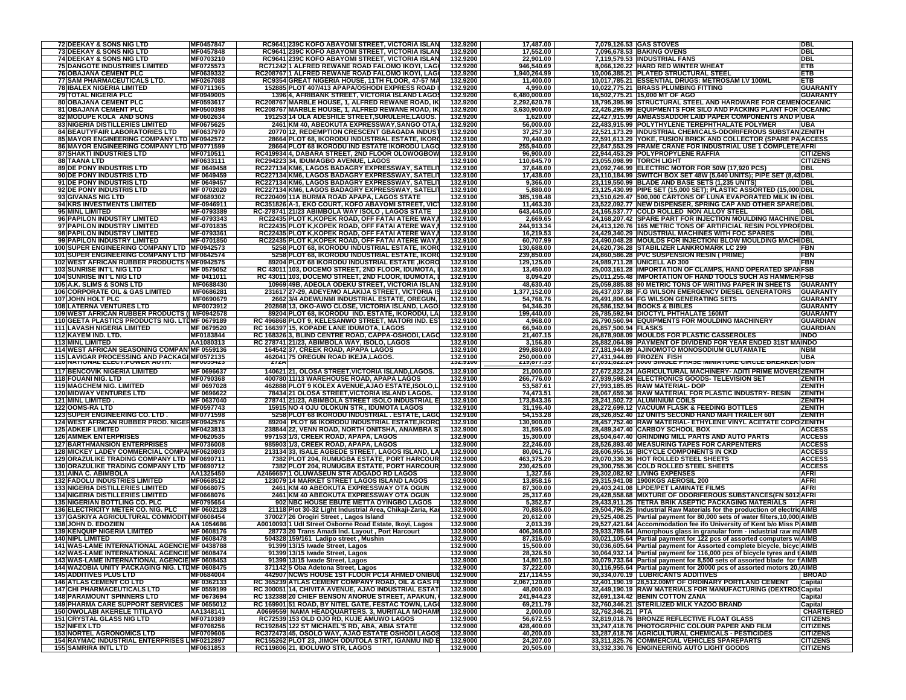| | | | | | | | | | |
|---|---|---|---|---|---|---|---|---|---|
| 72 | DEEKAY & SONS NIG LTD | MF0457847 | RC9641 | 239C KOFO ABAYOMI STREET, VICTORIA ISLAN | 132.9200 | 17,487.00 | 7,079,126.53 | GAS STOVES | DBL |
| 73 | DEEKAY & SONS NIG LTD | MF0457848 | RC9641 | 239C KOFO ABAYOMI STREET, VICTORIA ISLAN | 132.9200 | 17,552.00 | 7,096,678.53 | BAKING OVENS | DBL |
| 74 | DEEKAY & SONS NIG LTD | MF0703210 | RC9641 | 239C KOFO ABAYOMI STREET, VICTORIA ISLAN | 132.9200 | 22,901.00 | 7,119,579.53 | INDUSTRIAL FANS | DBL |
| 75 | DANGOTE INDUSTRIES LIMITED | MF0725573 | RC71242 | 1 ALFRED REWANE ROAD FALOMO IKOYI, LAG | 132.9200 | 946,540.69 | 8,066,120.22 | HARD RED WINTER WHEAT | ETB |
| 76 | OBAJANA CEMENT PLC | MF0639332 | RC208767 | 1 ALFRED REWANE ROAD FALOMO IKOYI, LAG | 132.9200 | 1,940,264.99 | 10,006,385.21 | PLATED STRUCTURAL STEEL | ETB |
| 77 | SAM PHARMACEUTICALS LTD. | MF0267088 | RC9354 | GREAT NIGERIA HOUSE, 11TH FLOOR, 47-57 MA | 132.9200 | 11,400.00 | 10,017,785.21 | ESSENTIAL DRUGS: METROSAM I.V 100ML | ETB |
| 78 | IBALEX NIGERIA LIMITED | MF0711365 | 152885 | PLOT 407/413 APAPA/OSHODI EXPRESS ROAD I | 132.9200 | 4,990.00 | 10,022,775.21 | BRASS PLUMBING FITTING | GUARANTY |
| 79 | TOTAL NIGERIA PLC | MF0949005 | 1396 | 4, AFRIBANK STREET, VICTORIA ISLAND LAGOS | 132.9200 | 6,480,000.00 | 16,502,775.21 | 15,000 MT OF AGO | GUARANTY |
| 80 | OBAJANA CEMENT PLC | MF0593617 | RC208767 | MARBLE HOUSE, 1, ALFRED REWANE ROAD, IK | 132.9200 | 2,292,620.78 | 18,795,395.99 | STRUCTURAL STEEL AND HARDWARE FOR CEMENT | OCEANIC |
| 81 | OBAJANA CEMENT PLC | MF0500398 | RC208767 | MARBLE HOUSE, 1, ALFRED REWANE ROAD, IK | 132.9200 | 3,630,900.00 | 22,426,295.99 | EQUIPMENTS FOR SILO AND PACKING PLANT FOR | OCEANIC |
| 82 | MODUPE KOLA AND SONS | MF0602634 | 191253 | 14 OLA ADESHILE STREET,SURULERE,LAGOS. | 132.9200 | 1,620.00 | 22,427,915.99 | AMBASSADOR LAID PAPER COMPONENTS AND P | UBA |
| 83 | NIGERIA DISTILLERIES LIMITED | MF0675625 | 2461 | KM 40, ABEOKUTA EXPRESSWAY,SANGO OTA, | 132.9200 | 56,000.00 | 22,483,915.99 | POLYTHYLENE TEREPHTHALATE POLYMER | UBA |
| 84 | BEAUTYFAIR LABORATORIES LTD | MF0637970 | 20770 | 12, REDEMPTION CRESCENT GBAGADA INDUST | 132.9200 | 37,257.30 | 22,521,173.29 | INDUSTRIAL CHEMICALS-ODORIFEROUS SUBSTAN | ZENITH |
| 85 | MAYOR ENGINEERING COMPANY LTD | MF0942572 | 28664 | PLOT 68, IKORODU INDUSTRIAL ESTATE, IKORO | 132.9100 | 70,440.00 | 22,591,613.29 | YOKE, FUSION BRICK AND COLLECTOR (SPARE PA | ACCESS |
| 86 | MAYOR ENGINEERING COMPANY LTD | MF0771599 | 28664 | PLOT 68 IKORODU IND ESTATE IKORODU LAGO | 132.9100 | 255,940.00 | 22,847,553.29 | FRAME CRANE FOR INDUSTRIAL USE 1 COMPLETE | AFRI |
| 87 | SHAKTI INDUSTRIES LTD | MF0710511 | RC419934 | 4, DABARA STREET, 2ND FLOOR OLOWOGBOW | 132.9100 | 96,900.00 | 22,944,453.29 | POLYPROPYLENE RAFFIA | CITIZENS |
| 88 | TAANA LTD | MF0633111 | RC294223 | 34, IDUMAGBO AVENUE, LAGOS | 132.9100 | 110,645.70 | 23,055,098.99 | TORCH LIGHT | CITIZENS |
| 89 | DE PONY INDUSTRIS LTD | MF 0649458 | RC227134 | KM6, LAGOS BADAGRY EXPRESSWAY, SATELI | 132.9100 | 37,648.00 | 23,092,746.99 | ELECTRIC MOTOR FOR 50W (17,920 PCS) | DBL |
| 90 | DE PONY INDUSTRIS LTD | MF 0649459 | RC227134 | KM6, LAGOS BADAGRY EXPRESSWAY, SATELI | 132.9100 | 17,438.00 | 23,110,184.99 | SWITCH BOX SET 48W (5,640 UNITS); PIPE SET (8,43 | DBL |
| 91 | DE PONY INDUSTRIS LTD | MF 0649457 | RC227134 | KM6, LAGOS BADAGRY EXPRESSWAY, SATELI | 132.9100 | 9,366.00 | 23,119,550.99 | BLADE AND BASE SETS (1,235 UNITS) | DBL |
| 92 | DE PONY INDUSTRIS LTD | MF 0702020 | RC227134 | KM6, LAGOS BADAGRY EXPRESSWAY, SATELI | 132.9100 | 5,880.00 | 23,125,430.99 | PIPE SET (15,000 SET); PLASTIC ASSORTED (15,000 | DBL |
| 93 | GIVANAS NIG LTD | MF0689302 | RC220409 | 11A BURMA ROAD APAPA, LAGOS STATE | 132.9100 | 385,198.48 | 23,510,629.47 | 500,000 CARTONS OF LUNA EVAPORATED MILK IN | DBL |
| 94 | KRS INVESTMENTS LIMITED | MF-0946911 | RC351826 | A-1, EKO COURT, KOFO ABAYOMI STREET, VIC | 132.9100 | 11,463.30 | 23,522,092.77 | NEW DISPENSER, SPRING CAP AND OTHER SPARE | DBL |
| 95 | MINL LIMITED | MF-0793389 | RC-278741 | 21/23 ABIMBOLA WAY ISOLO , LAGOS STATE | 132.9100 | 643,445.00 | 24,165,537.77 | COLD ROLLED NON ALLOY STEEL | DBL |
| 96 | PAPILON INDUSTRY LIMITED | MF-0793343 | RC22435 | PLOT K,KOPEK ROAD, OFF FATAI ATERE WAY,I | 132.9100 | 2,669.65 | 24,168,207.42 | SPARE PART FOR INJECTION MOULDING MACHINE | DBL |
| 97 | PAPILON INDUSTRY LIMITED | MF-0701835 | RC22435 | PLOT K,KOPEK ROAD, OFF FATAI ATERE WAY,I | 132.9100 | 244,913.34 | 24,413,120.76 | 165 METRIC TONS OF ARTIFICIAL RESIN POLYPRO | DBL |
| 98 | PAPILON INDUSTRY LIMITED | MF-0793361 | RC22435 | PLOT K,KOPEK ROAD, OFF FATAI ATERE WAY,I | 132.9100 | 16,219.53 | 24,429,340.29 | INDUSTRIAL MACHINES WITH FOC SPARES | DBL |
| 99 | PAPILON INDUSTRY LIMITED | MF-0701850 | RC22435 | PLOT K,KOPEK ROAD, OFF FATAI ATERE WAY,I | 132.9100 | 60,707.99 | 24,490,048.28 | MOULDS FOR INJECTION/ BLOW MOULDING MACHI | DBL |
| 100 | SUPER ENGINEERING COMPANY LTD | MF0942573 | 5258 | PLOT 68, IKORODU INDUSTRIAL ESTATE, IKORO | 132.9100 | 130,688.00 | 24,620,736.28 | STABILIZER LANKROMARK LC 299 | FBN |
| 101 | SUPER ENGINEERING COMPANY LTD | MF0942574 | 5258 | PLOT 68, IKORODU INDUSTRIAL ESTATE, IKORO | 132.9100 | 239,850.00 | 24,860,586.28 | PVC SUSPENSION RESIN ( PRIME) | FBN |
| 102 | WEST AFRICAN RUBBER PRODUCTS N | MF0942575 | 89204 | PLOT 68 IKORODU INDUSTRIAL ESTATE ,IKORO | 132.9100 | 129,125.00 | 24,989,711.28 | UNICELL AD 300 | FBN |
| 103 | SUNRISE INT'L NIG LTD | MF 0575052 | RC 43011 | 103, DOCEMO STREET, 2ND FLOOR, IDUMOTA, | 132.9100 | 13,450.00 | 25,003,161.28 | IMPORTATION OF CLAMPS, HAND OPERATED SPAN | FSB |
| 104 | SUNRISE INT'L NIG LTD | MF 0411011 | RC 43011 | 103, DOCEMO STREET, 2ND FLOOR, IDUMOTA, | 132.9100 | 8,094.20 | 25,011,255.48 | IMPORTATION OF HAND TOOLS SUCH AS HAMMER | FSB |
| 105 | A.K. SLIMS & SONS LTD | MF0688430 | 10969 | 49B, ADEOLA ODEKU STREET, VICTORIA ISLAN | 132.9100 | 48,630.40 | 25,059,885.88 | 90 METRIC TONS OF WRITING PAPER IN SHEETS | GUARANTY |
| 106 | CORPORATE OIL & GAS LIMITED | MF0686281 | 231617 | 27-29, ADEYEMO ALAKIJA STREET, VICTORIA IS | 132.9100 | 1,377,152.00 | 26,437,037.88 | F.G WILSON EMERGENCY DIESEL GENERATORS | GUARANTY |
| 107 | JOHN HOLT PLC | MF0690679 | 2662 | 3/4 ADEWUNMI INDUSTRIAL ESTATE, OREGUN, | 132.9100 | 54,768.76 | 26,491,806.64 | FG WILSON GENERATING SETS | GUARANTY |
| 108 | LATERNA VENTURES LTD | MF0073912 | 202868 | 13, OKO-AWO CLOSE, VICTORIA ISLAND, LAGO | 132.9100 | 94,346.30 | 26,586,152.94 | BOOKS & BIBLES | GUARANTY |
| 109 | WEST AFRICAN RUBBER PRODUCTS ( | MF0942578 | 89204 | PLOT 68, IKORODU IND. ESTATE, IKORODU, LA | 132.9100 | 199,440.00 | 26,785,592.94 | DIOCTYL PHTHALATE 160MT | GUARANTY |
| 110 | GEETA PLASTICS PRODUCTS NIG. LTD | MF 0679189 | RC 496868 | PLOT 9, KELESANWO STREET, MATORI IND. ES | 132.9100 | 4,968.00 | 26,790,560.94 | EQUIPMENTS FOR MOULDING MACHINERY | GUARDIAN |
| 111 | LAVASH NIGERIA LIMITED | MF 0679520 | RC 166397 | 15, KOPADE LANE IDUMOTA, LAGOS | 132.9100 | 66,940.00 | 26,857,500.94 | FLASKS | GUARDIAN |
| 112 | KAYEM IND. LTD. | MF0183844 | RC 168326 | 3, BLIND CENTRE ROAD, CAPPA-OSHODI, LAGO | 132.9100 | 21,407.15 | 26,878,908.09 | MOULDS FOR PLASTIC CASSEROLES | INDO |
| 113 | MINL LIMITED | AA1080313 | RC 278741 | 21/23, ABIMBOLA WAY, ISOLO, LAGOS | 132.9100 | 3,156.80 | 26,882,064.89 | PAYMENT OF DIVIDEND FOR YEAR ENDED 31ST MA | INDO |
| 114 | WEST AFRICAN SEASONING COMPANY | MF 0559136 | 164542 | 37, CREEK ROAD, APAPA LAGOS | 132.9100 | 299,880.00 | 27,181,944.89 | AJINOMOTO MONOSODIUM GLUTAMATE | NBM |
| 115 | LAVIGAR PROCESSING AND PACKAGI | MF0572135 | 462041 | 75 OREGUN ROAD IKEJA,LAGOS. | 132.9100 | 250,000.00 | 27,431,944.89 | FROZEN FISH | UBA |
| 116 | NATIONAL ELECT.POWER AUTH. | MF0629423 | 27241 | | 132.9100 | 219,877.33 | 27,651,822.22 | 5000 SINGLE PHASE MINIATURE CIRCLE BREAKER | UBA |
| 117 | BENCOVIK NIGERIA LIMITED | MF 0696637 | 140621 | 21, OLOSA STREET,VICTORIA ISLAND,LAGOS. | 132.9100 | 21,000.00 | 27,672,822.24 | AGRICULTURAL MACHINERY- ADITI PRIME MOVERS | ZENITH |
| 118 | FOUANI NIG. LTD | MF0790368 | 400780 | 11/13 WAREHOUSE ROAD, APAPA LAGOS | 132.9100 | 266,776.00 | 27,939,598.24 | ELECTRONICS GOODS- TELEVISION SET | ZENITH |
| 119 | MAGCHEM NIG. LIMITED | MF 0697028 | 462888 | PLOT 9 KOLEX AVENUE,AJAO ESTATE,ISOLO,L | 132.9100 | 53,587.61 | 27,993,185.85 | RAW MATERIAL- DOP | ZENITH |
| 120 | MIDWAY VENTURES LTD | MF 0696622 | 78434 | 21 OLOSA STREET,VICTORIA ISLAND LAGOS. | 132.9100 | 74,473.51 | 28,067,659.36 | RAW MATERIAL FOR PLASTIC INDUSTRY- RESIN | ZENITH |
| 121 | MINL LIMITED . | MF 0637040 | 278741 | 21/23, ABIMBOLA STREET ISOLO INDUSTRIAL E | 132.9100 | 173,843.36 | 28,241,502.72 | ALUMINIUM COILS | ZENITH |
| 122 | OOMS-RA LTD | MF0597743 | 15915 | NO 4 OJU OLOKUN STR., IDUMOTA LAGOS | 132.9100 | 31,196.40 | 28,272,699.12 | VACUUM FLASK & FEEDING BOTTLES | ZENITH |
| 123 | SUPER ENGINEERING CO. LTD . | MF0771598 | 5258 | PLOT 68 IKORODU INDUSTRIAL . ESTATE, LAGO | 132.9100 | 54,153.28 | 28,326,852.40 | 12 UNITS SECOND HAND MAFI TRAILER 60T | ZENITH |
| 124 | WEST AFRICAN RUBBER PROD. NIGER | MF0942576 | 89204 | PLOT 66 IKORODU INDUSTRIAL ESTATE,IKORO | 132.9100 | 130,900.00 | 28,457,752.40 | RAW MATERIAL- ETHYLENE VINYL ACETATE COPO | ZENITH |
| 125 | ADKEIF LIMITED | MF0423813 | 238844 | 22, VENN ROAD, NORTH ONITSHA, ANAMBRA S | 132.9000 | 31,595.00 | 28,489,347.40 | CARBOY SCHOOL BOX | ACCESS |
| 126 | AMMEK ENTERPRISES | MF0620535 | 997153 | 1/3, CREEK ROAD, APAPA, LAGOS | 132.9000 | 15,300.00 | 28,504,647.40 | GRINDING MILL PARTS AND AUTO PARTS | ACCESS |
| 127 | BARTHMANSION ENTERPRISES | MF0736008 | 985903 | 1/3, CREEK ROAD, APAPA, LAGOS | 132.9000 | 22,246.00 | 28,526,893.40 | MEASURING TAPES FOR CARPENTERS | ACCESS |
| 128 | MICKEY LADEY COMMERCIAL COMPA | MF0620803 | 213134 | 33, ISALE AGBEDE STREET, LAGOS ISLAND, LA | 132.9000 | 80,061.76 | 28,606,955.16 | BICYCLE COMPONENTS IN CKD | ACCESS |
| 129 | ORAZULIKE TRADING COMPANY LTD | MF0690711 | 7382 | PLOT 204, RUMUGBA ESTATE, PORT HARCOUR | 132.9000 | 463,375.20 | 29,070,330.36 | HOT ROLLED STEEL SHEETS | ACCESS |
| 130 | ORAZULIKE TRADING COMPANY LTD | MF0690712 | 7382 | PLOT 204, RUMUGBA ESTATE, PORT HARCOUR | 132.9000 | 230,425.00 | 29,300,755.36 | COLD ROLLED STEEL SHEETS | ACCESS |
| 131 | AINA C. ABIMBOLA | AA1325450 | A2466657 | 1 OLUWASEUN STR ADGADO RD LAGOS | 132.9000 | 1,327.56 | 29,302,082.92 | LIVING EXPENSES | AFRI |
| 132 | FADOLU INDUSTRIES LIMITED | MF0668512 | 12307 | 14 MARKET STREET LAGOS ISLAND LAGOS | 132.9000 | 13,858.16 | 29,315,941.08 | 1900KGS AEROSIL 200 | AFRI |
| 133 | NIGERIA DISTILLERIES LIMITED | MF0668075 | 2461 | KM 40 ABEOKUTA EXPRESSWAY OTA OGUN | 132.9000 | 87,300.00 | 29,403,241.08 | LPDE/PET LAMINATE FILMS | AFRI |
| 134 | NIGERIA DISTILLERIES LIMITED | MF0668076 | 2461 | KM 40 ABEOKUTA EXPRESSWAY OTA OGUN | 132.9000 | 25,317.60 | 29,428,558.68 | MIXTURE OF ODORIFEROUS SUBSTANCES(FN 5012 | AFRI |
| 135 | NIGERIAN BOTTLING CO. PLC | MF0795654 | 902 | NBC HOUSE EBUTE METTA OYINGBO LAGOS | 132.9000 | 5,352.57 | 29,433,911.25 | TETRA BRIK ASEPTIC PACKAGING MATERIALS | AFRI |
| 136 | ELECTRICITY METER CO. NIG. PLC | MF 0602128 | 21118 | Plot 30-32 Light Industrial Area, Chikaji-Zaria, Ka | 132.9000 | 70,885.00 | 29,504,796.25 | Industrial Raw Materials for the production of electric | AIMB |
| 137 | GASKIYA AGRICULTURAL COMMODITI | MF0608454 | 370027 | 26 Orogiri Street , Lagos Island | 132.9000 | 20,612.00 | 29,525,408.25 | Partial payment for 80,000 sets of water filters,10,000 | AIMB |
| 138 | JOHN D. EDOZIEN | AA 1054686 | A0010093 | 1 Udl Street Osborne Road Estate, Ikoyi, Lagos | 132.9000 | 2,013.39 | 29,527,421.64 | Accommodation fee ifo University of Kent b/o Miss P | AIMB |
| 139 | KENQUIP NIGERIA LIMITED | MF 0608176 | 28773 | 20 Trans Amadi Ind. Layout , Port Harcourt | 132.9000 | 406,368.00 | 29,933,789.64 | Amorphous glass in granular form - industrial raw m | AIMB |
| 140 | NIPL LIMITED | MF 0608478 | 504328 | 159/161 Ladipo street , Mushin | 132.9000 | 87,316.00 | 30,021,105.64 | Partial payment for 122 pcs of assorted computers w | AIMB |
| 141 | WAS-LAME INTERNATIONAL AGENCIE | MF 0438788 | 91399 | 13/15 Iwade Street, Lagos | 132.9000 | 15,500.00 | 30,036,605.64 | Partial payment for Assorted complete bicycle, bicyc | AIMB |
| 142 | WAS-LAME INTERNATIONAL AGENCIE | MF 0608474 | 91399 | 13/15 Iwade Street, Lagos | 132.9000 | 28,326.50 | 30,064,932.14 | Partial payment for 116,000 pcs of bicycle tyres and t | AIMB |
| 143 | WAS-LAME INTERNATIONAL AGENCIE | MF 0608453 | 91399 | 13/15 Iwade Street, Lagos | 132.9000 | 14,801.50 | 30,079,733.64 | Partial payment for 8,500 sets of assorted blade for f | AIMB |
| 144 | WAZOBIA UNITY PACKAGING NIG. LTD | MF 0608475 | 371142 | 5 Oba Adetona Street, Lagos | 132.9000 | 37,222.00 | 30,116,955.64 | Partial payment for 20000 pcs of assorted motors 20, | AIMB |
| 145 | ADDITIVES PLUS LTD | MF0684004 | 442907 | NCWS HOUSE 1ST FLOOR PC14 AHMED ONIBU | 132.9000 | 217,114.55 | 30,334,070.19 | LUBRICANTS ADDITIVES | BROAD |
| 146 | ATLAS CEMENT CO LTD | MF 0362133 | RC 365239 | ATLAS CEMENT COMPANY ROAD, OIL & GAS F | 132.9000 | 2,067,120.00 | 32,401,190.19 | 28,512.00MT OF ORDINARY PORTLAND CEMENT | Capital |
| 147 | CHI PHARMACEUTICALS LTD | MF 0559199 | RC 300051 | 14, CHIVITA AVENUE, AJAO INDUSTRIAL ESTAT | 132.9000 | 48,000.00 | 32,449,190.19 | RAW MATERIALS FOR MANUFACTURING (DEXTROS | Capital |
| 148 | PARAMOUNT SPINNERS LTD | MF 0673694 | RC 132388 | 20 CHIEF BENSON ANORUE STREET, APAKUN, | 132.9000 | 241,944.23 | 32,691,134.42 | BENIN COTTON ZANA | Capital |
| 149 | PHARMA CARE SUPPORT SERVICES | MF 0655012 | RC 169901 | 51 ROAD, BY NITEL GATE, FESTAC TOWN, LAG | 132.9000 | 69,211.79 | 32,760,346.21 | STERILIZED MILK YAZOO BRAND | Capital |
| 150 | OWOLABI AKERELE TITILAYO | AA1348141 | A0669559 | NAMA HEADQUARTERS. 3, MURITALA MOHAM | 132.9000 | 2,000.00 | 32,762,346.21 | PTA | CHARTERED |
| 151 | CRYSTAL GLASS NIG LTD | MF0710389 | RC72539 | 153 OLD OJO RD, KUJE AMUWO LAGOS | 132.9000 | 56,672.55 | 32,819,018.76 | BRONZE REFLECTIVE FLOAT GLASS | CITIZENS |
| 152 | NIFEX LTD | MF0708256 | RC192845 | 122 ST MICHAEL'S RD, ABA, ABIA STATE | 132.9000 | 428,400.00 | 33,247,418.76 | PHOTOGRPHIC COLOUR PAPER AND FILM | CITIZENS |
| 153 | NORTEL AGRONOMICS LTD | MF0709606 | RC372473 | 45, OSOLO WAY, AJAO ESTATE OSHODI LAGOS | 132.9000 | 40,200.00 | 33,287,618.76 | AGRICULTURAL CHEMICALS - PESTICIDES | CITIZENS |
| 154 | RAYMAC INDUSTRIAL ENTERPRISES L | MF0212897 | RC155262 | PLOT 23, JIMOH ODUTOLA STRT, IGANMU IND E | 132.9000 | 24,207.00 | 33,311,825.76 | COMMERCIAL VEHICLES SPAREPARTS | CITIZENS |
| 155 | SAMRIRA INTL LTD | MF0631853 | RC119806 | 21, IDOLUWO STR, LAGOS | 132.9000 | 20,505.00 | 33,332,330.76 | ENGINEERING AUTO LIGHT GOODS | CITIZENS |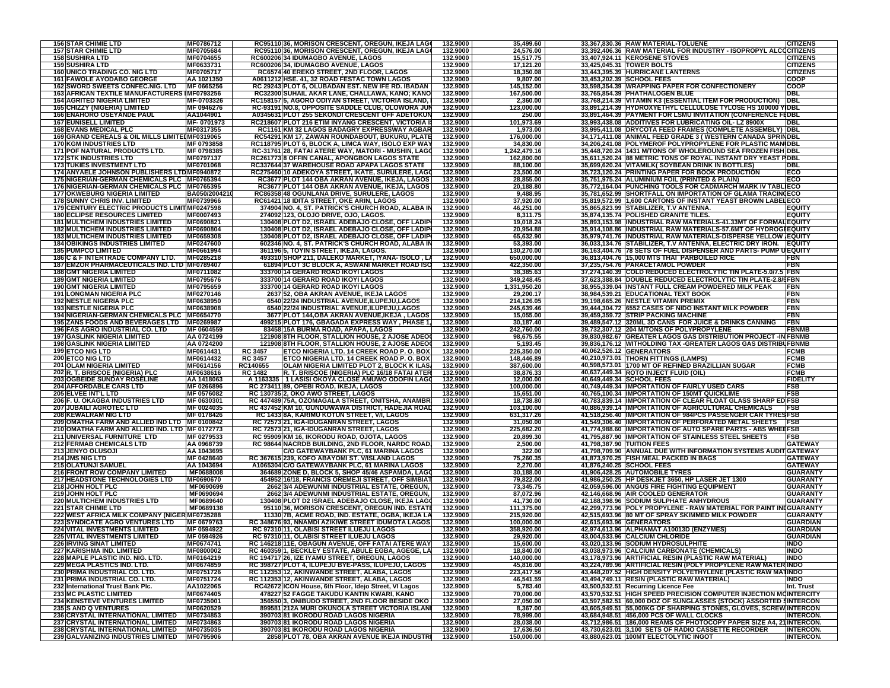| | | | | | | | | |
|---|---|---|---|---|---|---|---|---|
| 156 | STAR CHIMIE LTD | MF0786712 | RC95110 | 36, MORISON CRESCENT, OREGUN, IKEJA LAG | 132.9000 | 35,499.60 | 33,367,830.36 | RAW MATERIAL-TOLUENE | CITIZENS |
| 157 | STAR CHIMIE LTD | MF0705684 | RC95110 | 36, MORISON CRESCENT, OREGUN, IKEJA LAG | 132.9000 | 24,576.00 | 33,392,406.36 | RAW MATERIAL FOR INDUSTRY - ISOPROPYL ALCO | CITIZENS |
| 158 | SUSHIRA LTD | MF0704655 | RC600206 | 34 IDUMAGBO AVENUE, LAGOS | 132.9000 | 15,517.75 | 33,407,924.11 | KEROSENE STOVES | CITIZENS |
| 159 | SUSHIRA LTD | MF0633731 | RC600206 | 34, IDUMAGBO AVENUE, LAGOS | 132.9000 | 17,121.20 | 33,425,045.31 | TOWER BOLTS | CITIZENS |
| 160 | UNICO TRADING CO. NIG LTD | MF0705717 | RC6574 | 40 EREKO STREET, 2ND FLOOR, LAGOS | 132.9000 | 18,350.08 | 33,443,395.39 | HURRICANE LANTERNS | CITIZENS |
| 161 | FAWOLE AYODABO GEORGE | AA 1021350 | A0611212 | HSE. 41, 32 ROAD FESTAC TOWN LAGOS | 132.9000 | 9,807.00 | 33,453,202.39 | SCHOOL FEES | COOP |
| 162 | SWORD SWEETS CONFEC.NIG. LTD | MF 0665256 | RC 29243 | PLOT 6, OLUBADAN EST. NEW IFE RD. IBADAN | 132.9000 | 145,152.00 | 33,598,354.39 | WRAPPING PAPER FOR CONFECTIONERY | COOP |
| 163 | AFRICAN TEXTILE MANUFACTURERS L | MF0793256 | RC32300 | SUHAIL AKAR LANE, CHALLAWA, KANO; KANO | 132.9000 | 167,500.00 | 33,765,854.39 | PHATHALOGEN BLUE | DBL |
| 164 | AGRITED NIGERIA LIMITED | MF-0703326 | RC158157 | 5, AGORO ODIYAN STREET, VICTORIA ISLAND, | 132.9000 | 2,360.00 | 33,768,214.39 | VITAMIN K3 (ESSENTIAL ITEM FOR PRODUCTION) | DBL |
| 165 | CHIZZY (NIGERIA) LIMITED | MF 0946276 | RC-93181 | NO.8, OPPOSITE SADDLE CLUB, OLOWORA JUN | 132.9000 | 123,000.00 | 33,891,214.39 | HYDROXYETHYL CELLULOSE TYLOSE HS 100000 YP | DBL |
| 166 | ENAHORO OSEYANDE PAUL | AA1044901 | A0345631 | PLOT 255 SEKONDI CRESCENT OFF ADETOKUN | 132.9000 | 250.00 | 33,891,464.39 | PAYMENT FOR LSMU INVITATION (CONFERENCE FE | DBL |
| 167 | EUNISELL LIMITED | MF- 0701979 | RC218607 | PLOT 216 ETIM INYANG CRESCENT, VICTORIA IS | 132.9000 | 101,973.69 | 33,993,438.08 | ADDITIVES FOR LUBRICATING OIL- LZ 8900X | DBL |
| 168 | EVANS MEDICAL PLC | MF0317355 | RC1161 | KM 32 LAGOS BADAGRY EXPRESSWAY AGBAR | 132.9000 | 1,973.00 | 33,995,411.08 | DRYCOTA FEED FRAMES (COMPLETE ASSEMBLY) | DBL |
| 169 | GRAND CEREALS & OIL MILLS LIMITED | MF0319065 | RC54291 | KM 17, ZAWAN ROUNDABOUT, BUKURU, PLATE | 132.9000 | 176,000.00 | 34,171,411.08 | ANIMAL FEED GRADE 3 ( WESTERN CANADA SPRIN | DBL |
| 170 | KGM INDUSTRIES LTD | MF 0793858 | RC118795 | PLOT 6, BLOCK A, LIMCA WAY, ISOLO EXP WAY | 132.9000 | 34,830.00 | 34,206,241.08 | POLYMEROF POLYPROPYLENE FOR PLASTIC MAN | DBL |
| 171 | POF NATURAL PRODUCTS LTD. | MF 0798385 | RC-31761 | 28, FATAI ATERE WAY, MATORI - MUSHIN, LAGO | 132.9000 | 1,242,479.16 | 35,448,720.24 | 1431 M/TONS OF WHOLEROUND SEA FROZEN FISH | DBL |
| 172 | STK INDUSTRIES LTD | MF0797137 | RC261773 | 8 OFFIN CANAL, APONGBON LAGOS STATE | 132.9000 | 162,800.00 | 35,611,520.24 | 88 METRIC TONS OF ROYAL INSTANT DRY YEAST P | DBL |
| 173 | TUKIES INVESTMENT LTD | MF0701068 | RC337644 | 37 WAREHOUSE ROAD APAPA LAGOS STATE | 132.9000 | 88,100.00 | 35,699,620.24 | VITAMILK( SOYBEAN DRINK IN BOTTLES) | DBL |
| 174 | ANYAELE JOHNSON PUBLISHERS LTD | MF0940872 | RC275460 | 10 ADEKOYA STREET, IKATE, SURULERE, LAGO | 132.9000 | 23,500.00 | 35,723,120.24 | PRINTING PAPER FOR BOOK PRODUCTION | ECO |
| 175 | NIGERIAN-GERMAN CHEMICALS PLC | MF0765394 | RC3677 | PLOT 144 OBA AKRAN AVENUE, IKEJA, LAGOS | 132.9000 | 28,855.00 | 35,751,975.24 | ALUMINIUM FOIL (PRINTED & PLAIN) | ECO |
| 176 | NIGERIAN-GERMAN CHEMICALS PLC | MF0765395 | RC3677 | PLOT 144 OBA AKRAN AVENUE, IKEJA, LAGOS | 132.9000 | 20,188.80 | 35,772,164.04 | PUNCHING TOOLS FOR CADMARCH MARK IV TABLE | ECO |
| 177 | OKWEBURG NIGERIA LIMITED | BA050/2004210 | RC86358 | 48 OGUNLANA DRIVE, SURULERE, LAGOS | 132.9000 | 9,488.95 | 35,781,652.99 | SHORTFALL ON IMPORTATION OF GLAMA TRACING | ECO |
| 178 | SUNNY CHRIS INV. LIMITED | MF0739966 | RC61421 | 18 IDITA STREET, OKE ARIN, LAGOS | 132.9000 | 37,920.00 | 35,819,572.99 | 1,600 CARTONS OF INSTANT YEAST BROWN LABEL | ECO |
| 179 | CENTURY ELECTRIC PRODUCTS LIMIT | MF0247598 | 374904 | NO. 4, ST. PATRICK'S CHURCH ROAD, ALABA IN | 132.9000 | 46,251.00 | 35,865,823.99 | STABILIZER, T.V ANTENNA. | EQUITY |
| 180 | ECLIPSE RESOURCES LIMITED | MF0007493 | 274092 | 123, OLOJO DRIVE, OJO, LAGOS. | 132.9000 | 8,311.75 | 35,874,135.74 | POLISHED GRANITE TILES. | EQUITY |
| 181 | MULTICHEM INDUSTRIES LIMITED | MF0690821 | 130408 | PLOT D2, ISRAEL ADEBAJO CLOSE, OFF LADIP | 132.9000 | 19,018.24 | 35,893,153.98 | INDUSTRIAL RAW MATERIALS-41.33MT OF FORMAL | EQUITY |
| 182 | MULTICHEM INDUSTRIES LIMITED | MF0690804 | 130408 | PLOT D2, ISRAEL ADEBAJO CLOSE, OFF LADIP | 132.9000 | 20,954.88 | 35,914,108.86 | INDUSTRIAL RAW MATERIALS-57.6MT OF HYDROGE | EQUITY |
| 183 | MULTICHEM INDUSTRIES LIMITED | MF0659308 | 130408 | PLOT D2, ISRAEL ADEBAJO CLOSE, OFF LADIP | 132.9000 | 65,632.90 | 35,979,741.76 | INDUSTRIAL RAW MATERIALS-DISPERSE YELLOW | EQUITY |
| 184 | OBIKINGS INDUSTRIES LIMITED | MF0247600 | 602346 | NO. 4, ST. PATRICK'S CHURCH ROAD, ALABA IN | 132.9000 | 53,393.00 | 36,033,134.76 | STABILIZER, T.V ANTENNA, ELECTRIC DRY IRON. | EQUITY |
| 185 | PUMPCO LIMITED | MF0661994 | 361196 | 5, TOYIN STREET, IKEJA, LAGOS. | 132.9000 | 130,270.00 | 36,163,404.76 | 78 SETS OF FUEL DISPENSER AND PARTS- PUMP U | EQUITY |
| 186 | C & F INTERTRADE COMPANY LTD. | MF0285218 | 493310 | SHOP 211, DALEKO MARKET, IYANA- ISOLO , LA | 132.9000 | 650,000.00 | 36,813,404.76 | 15,000 MTS THAI PARBOILED RICE | FBN |
| 187 | EMZOR PHARMACEUTICALS IND. LTD | MF0789407 | 61894 | PLOT 3C BLOCK A, ASWANI MARKET ROAD ISO | 132.9000 | 422,350.00 | 37,235,754.76 | PARACETAMOL POWDER | FBN |
| 188 | GMT NIGERIA LIMITED | MF0711082 | 333700 | 14 GERARD ROAD IKOYI LAGOS | 132.9000 | 38,385.63 | 37,274,140.39 | COLD REDUCED ELECTROLYTIC TIN PLATE-5.0/7.5 | FBN |
| 189 | GMT NIGERIA LIMITED | MF0795676 | 333700 | 14 GERARD ROAD IKOYI LAGOS | 132.9000 | 349,248.45 | 37,623,388.84 | DOUBLE REDUCED ELECTROLYTIC TIN PLATE-2.8/ | FBN |
| 190 | GMT NIGERIA LIMITED | MF0795659 | 333700 | 14 GERARD ROAD IKOYI LAGOS | 132.9000 | 1,331,950.20 | 38,955,339.04 | INSTANT FULL CREAM POWDERED MILK PEAK | FBN |
| 191 | LONGMAN NIGERIA PLC | MF0270146 | 2637 | 52, OBA AKRAN AVENUE, IKEJA LAGOS | 132.9000 | 29,200.17 | 38,984,539.21 | EDUCATIONAL TEXT BOOK | FBN |
| 192 | NESTLE NIGERIA PLC | MF0638950 | 6540 | 22/24 INDUSTRIAL AVENUE,ILUPEJU,LAGOS | 132.9000 | 214,126.05 | 39,198,665.26 | NESTLE VITAMIN PREMIX | FBN |
| 193 | NESTLE NIGERIA PLC | MF0638908 | 6540 | 22/24 INDUSTRIAL AVENUE,ILUPEJU,LAGOS | 132.9000 | 245,639.46 | 39,444,304.72 | 6552 CASES OF NIDO INSTANT MILK POWDER | FBN |
| 194 | NIGERIAN-GERMAN CHEMICALS PLC | MF0654770 | 3677 | PLOT 144 OBA AKRAN AVENUE,IKEJA , LAGOS | 132.9000 | 15,055.00 | 39,459,359.72 | STRIP PACKING MACHINE | FBN |
| 195 | ZANS FOODS AND BEVERAGES LTD | MF0269987 | 499215 | PLOT 176, GBAGADA EXPRESS WAY , PHASE 1, | 132.9000 | 30,187.40 | 39,489,547.12 | 320ML 3D CANS FOR JUICE & DRINKS CANNING | FBN |
| 196 | FAS AGRO INDUSTRIAL CO. LTD | MF 0604559 | 83458 | 15A BURMA ROAD, APAPA, LAGOS | 132.9000 | 242,760.00 | 39,732,307.12 | 204 M/TONS OF POLYPROPYLENE | FBNMB |
| 197 | GASLINK NIGERIA LIMITED | AA 0724199 | 121908 | 8TH FLOOR, STALLION HOUSE, 2 AJOSE ADEO | 132.9000 | 98,675.55 | 39,830,982.67 | GREATER LAGOS GAS DISTRIBUTION PROJECT -IN | FBNMB |
| 198 | GASLINK NIGERIA LIMITED | AA 0724200 | 121908 | 8TH FLOOR, STALLION HOUSE, 2 AJOSE ADEO | 132.9000 | 5,193.45 | 39,836,176.12 | WITHOLDING TAX -GREATER LAGOS GAS DISTRIBU | FBNMB |
| 199 | ETCO NIG LTD | MF0614431 | RC 3457 | ETCO NIGERIA LTD. 14 CREEK ROAD P. O. BOX | 132.9000 | 226,350.00 | 40,062,526.12 | GENERATORS | FCMB |
| 200 | ETCO NIG LTD | MF0614432 | RC 3457 | ETCO NIGERIA LTD. 14 CREEK ROAD P. O. BOX | 132.9000 | 148,446.89 | 40,210,973.01 | THORN FITTINGS (LAMPS) | FCMB |
| 201 | OLAM NIGERIA LIMITED | MF0614156 | RC140655 | OLAM NIGERIA LIMITED PLOT 2, BLOCK K ILAS | 132.9000 | 387,600.00 | 40,598,573.01 | 1700 MT OF REFINED BRAZILLIAN SUGAR | FCMB |
| 202 | R. T. BRISCOE (NIGERIA) PLC | MF0638616 | RC 1482 | R. T. BRISCOE (NIGERIA) PLC 16/18 FATAI ATER | 132.9000 | 38,876.33 | 40,637,449.34 | ROTO INJECT FLUID (OIL) | FCMB |
| 203 | OGBEIDE SUNDAY ROSELINE | AA 1418063 | A 1163335 | 1 LASISI OKOYA CLOSE AMUWO ODOFIN LAGO | 132.9000 | 12,000.00 | 40,649,449.34 | SCHOOL FEES | FIDELITY |
| 204 | AFFORDABLE CARS LTD | MF 0266896 | RC 273411 | 89, OPEBI ROAD, IKEJA, LAGOS | 132.9000 | 100,000.00 | 40,749,449.34 | IMPORTATION OF FAIRLY USED CARS | FSB |
| 205 | ELVEE INT'L LTD | MF 0576082 | RC 130735 | 2, OKO AWO STREET, LAGOS | 132.9000 | 15,651.00 | 40,765,100.34 | IMPORTATION OF 150MT QUICKLIME | FSB |
| 206 | F. U. OKAGBA INDUSTRIES LTD | MF 0630301 | RC 447489 | 75A, OZOMAGALA STREET, ONITSHA, ANAMBR | 132.9000 | 18,738.80 | 40,783,839.14 | IMPORTATION OF CLEAR FLOAT GLASS SHARP ED | FSB |
| 207 | JUBAILI AGROTEC LTD | MF 0024035 | RC 437452 | KM 10, GUNDUWAWA DISTRICT, HADEJIA ROAD | 132.9000 | 103,100.00 | 40,886,939.14 | IMPORTATION OF AGRICULTURAL CHEMICALS | FSB |
| 208 | KEWALRAM NIG LTD | MF 0178426 | RC 1433 | 8A, KARIMU KOTUN STREET, V/I, LAGOS | 132.9000 | 631,317.26 | 41,518,256.40 | IMPORTATION OF 984PCS PASSENGER CAR TYRES | FSB |
| 209 | OMATHA FARM AND ALLIED IND LTD | MF 0100842 | RC 72573 | 21, IGA-IDUGANRAN STREET, LAGOS | 132.9000 | 31,050.00 | 41,549,306.40 | IMPORTATION OF PERFORATED METAL SHEETS | FSB |
| 210 | OMATHA FARM AND ALLIED IND. LTD | MF 0172773 | RC 72573 | 21, IGA-IDUGANRAN STREET, LAGOS | 132.9000 | 225,682.20 | 41,774,988.60 | IMPORTATION OF AUTO SPARE PARTS - ABS WHEE | FSB |
| 211 | UNIVERSAL FURNITURE LTD | MF 0279533 | RC 95909 | KM 16, IKORODU ROAD, OJOTA, LAGOS | 132.9000 | 20,899.30 | 41,795,887.90 | IMPORTATION OF STAINLESS STEEL SHEETS | FSB |
| 212 | FERMAB CHEMICALS LTD | AA 0968739 | RC 98644 | NACRDB BUILDING, 2ND FLOOR, NARDC ROAD, | 132.9000 | 2,500.00 | 41,798,387.90 | TUITION FEES | GATEWAY |
| 213 | JENYO OLUSOJI | AA 1043695 | | C/O GATEWAYBANK PLC, 61 MARINA LAGOS | 132.9000 | 322.00 | 41,798,709.90 | ANNUAL DUE WITH INFORMATION SYSTEMS AUDIT | GATEWAY |
| 214 | JMS NIG LTD | MF 0428640 | RC 367615 | 239, KOFO ABAYOMI ST. V/ISLAND LAGOS | 132.9000 | 75,260.35 | 41,873,970.25 | FISH MEAL PACKED IN BAGS | GATEWAY |
| 215 | OLATUNJI SAMUEL | AA 1043694 | A1065304 | C/O GATEWAYBANK PLC, 61 MARINA LAGOS | 132.9000 | 2,270.00 | 41,876,240.25 | SCHOOL FEES | GATEWAY |
| 216 | FRONT ROW COMPANY LIMITED | MF0688008 | 364689 | ZONE D, BLOCK 5, SHOP 45/46 ASPAMDA, LAGO | 132.9000 | 30,188.00 | 41,906,428.25 | AUTOMOBILE TYRES | GUARANTY |
| 217 | HEADSTONE TECHNOLOGIES LTD | MF0690670 | 454952 | 16/18, FRANCIS OREMEJI STREET, OFF SIMBIAT | 132.9000 | 79,822.00 | 41,986,250.25 | HP DESKJET 3650, HP LASER JET 1300 | GUARANTY |
| 218 | JOHN HOLT PLC | MF0690699 | 2662 | 3/4 ADEWUNMI INDUSTRIAL ESTATE, OREGUN, | 132.9000 | 73,345.75 | 42,059,596.00 | ANGUS FIRE FIGHTING EQUIPMENT | GUARANTY |
| 219 | JOHN HOLT PLC | MF0690694 | 2662 | 3/4 ADEWUNMI INDUSTRIAL ESTATE, OREGUN, | 132.9000 | 87,072.96 | 42,146,668.96 | AIR COOLED GENERATOR | GUARANTY |
| 220 | MULTICHEM INDUSTRIES LTD | MF0689640 | 130408 | PLOT D2 ISRAEL ADEBAJO CLOSE, IKEJA LAGO | 132.9000 | 41,730.00 | 42,188,398.96 | SODIUM SULPHATE ANHYDROUS | GUARANTY |
| 221 | STAR CHIMIE LTD | MF0689138 | 95110 | 36, MORISON CRESCENT, OREGUN IND. ESTATE | 132.9000 | 111,375.00 | 42,299,773.96 | POLY PROPYLENE - RAW MATERIAL FOR PAINT IN | GUARANTY |
| 222 | WEST AFRICA MILK COMPANY (NIGER | MF0735288 | 11330 | 7B, ACME ROAD, IND. ESTATE, OGBA, IKEJA LA | 132.9000 | 215,920.00 | 42,515,693.96 | 80 MT OF SPRAY SKIMMED MILK POWDER | GUARANTY |
| 223 | SYNDICATE AGRO VENTURES LTD | MF 0679763 | RC 348676 | 93, NNAMDI AZIKIWE STREET IDUMOTA LAGOS | 132.9000 | 100,000.00 | 42,615,693.96 | GENERATORS | GUARDIAN |
| 224 | VITAL INVESTMENTS LIMITED | MF 0594922 | RC 97310 | 11, OLABISI STREET ILUEJU LAGOS | 132.9000 | 358,920.00 | 42,974,613.96 | ALPHAMAT A10013D (ENZYMES) | GUARDIAN |
| 225 | VITAL INVESTMENTS LIMITED | MF 0594926 | RC 97310 | 11, OLABISI STREET ILUEJU LAGOS | 132.9000 | 29,920.00 | 43,004,533.96 | CALCIUM CHLORIDE | GUARDIAN |
| 226 | IRVING SINAT LIMITED | MF0674741 | RC 146218 | 11E, OBAGUN AVENUE, OFF FATAI ATERE WAY | 132.9000 | 15,600.00 | 43,020,133.96 | SODIUM HYDROSULPHITE | INDO |
| 227 | KARISHMA IND. LIMITED | MF0800002 | RC 460359 | 1, BECKLEY ESTATE, ABULE EGBA, AGEGE, LA | 132.9000 | 18,840.00 | 43,038,973.96 | CALCIUM CARBONATE (CHEMICALS) | INDO |
| 228 | MAPLE PLASTIC IND. NIG. LTD. | MF0164219 | RC 194717 | 26, IZE IYAMU STREET, OREGUN, LAGOS | 132.9000 | 140,000.00 | 43,178,973.96 | ARTIFICIAL RESIN (PLASTIC RAW MATERIAL) | INDO |
| 229 | MEGA PLASTICS IND. LTD. | MF0674859 | RC 398727 | PLOT 4, ILUPEJU BYE-PASS, ILUPEJU, LAGOS | 132.9000 | 45,816.00 | 43,224,789.96 | ARTIFICIAL RESIN (POLY PROPYLENE RAW MATER | INDO |
| 230 | PRIMA INDUSTRIAL CO. LTD. | MF0751726 | RC 112353 | 12, AKINWANDE STREET, ALABA, LAGOS | 132.9000 | 223,417.56 | 43,448,207.52 | HIGH DENSITY POLYETHYLENE (PLASTIC RAW MA | INDO |
| 231 | PRIMA INDUSTRIAL CO. LTD. | MF0751724 | RC 112353 | 12, AKINWANDE STREET, ALABA, LAGOS | 132.9000 | 46,541.59 | 43,494,749.11 | RESIN (PLASTIC RAW MATERIAL) | INDO |
| 232 | International Trust Bank Plc. | AA1022065 | RC42672 | ICON House, 6th Floor, Idejo Street, VI Lagos | 132.9000 | 5,783.40 | 43,500,532.51 | Recurring Licence Fee | Int. Trust |
| 233 | MC PLASTIC LIMITED | MF0674405 | 478227 | 52 FAGGE TAKUDU KANTIN KWARI, KANO | 132.9000 | 70,000.00 | 43,570,532.51 | HIGH SPEED PRECISION COMPUTER INJECTION M | INTERCITY |
| 234 | KENSTEVE VENTURES LIMITED | MF0735001 | 356550 | 3, ONIBUDO STREET, 2ND FLOOR BESIDE OKO | 132.9000 | 27,050.00 | 43,597,582.51 | 60,000 DOZ OF SUNGLASSES (STOCK) ASSORTED S | INTERCON |
| 235 | S AND Q VENTURES | MF0620529 | 899581 | 212A MURI OKUNOLA STREET VICTORIA ISLAN | 132.9000 | 8,367.00 | 43,605,949.51 | 55,000KG OF SHARPING STONES, GLOVES, SCREW | INTERCON |
| 236 | CRYSTAL INTERNATIONAL LIMITED | MF0734853 | 390703 | 81 IKORODU ROAD LAGOS NIGERIA | 132.9000 | 78,999.00 | 43,684,948.51 | 456,000 PCS OF WALL CLOCKS | INTERCON. |
| 237 | CRYSTAL INTERNATIONAL LIMITED | MF0734863 | 390703 | 81 IKORODU ROAD LAGOS NIGERIA | 132.9000 | 28,038.00 | 43,712,986.51 | 186,000 REAMS OF PHOTOCOPY PAPER SIZE A4, 2 | INTERCON. |
| 238 | CRYSTAL INTERNATIONAL LIMITED | MF0735035 | 390703 | 81 IKORODU ROAD LAGOS NIGERIA | 132.9000 | 17,636.50 | 43,730,623.01 | 3,100 SETS OF RADIO CASSETTE RECORDER | INTERCON. |
| 239 | GALVANIZING INDUSTRIES LIMITED | MF0795906 | 2858 | PLOT 78, OBA AKRAN AVENUE IKEJA INDUSTRI | 132.9000 | 150,000.00 | 43,880,623.01 | 100MT ELECTOLYTIC INGOT | INTERCON. |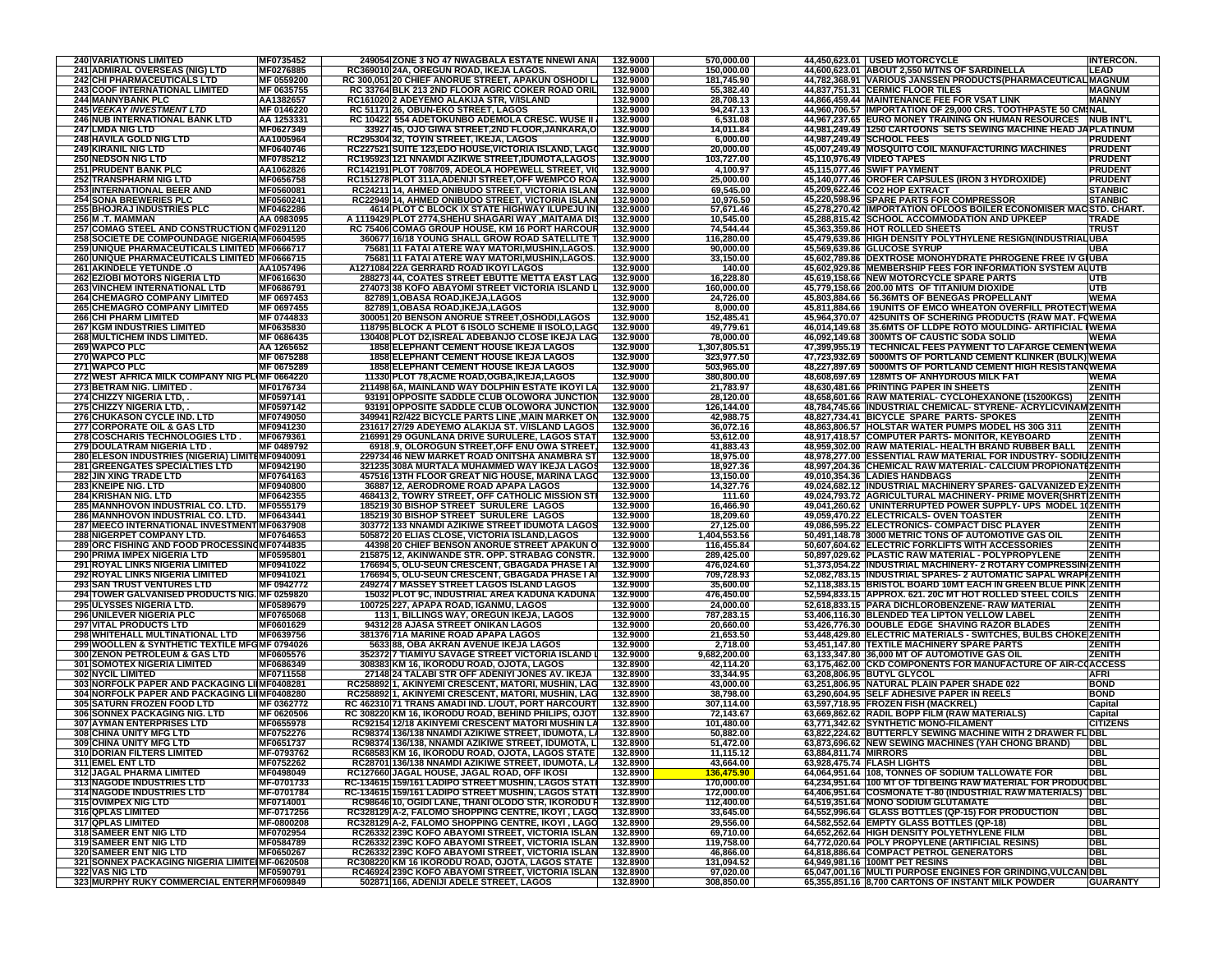| | | | | | | | | |
|---|---|---|---|---|---|---|---|---|
| 240 | VARIATIONS LIMITED | MF0735452 | 249054 ZONE 3 NO 47 NWAGBALA ESTATE NNEWI ANA | 132.9000 | 570,000.00 | 44,450,623.01 | USED MOTORCYCLE | INTERCON. |
| 241 | ADMIRAL OVERSEAS (NIG) LTD | MF0276885 | RC369010 24A, OREGUN ROAD, IKEJA LAGOS. | 132.9000 | 150,000.00 | 44,600,623.01 | ABOUT 2,550 M/TNS OF SARDINELLA | LEAD |
| 242 | CHI PHARMACEUTICALS LTD | MF 0559200 | RC 300,051 20 CHIEF ANORUE STREET, APAKUN OSHODI L | 132.9000 | 181,745.90 | 44,782,368.91 | VARIOUS JANSSEN PRODUCTS(PHARMACEUTICAL | MAGNUM |
| 243 | COOF INTERNATIONAL LIMITED | MF 0635755 | RC 33764 BLK 213 2ND FLOOR AGRIC COKER ROAD ORIL | 132.9000 | 55,382.40 | 44,837,751.31 | CERMIC FLOOR TILES | MAGNUM |
| 244 | MANNYBANK PLC | AA1382657 | RC161020 2 ADEYEMO ALAKIJA STR, V/ISLAND | 132.9000 | 28,708.13 | 44,866,459.44 | MAINTENANCE FEE FOR VSAT LINK | MANNY |
| 245 | *VEEKAY INVESTMENT LTD* | MF 0146220 | RC 51171 26, OBUN-EKO STREET, LAGOS | 132.9000 | 94,247.13 | 44,960,706.57 | IMPORTATION OF 29,000 CRS. TOOTHPASTE 50 CMS | NAL |
| 246 | NUB INTERNATIONAL BANK LTD | AA 1253331 | RC 10422 554 ADETOKUNBO ADEMOLA CRESC. WUSE II | 132.9000 | 6,531.08 | 44,967,237.65 | EURO MONEY TRAINING ON HUMAN RESOURCES | NUB INT'L |
| 247 | LMDA NIG LTD | MF0627349 | 33927 45, OJO GIWA STREET,2ND FLOOR,JANKARA,O | 132.9000 | 14,011.84 | 44,981,249.49 | 1250 CARTOONS SETS SEWING MACHINE HEAD JA | PLATINUM |
| 248 | HAVILA GOLD NIG LTD | AA1005964 | RC295304 32, TOYIN STREET, IKEJA, LAGOS | 132.9000 | 6,000.00 | 44,987,249.49 | SCHOOL FEES | PRUDENT |
| 249 | KIRANIL NIG LTD | MF0640746 | RC227521 SUITE 123,EDO HOUSE,VICTORIA ISLAND, LAGO | 132.9000 | 20,000.00 | 45,007,249.49 | MOSQUITO COIL MANUFACTURING MACHINES | PRUDENT |
| 250 | NEDSON NIG LTD | MF0785212 | RC195923 121 NNAMDI AZIKWE STREET,IDUMOTA,LAGOS | 132.9000 | 103,727.00 | 45,110,976.49 | VIDEO TAPES | PRUDENT |
| 251 | PRUDENT BANK PLC | AA1062826 | RC142191 PLOT 708/709, ADEOLA HOPEWELL STREET, VI | 132.9000 | 4,100.97 | 45,115,077.46 | SWIFT PAYMENT | PRUDENT |
| 252 | TRANSPHARM NIG LTD | MF0656758 | RC151278 PLOT 311A,ADENIJI STREET,OFF WEMPCO ROA | 132.9000 | 25,000.00 | 45,140,077.46 | OROFER CAPSULES (IRON 3 HYDROXIDE) | PRUDENT |
| 253 | INTERNATIONAL BEER AND | MF0560081 | RC24211 14, AHMED ONIBUDO STREET, VICTORIA ISLANI | 132.9000 | 69,545.00 | 45,209,622.46 | CO2 HOP EXTRACT | STANBIC |
| 254 | SONA BREWERIES PLC | MF0560241 | RC22949 14, AHMED ONIBUDO STREET, VICTORIA ISLANI | 132.9000 | 10,976.50 | 45,220,598.96 | SPARE PARTS FOR COMPRESSOR | STANBIC |
| 255 | BHOJRAJ INDUSTRIES PLC | MF0462286 | 4614 PLOT C BLOCK IX STATE HIGHWAY ILUPEJU INI | 132.9000 | 57,671.46 | 45,278,270.42 | IMPORTATION OFLOOS BOILER ECONOMISER MAC | STD. CHART. |
| 256 | M .T. MAMMAN | AA 0983095 | A 1119429 PLOT 2774,SHEHU SHAGARI WAY ,MAITAMA DIS | 132.9000 | 10,545.00 | 45,288,815.42 | SCHOOL ACCOMMODATION AND UPKEEP | TRADE |
| 257 | COMAG STEEL AND CONSTRUCTION C | MF0291120 | RC 75406 COMAG GROUP HOUSE, KM 16 PORT HARCOUR | 132.9000 | 74,544.44 | 45,363,359.86 | HOT ROLLED SHEETS | TRUST |
| 258 | SOCIETE DE COMPOUNDAGE NIGERIA | MF0604595 | 360677 16/18 YOUNG SHALL GROW ROAD SATELLITE T | 132.9000 | 116,280.00 | 45,479,639.86 | HIGH DENSITY POLYTHYLENE RESIGN(INDUSTRIAL | UBA |
| 259 | UNIQUE PHARMACEUTICALS LIMITED | MF0666717 | 75681 11 FATAI ATERE WAY MATORI,MUSHIN,LAGOS. | 132.9000 | 90,000.00 | 45,569,639.86 | GLUCOSE SYRUP | UBA |
| 260 | UNIQUE PHARMACEUTICALS LIMITED | MF0666715 | 75681 11 FATAI ATERE WAY MATORI,MUSHIN,LAGOS. | 132.9000 | 33,150.00 | 45,602,789.86 | DEXTROSE MONOHYDRATE PHROGENE FREE IV GF | UBA |
| 261 | AKINDELE YETUNDE .O | AA1057496 | A1271084 22A GERRARD ROAD IKOYI LAGOS | 132.9000 | 140.00 | 45,602,929.86 | MEMBERSHIP FEES FOR INFORMATION SYSTEM AU | UTB |
| 262 | EZIOBI MOTORS NIGERIA LTD | MF0616630 | 288273 44, COATES STREET EBUTTE METTA EAST LAG | 132.9000 | 16,228.80 | 45,619,158.66 | NEW MOTORCYCLE SPARE PARTS | UTB |
| 263 | VINCHEM INTERNATIONAL LTD | MF0686791 | 27407 3 38 KOFO ABAYOMI STREET VICTORIA ISLAND L | 132.9000 | 160,000.00 | 45,779,158.66 | 200.00 MTS OF TITANIUM DIOXIDE | UTB |
| 264 | CHEMAGRO COMPANY LIMITED | MF 0697453 | 82789 1,OBASA ROAD,IKEJA,LAGOS | 132.9000 | 24,726.00 | 45,803,884.66 | 56.00MTS OF BENEGAS PROPELLANT | WEMA |
| 265 | CHEMAGRO COMPANY LIMITED | MF 0697455 | 82789 1,OBASA ROAD,IKEJA,LAGOS | 132.9000 | 8,000.00 | 45,811,884.66 | 19UNITS OF EMCO WHEATON OVERFILL PROTECT | WEMA |
| 266 | CHI PHARM LIMITED | MF 0744833 | 300051 20 BENSON ANORUE STREET,OSHODI,LAGOS | 132.9000 | 152,485.41 | 45,964,370.07 | 425UNITS OF SCHERING PRODUCTS (RAW MAT. FO | WEMA |
| 267 | KGM INDUSTRIES LIMITED | MF0635830 | 118795 BLOCK A PLOT 6 ISOLO SCHEME II ISOLO,LAGO | 132.9000 | 49,779.61 | 46,014,149.68 | 35.6MTS OF LLDPE ROTO MOULDING- ARTIFICIAL | WEMA |
| 268 | MULTICHEM INDS LIMITED. | MF 0686435 | 130408 PLOT D2,ISREAL ADEBANJO CLOSE IKEJA LAG | 132.9000 | 78,000.00 | 46,092,149.68 | 300MTS OF CAUSTIC SODA SOLID | WEMA |
| 269 | WAPCO PLC | AA 1265652 | 1858 ELEPHANT CEMENT HOUSE IKEJA LAGOS | 132.9000 | 1,307,805.51 | 47,399,955.19 | TECHNICAL FEES PAYMENT TO LAFARGE CEMENT | WEMA |
| 270 | WAPCO PLC | MF 0675288 | 1858 ELEPHANT CEMENT HOUSE IKEJA LAGOS | 132.9000 | 323,977.50 | 47,723,932.69 | 5000MTS OF PORTLAND CEMENT KLINKER (BULK) | WEMA |
| 271 | WAPCO PLC | MF 0675289 | 1858 ELEPHANT CEMENT HOUSE IKEJA LAGOS | 132.9000 | 503,965.00 | 48,227,897.69 | 5000MTS OF PORTLAND CEMENT HIGH RESISTANC | WEMA |
| 272 | WEST AFRICA MILK COMPANY NIG PLC | MF 0664220 | 11330 PLOT 78,ACME ROAD,OGBA,IKEJA,LAGOS | 132.9000 | 380,800.00 | 48,608,697.69 | 128MTS OF ANHYDROUS MILK FAT | WEMA |
| 273 | BETRAM NIG. LIMITED . | MF0176734 | 211498 6A, MAINLAND WAY DOLPHIN ESTATE IKOYI LA | 132.9000 | 21,783.97 | 48,630,481.66 | PRINTING PAPER IN SHEETS | ZENITH |
| 274 | CHIZZY NIGERIA LTD, . | MF0597141 | 93191 OPPOSITE SADDLE CLUB OLOWORA JUNCTION | 132.9000 | 28,120.00 | 48,658,601.66 | RAW MATERIAL- CYCLOHEXANONE (15200KGS) | ZENITH |
| 275 | CHIZZY NIGERIA LTD, . | MF0597142 | 93191 OPPOSITE SADDLE CLUB OLOWORA JUNCTION | 132.9000 | 126,144.00 | 48,784,745.66 | INDUSTRIAL CHEMICAL- STYRENE- ACRYLICVINAM | ZENITH |
| 276 | CHUKASON CYCLE IND. LTD | MF0749050 | 349941 R2/422 BICYCLE PARTS LINE ,MAIN MARKET ON | 132.9000 | 42,988.75 | 48,827,734.41 | BICYCLE SPARE PARTS- SPOKES | ZENITH |
| 277 | CORPORATE OIL & GAS LTD | MF0941230 | 231617 27/29 ADEYEMO ALAKIJA ST. V/ISLAND LAGOS | 132.9000 | 36,072.16 | 48,863,806.57 | HOLSTAR WATER PUMPS MODEL HS 30G 311 | ZENITH |
| 278 | COSCHARIS TECHNOLOGIES LTD . | MF0679361 | 216991 29 OGUNLANA DRIVE SURULERE, LAGOS STAT | 132.9000 | 53,612.00 | 48,917,418.57 | COMPUTER PARTS- MONITOR, KEYBOARD | ZENITH |
| 279 | DOULATRAM NIGERIA LTD . | MF 0489792 | 6918 .9, OLOROGUN STREET,OFF ENU OWA STREET, | 132.9000 | 41,883.43 | 48,959,302.00 | RAW MATERIAL- HEALTH BRAND RUBBER BALL | ZENITH |
| 280 | ELESON INDUSTRIES (NIGERIA) LIMITE | MF0940091 | 229734 46 NEW MARKET ROAD ONITSHA ANAMBRA ST | 132.9000 | 18,975.00 | 48,978,277.00 | ESSENTIAL RAW MATERIAL FOR INDUSTRY- SODIU | ZENITH |
| 281 | GREENGATES SPECIALTIES LTD | MF0942190 | 321235 308A MURTALA MUHAMMED WAY IKEJA LAGOS | 132.9000 | 18,927.36 | 48,997,204.36 | CHEMICAL RAW MATERIAL- CALCIUM PROPIONATE | ZENITH |
| 282 | JIN XING TRADE LTD | MF0764163 | 457516 13TH FLOOR GREAT NIG HOUSE, MARINA LAGO | 132.9000 | 13,150.00 | 49,010,354.36 | LADIES HANDBAGS | ZENITH |
| 283 | KNEIPE NIG. LTD | MF0940800 | 36887 12, AERODROME ROAD APAPA LAGOS | 132.9000 | 14,327.76 | 49,024,682.12 | INDUSTRIAL MACHINERY SPARES- GALVANIZED EX | ZENITH |
| 284 | KRISHAN NIG. LTD | MF0642355 | 468413 2, TOWRY STREET, OFF CATHOLIC MISSION STI | 132.9000 | 111.60 | 49,024,793.72 | AGRICULTURAL MACHINERY- PRIME MOVER(SHRT) | ZENITH |
| 285 | MANNHOVON INDUSTRIAL CO. LTD. | MF0565179 | 185219 30 BISHOP STREET SURULERE LAGOS | 132.9000 | 16,466.90 | 49,041,260.62 | UNINTERRUPTED POWER SUPPLY- UPS MODEL 10 | ZENITH |
| 286 | MANNHOVON INDUSTRIAL CO. LTD. | MF0643441 | 185219 30 BISHOP STREET SURULERE LAGOS | 132.9000 | 18,209.60 | 49,059,470.22 | ELECTRICALS- OVEN TOASTER | ZENITH |
| 287 | MEECO INTERNATIONAL INVESTMENT | MF0637908 | 303772 133 NNAMDI AZIKIWE STREET IDUMOTA LAGOS | 132.9000 | 27,125.00 | 49,086,595.22 | ELECTRONICS- COMPACT DISC PLAYER | ZENITH |
| 288 | NIGERPET COMPANY LTD. | MF0764653 | 505872 20 ELIAS CLOSE, VICTORIA ISLAND,LAGOS | 132.9000 | 1,404,553.56 | 50,491,148.78 | 3000 METRIC TONS OF AUTOMOTIVE GAS OIL | ZENITH |
| 289 | ORC FISHING AND FOOD PROCESSING | MF0744835 | 44398 20 CHIEF BENSON ANORUE STREET APAKUN O | 132.9000 | 116,455.84 | 50,607,604.62 | ELECTRIC FORKLIFTS WITH ACCESSORIES | ZENITH |
| 290 | PRIMA IMPEX NIGERIA LTD | MF0595801 | 215875 12, AKINWANDE STR. OPP. STRABAG CONSTR. | 132.9000 | 289,425.00 | 50,897,029.62 | PLASTIC RAW MATERIAL - POLYPROPYLENE | ZENITH |
| 291 | ROYAL LINKS NIGERIA LIMITED | MF0941022 | 176694 5, OLU-SEUN CRESCENT, GBAGADA PHASE I AI | 132.9000 | 476,024.60 | 51,373,054.22 | INDUSTRIAL MACHINERY- 2 ROTARY COMPRESSIN | ZENITH |
| 292 | ROYAL LINKS NIGERIA LIMITED | MF0941021 | 176694 5, OLU-SEUN CRESCENT, GBAGADA PHASE I AI | 132.9000 | 709,728.93 | 52,082,783.15 | INDUSTRIAL SPARES- 2 AUTOMATIC SAPAL WRAP | ZENITH |
| 293 | SAN TRUST VENTURES LTD | MF 0942772 | 249274 7 MASSEY STREET LAGOS ISLAND LAGOS | 132.9000 | 35,600.00 | 52,118,383.15 | BRISTOL BOARD 10MT EACH IN GREEN BLUE PINK | ZENITH |
| 294 | TOWER GALVANISED PRODUCTS NIG. | MF 0259820 | 15032 PLOT 9C, INDUSTRIAL AREA KADUNA KADUNA | 132.9000 | 476,450.00 | 52,594,833.15 | APPROX. 621. 20C MT HOT ROLLED STEEL COILS | ZENITH |
| 295 | ULYSSES NIGERIA LTD. | MF0589679 | 100725 227, APAPA ROAD, IGANMU, LAGOS | 132.9000 | 24,000.00 | 52,618,833.15 | PARA DICHLOROBENZENE- RAW MATERIAL | ZENITH |
| 296 | UNILEVER NIGERIA PLC | MF0765068 | 113 1, BILLINGS WAY, OREGUN IKEJA, LAGOS | 132.9000 | 787,283.15 | 53,406,116.30 | BLENDED TEA LIPTON YELLOW LABEL | ZENITH |
| 297 | VITAL PRODUCTS LTD | MF0601629 | 94312 28 AJASA STREET ONIKAN LAGOS | 132.9000 | 20,660.00 | 53,426,776.30 | DOUBLE EDGE SHAVING RAZOR BLADES | ZENITH |
| 298 | WHITEHALL MULTINATIONAL LTD | MF0639756 | 381376 71A MARINE ROAD APAPA LAGOS | 132.9000 | 21,653.50 | 53,448,429.80 | ELECTRIC MATERIALS - SWITCHES, BULBS CHOKE | ZENITH |
| 299 | WOOLLEN & SYNTHETIC TEXTILE MFG | MF 0794026 | 5633 8, OBA AKRAN AVENUE IKEJA LAGOS | 132.9000 | 2,718.00 | 53,451,147.80 | TEXTILE MACHINERY SPARE PARTS | ZENITH |
| 300 | ZENON PETROLEUM & GAS LTD | MF0605576 | 352372 7 TIAMIYU SAVAGE STREET VICTORIA ISLAND L | 132.9000 | 9,682,200.00 | 63,133,347.80 | 36,000 MT OF AUTOMOTIVE GAS OIL | ZENITH |
| 301 | SOMOTEX NIGERIA LIMITED | MF0686349 | 308383 KM 16, IKORODU ROAD, OJOTA, LAGOS | 132.8900 | 42,114.20 | 63,175,462.00 | CKD COMPONENTS FOR MANUFACTURE OF AIR-CO | ACCESS |
| 302 | NYCIL LIMITED | MF0711558 | 27148 24 TALABI STR OFF ADENIYI JONES AV. IKEJA | 132.8900 | 33,344.95 | 63,208,806.95 | BUTYL GLYCOL | AFRI |
| 303 | NORFOLK PAPER AND PACKAGING LI | MF0408281 | RC258892 1, AKINYEMI CRESCENT, MATORI, MUSHIN, LAG | 132.8900 | 43,000.00 | 63,251,806.95 | NATURAL PLAIN PAPER SHADE 022 | BOND |
| 304 | NORFOLK PAPER AND PACKAGING LI | MF0408280 | RC258892 1, AKINYEMI CRESCENT, MATORI, MUSHIN, LAG | 132.8900 | 38,798.00 | 63,290,604.95 | SELF ADHESIVE PAPER IN REELS | BOND |
| 305 | SATURN FROZEN FOOD LTD | MF 0362772 | RC 462310 71 TRANS AMADI IND. L/OUT, PORT HARCOURT | 132.8900 | 307,114.00 | 63,597,718.95 | FROZEN FISH (MACKREL) | Capital |
| 306 | SONNEX PACKAGING NIG. LTD | MF 0620506 | RC 308220 KM 16, IKORODU ROAD, BEHIND PHILIPS, OJOT | 132.8900 | 72,143.67 | 63,669,862.62 | RADIL BOPP FILM (RAW MATERIALS) | Capital |
| 307 | AYMAN ENTERPRISES LTD | MF0655978 | RC92154 12/18 AKINYEMI CRESCENT MATORI MUSHIN LA | 132.8900 | 101,480.00 | 63,771,342.62 | SYNTHETIC MONO-FILAMENT | CITIZENS |
| 308 | CHINA UNITY MFG LTD | MF0752276 | RC98374 136/138 NNAMDI AZIKIWE STREET, IDUMOTA, L | 132.8900 | 50,882.00 | 63,822,224.62 | BUTTERFLY SEWING MACHINE WITH 2 DRAWER FL | DBL |
| 309 | CHINA UNITY MFG LTD | MF0651737 | RC98374 136/138, NNAMDI AZIKIWE STREET, IDUMOTA, L | 132.8900 | 51,472.00 | 63,873,696.62 | NEW SEWING MACHINES (YAH CHONG BRAND) | DBL |
| 310 | DORIAN FILTERS LIMITED | MF-0793762 | RC68583 KM 16, IKORODU ROAD, OJOTA, LAGOS STATE | 132.8900 | 11,115.12 | 63,884,811.74 | MIRRORS | DBL |
| 311 | EMEL ENT LTD | MF0752262 | RC28701 136/138 NNAMDI AZIKIWE STREET, IDUMOTA, L | 132.8900 | 43,664.00 | 63,928,475.74 | FLASH LIGHTS | DBL |
| 312 | JAGAL PHARMA LIMITED | MF0498049 | RC127660 JAGAL HOUSE, JAGAL ROAD, OFF IKOSI | 132.8900 | 136,475.90 | 64,064,951.64 | 108, TONNES OF SODIUM TALLOWATE FOR | DBL |
| 313 | NAGODE INDUSTRIES LTD | MF-0701733 | RC-134615 159/161 LADIPO STREET MUSHIN, LAGOS STATI | 132.8900 | 170,000.00 | 64,234,951.64 | 100 MT OF TDI BEING RAW MATERIAL FOR PRODUC | DBL |
| 314 | NAGODE INDUSTRIES LTD | MF-0701784 | RC-134615 159/161 LADIPO STREET MUSHIN, LAGOS STATI | 132.8900 | 172,000.00 | 64,406,951.64 | COSMONATE T-80 (INDUSTRIAL RAW MATERIALS) | DBL |
| 315 | OVIMPEX NIG LTD | MF0714001 | RC98646 10, OGIDI LANE, THANI OLODO STR, IKORODU R | 132.8900 | 112,400.00 | 64,519,351.64 | MONO SODIUM GLUTAMATE | DBL |
| 316 | QPLAS LIMITED | MF-0717256 | RC328129 A-2, FALOMO SHOPPING CENTRE, IKOYI , LAGO | 132.8900 | 33,645.00 | 64,552,996.64 | GLASS BOTTLES (QP-15) FOR PRODUCTION | DBL |
| 317 | QPLAS LIMITED | MF-0800208 | RC328129 A-2, FALOMO SHOPPING CENTRE, IKOYI , LAGO | 132.8900 | 29,556.00 | 64,582,552.64 | EMPTY GLASS BOTTLES (QP-18) | DBL |
| 318 | SAMEER ENT NIG LTD | MF0702954 | RC26332 239C KOFO ABAYOMI STREET, VICTORIA ISLAN | 132.8900 | 69,710.00 | 64,652,262.64 | HIGH DENSITY POLYETHYLENE FILM | DBL |
| 319 | SAMEER ENT NIG LTD | MF0584789 | RC26332 239C KOFO ABAYOMI STREET, VICTORIA ISLAN | 132.8900 | 119,758.00 | 64,772,020.64 | POLY PROPYLENE (ARTIFICIAL RESINS) | DBL |
| 320 | SAMEER ENT NIG LTD | MF0650267 | RC26332 239C KOFO ABAYOMI STREET, VICTORIA ISLAN | 132.8900 | 46,866.00 | 64,818,886.64 | COMPACT PETROL GENERATORS | DBL |
| 321 | SONNEX PACKAGING NIGERIA LIMITE | MF-0620508 | RC308220 KM 16 IKORODU ROAD, OJOTA, LAGOS STATE | 132.8900 | 131,094.52 | 64,949,981.16 | 100MT PET RESINS | DBL |
| 322 | VAS NIG LTD | MF0590791 | RC46924 239C KOFO ABAYOMI STREET, VICTORIA ISLAN | 132.8900 | 97,020.00 | 65,047,001.16 | MULTI PURPOSE ENGINES FOR GRINDING,VULCAN | DBL |
| 323 | MURPHY RUKY COMMERCIAL ENTERP | MF0609849 | 502871 166, ADENIJI ADELE STREET, LAGOS | 132.8900 | 308,850.00 | 65,355,851.16 | 8,700 CARTONS OF INSTANT MILK POWDER | GUARANTY |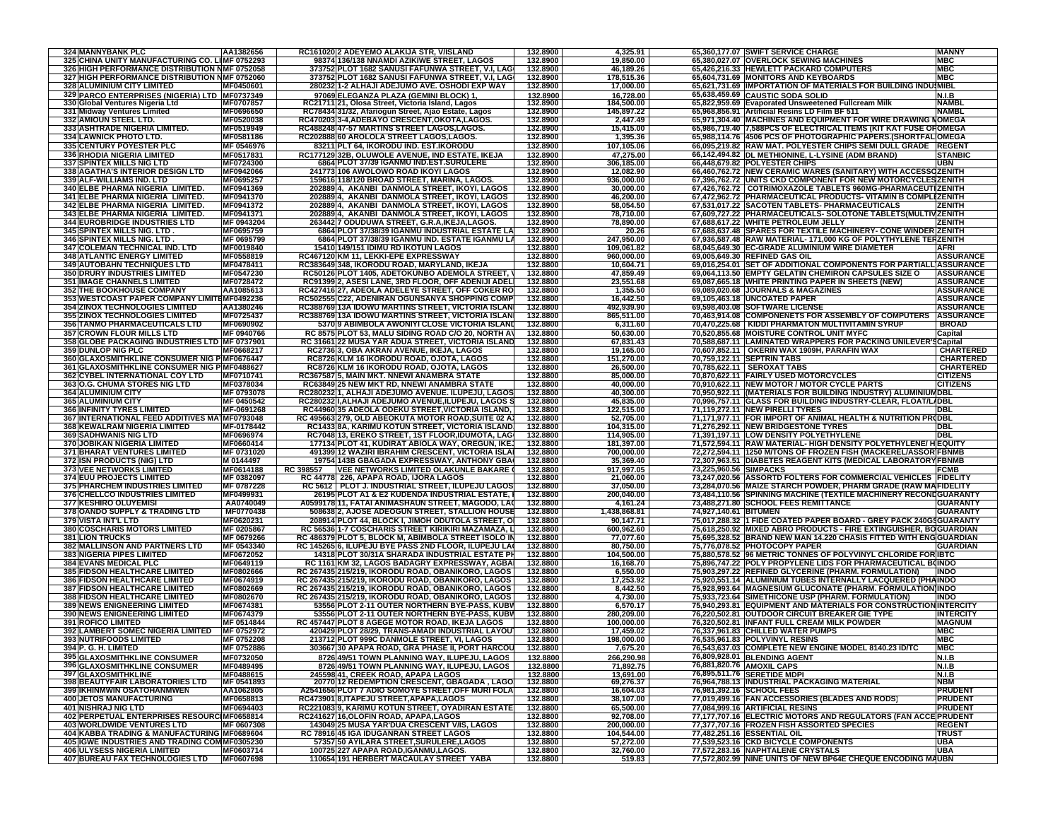| | | | | | | | | |
|---|---|---|---|---|---|---|---|---|
| 324 | MANNYBANK PLC | AA1382656 | RC161020 | 2 ADEYEMO ALAKIJA STR, V/ISLAND | 132.8900 | 4,325.91 | 65,360,177.07 SWIFT SERVICE CHARGE | MANNY |
| 325 | CHINA UNITY MANUFACTURING CO. LT | MF 0752293 | 98374 | 136/138 NNAMDI AZIKIWE STREET, LAGOS | 132.8900 | 19,850.00 | 65,380,027.07 OVERLOCK SEWING MACHINES | MBC |
| 326 | HIGH PERFORMANCE DISTRIBUTION N | MF 0752058 | 373752 | PLOT 1682 SANUSI FAFUNWA STREET, V.I, LAG | 132.8900 | 46,189.26 | 65,426,216.33 HEWLETT PACKARD COMPUTERS | MBC |
| 327 | HIGH PERFORMANCE DISTRIBUTION N | MF 0752060 | 373752 | PLOT 1682 SANUSI FAFUNWA STREET, V.I, LAG | 132.8900 | 178,515.36 | 65,604,731.69 MONITORS AND KEYBOARDS | MBC |
| 328 | ALUMINIUM CITY LIMITED | MF0450601 | 280232 | 1-2 ALHAJI ADEJUMO AVE. OSHODI EXP WAY | 132.8900 | 17,000.00 | 65,621,731.69 IMPORTATION OF MATERIALS FOR BUILDING INDUS | MIBL |
| 329 | PARCO ENTERPRISES (NIGERIA) LTD | MF0737349 | 97069 | ELEGANZA PLAZA (GEMINI BLOCK) 1, | 132.8900 | 16,728.00 | 65,638,459.69 CAUSTIC SODA SOLID | N.I.B |
| 330 | Global Ventures Nigeria Ltd | MF0707857 | RC21711 | 21, Olosa Street, Victoria Island, Lagos | 132.8900 | 184,500.00 | 65,822,959.69 Evaporated Unsweetened Fullcream Milk | NAMBL |
| 331 | Midway Ventures Limited | MF0696650 | RC78434 | 31/32, Afariogun Street, Ajao Estate, Lagos | 132.8900 | 145,897.22 | 65,968,856.91 Artificial Resins LD Film BF 511 | NAMBL |
| 332 | AMIOUN STEEL LTD. | MF0520036 | RC470203 | 3-4,ADEBAYO CRESCENT,OKOTA,LAGOS. | 132.8900 | 2,447.49 | 65,971,304.40 MACHINES AND EQUIPMENT FOR WIRE DRAWING N | OMEGA |
| 333 | ASHTRADE NIGERIA LIMITED. | MF0519949 | RC488248 | 47-57 MARTINS STREET LAGOS,LAGOS. | 132.8900 | 15,415.30 | 65,986,719.40 7,588PCS OF ELECTRICAL ITEMS (KIT KAT FUSE OF | OMEGA |
| 334 | LAWNICK PHOTO LTD. | MF0581186 | RC202888 | 60 AROLOLA STREET LAGOS,LAGOS. | 132.8900 | 1,395.36 | 65,988,114.76 4506 PCS OF PHOTOGRAPHIC PAPERS.(SHORTFALL | OMEGA |
| 335 | CENTURY POYESTER PLC | MF 0546976 | 83211 | PLT 64, IKORODU IND. EST.IKORODU | 132.8900 | 107,105.06 | 66,095,219.82 RAW MAT. POLYESTER CHIPS SEMI DULL GRADE | REGENT |
| 336 | RHODIA NIGERIA LIMITED | MF0517831 | RC177129 | 32B, OLUWOLE AVENUE, IND ESTATE, IKEJA | 132.8900 | 47,275.00 | 66,142,494.82 DL METHIONINE, L-LYSINE (ADM BRAND) | STANBIC |
| 337 | SPINTEX MILLS NIG LTD | MF0724300 | 6864 | PLOT 37/39 IGANMU IND.EST.SURULERE | 132.8900 | 306,185.00 | 66,448,679.82 POLYESTER CHIPS | UBN |
| 338 | AGATHA'S INTERIOR DESIGN LTD | MF0942066 | 241773 | 106 AWOLOWO ROAD IKOYI LAGOS | 132.8900 | 12,082.90 | 66,460,762.72 NEW CERAMIC WARES (SANITARY) WITH ACCESSO | ZENITH |
| 339 | ALF-WILLIAMS IND. LTD | MF0695257 | 159616 | 118/120 BROAD STREET, MARINA, LAGOS. | 132.8900 | 936,000.00 | 67,396,762.72 UNITS CKD COMPONENT FOR NEW MOTORCYCLES | ZENITH |
| 340 | ELBE PHARMA NIGERIA LIMITED. | MF0941369 | 202889 | 4, AKANBI DANMOLA STREET, IKOYI, LAGOS | 132.8900 | 30,000.00 | 67,426,762.72 COTRIMOXAZOLE TABLETS 960MG-PHARMACEUTI | ZENITH |
| 341 | ELBE PHARMA NIGERIA LIMITED. | MF0941370 | 202889 | 4, AKANBI DANMOLA STREET, IKOYI, LAGOS | 132.8900 | 46,200.00 | 67,472,962.72 PHARMACEUTICAL PRODUCTS- VITAMIN B COMPL | ZENITH |
| 342 | ELBE PHARMA NIGERIA LIMITED. | MF0941372 | 202889 | 4, AKANBI DANMOLA STREET, IKOYI, LAGOS | 132.8900 | 58,054.50 | 67,531,017.22 SACOTEN TABLETS- PHARMACEUTICALS | ZENITH |
| 343 | ELBE PHARMA NIGERIA LIMITED. | MF0941371 | 202889 | 4, AKANBI DANMOLA STREET, IKOYI, LAGOS | 132.8900 | 78,710.00 | 67,609,727.22 PHARMACEUTICALS- SOLOTONE TABLETS(MULTIV | ZENITH |
| 344 | EUROBRIDGE INDUSTRIES LTD | MF 0943204 | 263442 | 7 ODUDUWA STREET, G.R.A,IKEJA,LAGOS. | 132.8900 | 78,890.00 | 67,688,617.22 WHITE PETROLEUM JELLY | ZENITH |
| 345 | SPINTEX MILLS NIG. LTD . | MF0695759 | 6864 | PLOT 37/38/39 IGANMU INDUSTRIAL ESTATE LA | 132.8900 | 20.26 | 67,688,637.48 SPARES FOR TEXTILE MACHINERY- CONE WINDER | ZENITH |
| 346 | SPINTEX MILLS NIG. LTD . | MF0695799 | 6864 | PLOT 37/38/39 IGANMU IND. ESTATE IGANMU LA | 132.8900 | 247,950.00 | 67,936,587.48 RAW MATERIAL- 171,000 KG OF POLYTHYLENE TER | ZENITH |
| 347 | COLEMAN TECHNICAL IND. LTD | MF0019840 | 15410 | 149/151 IDIMU RD IKOTUN LAGOS | 132.8800 | 109,061.82 | 68,045,649.30 EC-GRADE ALUMINIUM WIRE DIAMETER | AFRI |
| 348 | ATLANTIC ENERGY LIMITED | MF0558819 | RC467120 | KM 11, LEKKI-EPE EXPRESSWAY | 132.8800 | 960,000.00 | 69,005,649.30 REFINED GAS OIL | ASSURANCE |
| 349 | AUTOBAHN TECHNIQUES LTD | MF0478411 | RC383649 | 348, IKORODU ROAD, MARYLAND, IKEJA | 132.8800 | 10,604.71 | 69,016,254.01 SET OF ADDITIONAL COMPONENTS FOR PARTIALL | ASSURANCE |
| 350 | DRURY INDUSTRIES LIMITED | MF0547230 | RC50126 | PLOT 1405, ADETOKUNBO ADEMOLA STREET, V | 132.8800 | 47,859.49 | 69,064,113.50 EMPTY GELATIN CHEMIRON CAPSULES SIZE O | ASSURANCE |
| 351 | IMAGE CHANNELS LIMITED | MF0728472 | RC91399 | 2, ASESI LANE, 3RD FLOOR, OFF ADENIJI ADEL | 132.8800 | 23,551.68 | 69,087,665.18 WHITE PRINTING PAPER IN SHEETS (NEW) | ASSURANCE |
| 352 | THE BOOKHOUSE COMPANY | AA1085613 | RC427416 | 27, ADEOLA ADELEYE STREET, OFF COKER RO | 132.8800 | 1,355.50 | 69,089,020.68 JOURNALS & MAGAZINES | ASSURANCE |
| 353 | WESTCOAST PAPER COMPANY LIMITE | MF0492236 | RC502555 | C22, ADENIRAN OGUNSANYA SHOPPING COMP | 132.8800 | 16,442.50 | 69,105,463.18 UNCOATED PAPER | ASSURANCE |
| 354 | ZINOX TECHNOLOGIES LIMITED | AA1380246 | RC388769 | 13A IDOWU MARTINS STREET, VICTORIA ISLAN | 132.8800 | 492,939.90 | 69,598,403.08 SOFTWARE LICENSE | ASSURANCE |
| 355 | ZINOX TECHNOLOGIES LIMITED | MF0725437 | RC388769 | 13A IDOWU MARTINS STREET, VICTORIA ISLAN | 132.8800 | 865,511.00 | 70,463,914.08 COMPONENTS FOR ASSEMBLY OF COMPUTERS | ASSURANCE |
| 356 | TANMO PHARMACEUTICALS LTD | MF0690902 | 5370 | 9 ABIMBOLA AWONIYI CLOSE VICTORIA ISLAND | 132.8800 | 6,311.60 | 70,470,225.68 KIDDI PHARMATON MULTIVITAMIN SYRUP | BROAD |
| 357 | CROWN FLOUR MILLS LTD | MF 0940766 | RC 8575 | PLOT 53, MALU SIDING ROAD C/O 20, NORTH AV | 132.8800 | 50,630.00 | 70,520,855.68 MOISTURE CONTROL UNIT MYFC | Capital |
| 358 | GLOBE PACKAGING INDUSTRIES LTD | MF 0737901 | RC 31661 | 22 MUSA YAR ADUA STREET, VICTORIA ISLAND | 132.8800 | 67,831.43 | 70,588,687.11 LAMINATED WRAPPERS FOR PACKING UNILEVER'S | Capital |
| 359 | DUNLOP NIG PLC | MF0668217 | RC2736 | 3, OBA AKRAN AVENUE, IKEJA, LAGOS | 132.8800 | 19,165.00 | 70,607,852.11 OKERIN WAX 1909H, PARAFIN WAX | CHARTERED |
| 360 | GLAXOSMITHKLINE CONSUMER NIG P | MF0676447 | RC8726 | KLM 16 IKORODU ROAD, OJOTA, LAGOS | 132.8800 | 151,270.00 | 70,759,122.11 SEPTRIN TABS | CHARTERED |
| 361 | GLAXOSMITHKLINE CONSUMER NIG P | MF0488627 | RC8726 | KLM 16 IKORODU ROAD, OJOTA, LAGOS | 132.8800 | 26,500.00 | 70,785,622.11 SEROXAT TABS | CHARTERED |
| 362 | CYBEL INTERNATIONAL COY LTD | MF0710741 | RC367587 | 5, MAIN MKT. NNEWI ANAMBRA STATE | 132.8800 | 85,000.00 | 70,870,622.11 FAIRLY USED MOTORCYCLES | CITIZENS |
| 363 | O.G. CHUMA STORES NIG LTD | MF0378034 | RC63849 | 25 NEW MKT RD, NNEWI ANAMBRA STATE | 132.8800 | 40,000.00 | 70,910,622.11 NEW MOTOR / MOTOR CYCLE PARTS | CITIZENS |
| 364 | ALUMINIUM CITY | MF 0793078 | RC280232 | 1, ALHAJI ADEJUMO AVENUE. ILUPEJU, LAGOS | 132.8800 | 40,300.00 | 70,950,922.11 (MATERIALS FOR BUILDING INDUSTRY) ALUMINIUM | DBL |
| 365 | ALUMINIUM CITY | MF 0450542 | RC280232 | I,ALHAJI ADEJUMO AVENUE,ILUPEJU, LAGOS S | 132.8800 | 45,835.00 | 70,996,757.11 GLASS FOR BUILDING INDUSTRY-CLEAR, FLOAT/L | DBL |
| 366 | INFINITY TYRES LIMITED | MF-0691268 | RC44960 | 35 ADEOLA ODEKU STREET,VICTORIA ISLAND, | 132.8800 | 122,515.00 | 71,119,272.11 NEW PIRELLI TYRES | DBL |
| 367 | INTERNATIONAL FEED ADDITIVES MA | MF0793048 | RC 495663 | 279, OLD ABEOKUTA MOTOR ROAD,SUITE 02 A | 132.8800 | 52,705.00 | 71,171,977.11 FOR IMPORT OF ANIMAL HEALTH & NUTRITION PR | ODBL |
| 368 | KEWALRAM NIGERIA LIMITED | MF-0178442 | RC1433 | 8A, KARIMU KOTUN STREET, VICTORIA ISLAND | 132.8800 | 104,315.00 | 71,276,292.11 NEW BRIDGESTONE TYRES | DBL |
| 369 | SADHWANIS NIG LTD | MF0686974 | RC7048 | 13, EREKO STREET, 1ST FLOOR,IDUMOTA, LAG | 132.8800 | 114,905.00 | 71,391,197.11 LOW DENSITY POLYETHYLENE | DBL |
| 370 | JOBIKAN NIGERIA LIMITED | MF0660414 | 177134 | PLOT 41, KUDIRAT ABIOLA WAY, OREGUN, IKE | 132.8800 | 181,397.00 | 71,572,594.11 RAW MATERIAL- HIGH DENSITY POLYETHYLENE/ H | EQUITY |
| 371 | BHARAT VENTURES LIMITED | MF 0731020 | 491399 | 12 WAZIRI IBRAHIM CRESCENT, VICTORIA ISLA | 132.8800 | 700,000.00 | 72,272,594.11 1250 M/TONS OF FROZEN FISH (MACKEREL/ASSOR | FBNMB |
| 372 | ISN PRODUCTS (NIG) LTD | M 0144497 | 19754 | 143B GBAGADA EXPRESSWAY, ANTHONY GBA | 132.8800 | 35,369.40 | 72,307,963.51 DIABETES REAGENT KITS (MEDICAL LABORATORY | FBNMB |
| 373 | VEE NETWORKS LIMITED | MF0614188 | RC 398557 | VEE NETWORKS LIMITED OLAKUNLE BAKARE | 132.8800 | 917,997.05 | 73,225,960.56 SIMPACKS | FCMB |
| 374 | EUU PROJECTS LIMITED | MF 0382097 | RC 44778 | 226, APAPA ROAD, IJORA LAGOS | 132.8800 | 21,060.00 | 73,247,020.56 ASSORTD FOLTERS FOR COMMERCIAL VEHICLES | FIDELITY |
| 375 | PHARCHEM INDUSTRIES LIMITED | MF 0787228 | RC 5612 | PLOT J. INDUSTRIAL STREET, ILUPEJU LAGOS | 132.8800 | 37,050.00 | 73,284,070.56 MAIZE STARCH POWDER, PHARM GRADE (RAW MA | FIDELITY |
| 376 | CHELLCO INDUSTRIES LIMITED | MF0499931 | 26195 | PLOT A1 & E2 KUDENDA INDUSTRIAL ESTATE, | 132.8800 | 200,040.00 | 73,484,110.56 SPINNING MACHINE (TEXTILE MACHINERY RECON | GUARANTY |
| 377 | KESHIRO OLUYEMISI | AA0740049 | A0599178 | 11, FATAI ANIMASHAUN STREET, MAGODO, LA | 132.8800 | 4,161.24 | 73,488,271.80 SCHOOL FEES REMITTANCE | GUARANTY |
| 378 | OANDO SUPPLY & TRADING LTD | MF0770438 | 508638 | 2, AJOSE ADEOGUN STREET, STALLION HOUSE | 132.8800 | 1,438,868.81 | 74,927,140.61 BITUMEN | GUARANTY |
| 379 | VISTA INT'L LTD | MF0620231 | 208914 | PLOT 44, BLOCK I, JIMOH ODUTOLA STREET, O | 132.8800 | 90,147.71 | 75,017,288.32 1 FIDE COATED PAPER BOARD - GREY PACK 240GS | GUARANTY |
| 380 | COSCHARIS MOTORS LIMITED | MF 0205867 | RC 56536 | 1-7 COSCHARIS STREET KIRIKIRI MAZAMAZA, L | 132.8800 | 600,962.60 | 75,618,250.92 MIXED ABRO PRODUCTS - FIRE EXTINGUISHER, BO | GUARDIAN |
| 381 | LION TRUCKS | MF 0679266 | RC 486379 | PLOT 5, BLOCK M, ABIMBOLA STREET ISOLO IN | 132.8800 | 77,077.60 | 75,695,328.52 BRAND NEW MAN 14.220 CHASIS FITTED WITH ENG | GUARDIAN |
| 382 | MALLINSON AND PARTNERS LTD | MF 0543340 | RC 145265 | 6, ILUPEJU BYE PASS 2ND FLOOR, ILUPEJU LA | 132.8800 | 80,750.00 | 75,776,078.52 PHOTOCOPY PAPER | GUARDIAN |
| 383 | NIGERIA PIPES LIMITED | MF0672052 | 14318 | PLOT 30/31A SHARADA INDUSTRIAL ESTATE PH | 132.8800 | 104,500.00 | 75,880,578.52 96 METRIC TONNES OF POLYVINYL CHLORIDE FOR | IBTC |
| 384 | EVANS MEDICAL PLC | MF0649119 | RC 1161 | KM 32, LAGOS BADAGRY EXPRESSWAY, AGBA | 132.8800 | 16,168.70 | 75,896,747.22 POLY PROPYLENE LIDS FOR PHARMACEUTICAL B | INDO |
| 385 | FIDSON HEALTHCARE LIMITED | MF0802666 | RC 267435 | 215/219, IKORODU ROAD, OBANIKORO, LAGOS | 132.8800 | 6,550.00 | 75,903,297.22 REFINED GLYCERINE (PHARM. FORMULATION) | INDO |
| 386 | FIDSON HEALTHCARE LIMITED | MF0674919 | RC 267435 | 215/219, IKORODU ROAD, OBANIKORO, LAGOS | 132.8800 | 17,253.92 | 75,920,551.14 ALUMINIUM TUBES INTERNALLY LACQUERED (PHA | INDO |
| 387 | FIDSON HEALTHCARE LIMITED | MF0802669 | RC 267435 | 215/219, IKORODU ROAD, OBANIKORO, LAGOS | 132.8800 | 8,442.50 | 75,928,993.64 MAGNESIUM GLUCONATE (PHARM. FORMULATION) | INDO |
| 388 | FIDSON HEALTHCARE LIMITED | MF0802670 | RC 267435 | 215/219, IKORODU ROAD, OBANIKORO, LAGOS | 132.8800 | 4,730.00 | 75,933,723.64 SIMETHICONE USP (PHARM. FORMULATION) | INDO |
| 389 | NEWS ENIGNEERING LIMITED | MF0674381 | 53556 | PLOT 2-11 OUTER NORTHERN BYE-PASS, KUBW | 132.8800 | 6,570.17 | 75,940,293.81 EQUIPMENT AND MATERIALS FOR CONSTRUCTION | INTERCITY |
| 390 | NEWS ENIGNEERING LIMITED | MF0674379 | 53556 | PLOT 2-11 OUTER NORTHERN BYE-PASS, KUBW | 132.8800 | 280,209.00 | 76,220,502.81 OUTDOOR CIRCUIT BREAKER GIE TYPE | INTERCITY |
| 391 | ROFICO LIMITED | MF 0514844 | RC 457447 | PLOT 8 AGEGE MOTOR ROAD, IKEJA LAGOS | 132.8800 | 100,000.00 | 76,320,502.81 INFANT FULL CREAM MILK POWDER | MAGNUM |
| 392 | LAMBERT SOMEC NIGERIA LIMITED | MF 0752972 | 420429 | PLOT 28/29, TRANS-AMADI INDUSTRIAL LAYOUT | 132.8800 | 17,459.02 | 76,337,961.83 CHILLED WATER PUMPS | MBC |
| 393 | NUTRIFOODS LIMITED | MF 0752208 | 213712 | PLOT 999C DANMOLE STREET, VI, LAGOS | 132.8800 | 198,000.00 | 76,535,961.83 POLYVINYL RESINS | MBC |
| 394 | P. G. H. LIMITED | MF 0752886 | 303667 | 30 APAPA ROAD, GRA PHASE II, PORT HARCOU | 132.8800 | 7,675.20 | 76,543,637.03 COMPLETE NEW ENGINE MODEL 8140.23 ID/TC | MBC |
| 395 | GLAXOSMITHKLINE CONSUMER | MF0732050 | 8726 | 49/51 TOWN PLANNING WAY, ILUPEJU, LAGOS | 132.8800 | 266,290.98 | 76,809,928.01 BLENDING AGENT | N.I.B |
| 396 | GLAXOSMITHKLINE CONSUMER | MF0489495 | 8726 | 49/51 TOWN PLANNING WAY, ILUPEJU, LAGOS | 132.8800 | 71,892.75 | 76,881,820.76 AMOXIL CAPS | N.I.B |
| 397 | GLAXOSMITHKLINE | MF0488615 | 245598 | 41, CREEK ROAD, APAPA LAGOS | 132.8800 | 13,691.00 | 76,895,511.76 SERETIDE MDPI | N.I.B |
| 398 | BEAUTYFAIR LABORATORIES LTD | MF 0541893 | 20770 | 12 REDEMPTION CRESCENT, GBAGADA , LAGO | 132.8800 | 69,276.37 | 76,964,788.13 INDUSTRIAL PACKAGING MATERIAL | NBM |
| 399 | IKHINMWIN OSATOHANMWEN | AA1062805 | A2541656 | PLOT 7 ADIO SOMOYE STREET,OFF MURI FOLA | 132.8800 | 16,604.03 | 76,981,392.16 SCHOOL FEES | PRUDENT |
| 400 | JETOS MANUFACTURING | MF0658813 | RC473901 | 8,ITAPEJU STREET,APAPA,LAGOS | 132.8800 | 38,107.00 | 77,019,499.16 FAN ACCESSORIES (BLADES AND RODS) | PRUDENT |
| 401 | NISHRAJ NIG LTD | MF0694403 | RC221083 | 9, KARIMU KOTUN STREET, OYADIRAN ESTATE | 132.8800 | 65,500.00 | 77,084,999.16 ARTIFICIAL RESINS | PRUDENT |
| 402 | PERPETUAL ENTERPRISES RESOURC | MF0658814 | RC241627 | 16,OLOFIN ROAD, APAPA,LAGOS | 132.8800 | 92,708.00 | 77,177,707.16 ELECTRIC MOTORS AND REGULATORS (FAN ACCE | PRUDENT |
| 403 | WORLDWIDE VENTURES LTD | MF 0607308 | 143049 | 25 MUSA YAR'DUA CRESCENT V/IS, LAGOS | 132.8800 | 200,000.00 | 77,377,707.16 FROZEN FISH ASSORTED SPECIES | REGENT |
| 404 | KABBA TRADING & MANUFACTURING | MF0689604 | RC 78916 | 45 IGA IDUGANRAN STREET LAGOS | 132.8800 | 104,544.00 | 77,482,251.16 ESSENTIAL OIL | TRUST |
| 405 | ISWE INDUSTRIES AND TRADING COM | MF0305230 | 57357 | 50 AYILARA STREET,SURULERE,LAGOS | 132.8800 | 57,272.00 | 77,539,523.16 CKD BICYCLE COMPONENTS | UBA |
| 406 | ULYSESS NIGERIA LIMITED | MF0603714 | 100725 | 227 APAPA ROAD,IGANMU,LAGOS. | 132.8800 | 32,760.00 | 77,572,283.16 NAPHTALENE CRYSTALS | UBA |
| 407 | BUREAU FAX TECHNOLOGIES LTD | MF0607698 | 110654 | 191 HERBERT MACAULAY STREET YABA | 132.8800 | 519.83 | 77,572,802.99 NINE UNITS OF NEW BP64E CHEQUE ENCODING MA | UBN |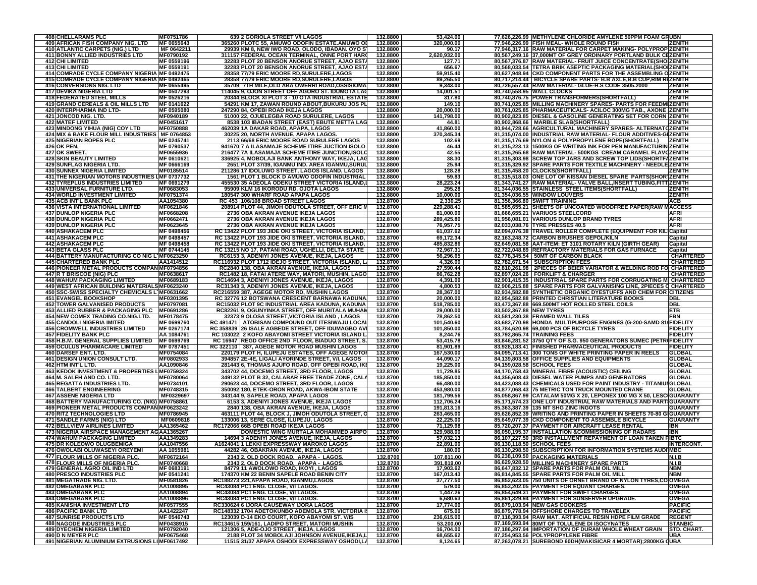| | | | | | | | | |
|---|---|---|---|---|---|---|---|---|
| 408 | CHELLARAMS PLC | MF0751786 | 639 | 2 GORIOLA STREET V/I LAGOS | 132.8800 | 53,424.00 | 77,626,226.99 | METHYLENE CHLORIDE AMYLENE 50PPM FOAM GR | UBN |
| 409 | AFRICAN FISH COMPANY NIG. LTD | MF 0655643 | 365260 | PLOTC 55, AMUWO ODOFIN ESTATE.AMUWO OD | 132.8800 | 320,000.00 | 77,946,226.99 | FISH MEAL- WHOLE ROUND FISH | ZENITH |
| 410 | ATLANTIC CARPETS (NIG.) LTD | MF 0642211 | 29939 | KM 8, NEW IWO ROAD, OLODO, IBADAN. OYO ST | 132.8800 | 90.17 | 77,946,317.16 | RAW MATERIAL FOR CARPET MAKING- POLYPROP | ZENITH |
| 411 | BONNY ALLIED INDUSTRIES LTD | MF0790192 | 311157 | FEDERAL OCEAN TERMINAL, ONNE PORT HARC | 132.8800 | 2,620,932.00 | 80,567,249.16 | 37,000MT OF GREY ORDINARY PORTLAND BULK CE | ZENITH |
| 412 | CHI LIMITED | MF 0559196 | 32283 | PLOT 20 BENSON ANORUE STREET, AJAO ESTA | 132.8800 | 127.71 | 80,567,376.87 | RAW MATERIAL- FRUIT JUICE CONCENTRATE(SHO | ZENITH |
| 413 | CHI LIMITED | MF 0559191 | 32283 | PLOT 20 BENSON ANORUE STREET, AJAO ESTA | 132.8800 | 656.67 | 80,568,033.54 | TETRA BRIK ASEPTIC PACKAGING MATERIAL(SHO | ZENITH |
| 414 | COMRADE CYCLE COMPANY NIGERIA | MF 0492475 | 28358 | 77/79 ERIC MOORE RD,SURULERE,LAGOS | 132.8800 | 59,915.40 | 80,627,948.94 | CKD COMPONENT PARTS FOR THE ASSEMBLING O | ZENITH |
| 415 | COMRADE CYCLE COMPANY NIGERIA | MF 0492465 | 28358 | 77/79 ERIC MOORE RD,SURULERE,LAGOS | 132.8800 | 89,265.50 | 80,717,214.44 | BICYCLE SPARE PARTS- B.B AXLE,B.B CUP,RIM RE | ZENITH |
| 416 | CONVERSIONS NIG. LTD | MF 0655495 | 35709 | 7TH MILE,OLD ABA OWERRI ROAD,OSSISIOMA | 132.8800 | 9,343.00 | 80,726,557.44 | RAW MATERIAL- GLUE-H.S CODE 3505.2000 | ZENITH |
| 417 | DEVIKA NIGERIA LTD | MF 0507293 | 114045 | 9, OJON STREET OFF ACCRO ST. IDUMOTA LAG | 132.8800 | 14,001.51 | 80,740,558.95 | WALL CLOCKS | ZENITH |
| 418 | FEDERATED STEEL MILLS | MF 0526216 | 20344 | BLOCK XI PLOT 3 - 10 OTA INDUSTRIAL ESTATE | 132.8800 | 317.80 | 80,740,876.75 | POWER TRANSFORMERS(SHORTFALL) | ZENITH |
| 419 | GRAND CEREALS & OIL MILLS LTD | MF 0141622 | 54291 | KM 17, ZAWAN ROUND ABOUT,BUKURU JOS PL | 132.8800 | 149.10 | 80,741,025.85 | MILLING MACHINERY SPARES- PARTS FOR FEEDMI | ZENITH |
| 420 | INTERPHARMA IND LTD- | MF 0595080 | 247290 | 84, OPEBI ROAD IKEJA LAGOS | 132.8800 | 20,000.00 | 80,761,025.85 | PHARMACEUTICALS- ACILOC 300MG TAB., AXONE | ZENITH |
| 421 | JONCOD NIG. LTD. | MF0940189 | 51000 | 22, OJUELEGBA ROAD SURULERE, LAGOS | 132.8800 | 141,798.00 | 80,902,823.85 | DIESEL & GASOLINE GENERATING SET FOR CORN | ZENITH |
| 422 | MATEF LIMITED | MF0451617 | 8538 | 103 IBADAN STREET (EAST) EBUTE METTA LAG | 132.8800 | 44.81 | 80,902,868.66 | MARBLE SLAB(SHORTFALL) | ZENITH |
| 423 | MINDONG YIHUA (NIG) COY LTD | MF0750888 | 462039 | 1A DAKAR ROAD, APAPA, LAGOS | 132.8800 | 41,860.00 | 80,944,728.66 | AGRICULTURAL MACHINERY SPARES- ALTERNATO | ZENITH |
| 424 | MIX & BAKE FLOUR MILL INDUSTRIES | MF 0764853 | 30225 | 20, NORTH AVENUE, APAPA LAGOS. | 132.8800 | 370,345.34 | 81,315,074.00 | INDUSTRIAL RAW MATERIAL- FLOUR ADDITIVES-GE | ZENITH |
| 425 | NIGERIAN ROPES PLC | MF 0245741 | 2113 | 66/68 ERIC MOORE ROAD SURULERE LAGOS | 132.8800 | 102.69 | 81,315,176.69 | NYLON & POLYPROPYLENE ROPE(SHORTFALL) | ZENITH |
| 426 | OK PEN, | MF 0790537 | 941670 | 7 A ILASAMAJE SCHEME ITIRE JUCTION ISOLO | 132.8800 | 46.44 | 81,315,223.13 | 1500KG OF WRITING INK FOR PEN MANUFACTURIN | ZENITH |
| 427 | OK SWEET, | MF0655936 | 216477 | 7A ILASAMAJA SCHEME ITIRE JUNCTION,ISOLO | 132.8800 | 42.55 | 81,315,265.68 | RAW MATERIAL- 500KGS CREAM CARAMEL FLAVO | ZENITH |
| 428 | SKIN BEAUTY LIMITED | MF 0610621 | 336925 | 4, MOBOLAJI BANK ANTHONY WAY, IKEJA, LAG | 132.8800 | 38.30 | 81,315,303.98 | SCREW TOP JARS AND SCREW TOP LIDS(SHORTFA | ZENITH |
| 429 | SUNFLAG NIGERIA LTD. | MF 0666169 | 2651 | PLOT 37/39, IGANMU IND. AREA IGANMU,SURUL | 132.8800 | 25.94 | 81,315,329.92 | SPARE PARTS FOR TEXTILE MACHINERY - NEEDLE | ZENITH |
| 430 | SUNNEX NIGERIA LIMITED | MF0185514 | 211286 | 17 IDOLUWO STREET, LAGOS ISLAND, LAGOS | 132.8800 | 128.28 | 81,315,458.20 | CLOCKS(SHORTFALL) | ZENITH |
| 431 | THE NIGERIAN MOTORS INDUSTRIES L | MF 0737732 | 1561 | PLOT 1 BLOCK D AMUWO ODOFIN INDUSTRIAL | 132.8800 | 59.83 | 81,315,518.03 | ONE LOT OF NISSAN DIESEL SPARE PARTS(SHORT | ZENITH |
| 432 | TYREPLUS INDUSTRIES LIMITED | MF 0691279 | 455530 | 35 ADEOLA ODEKU STREET VICTORIA ISLAND,L | 132.8800 | 28,223.24 | 81,343,741.27 | RAW MATERIAL- VALVE BALL,INSERT TUBING,FITT | ZENITH |
| 433 | UNIVERSAL FURNITURE LTD. | MF0683053 | 95909 | KLM 16 IKORODU RD. OJOTA LAGOS | 132.8800 | 295.28 | 81,344,036.55 | STAINLESS STEEL ITEMS(SHORTFALL) | ZENITH |
| 434 | WORLD INVESTMENT LIMITED | MF0751374 | 180547 | 300 WHARF ROAD APAPA LAGOS | 132.8800 | 10,000.00 | 81,354,036.55 | WINDOW LOUVERS | ZENITH |
| 435 | ACB INT'L BANK PLC | AA1054380 | RC 453 | 106/108 BROAD STREET LAGOS | 132.8700 | 2,330.25 | 81,356,366.80 | SWIFT TRAINING | ACB |
| 436 | VISTA INTERNATIONAL LIMITED | MF0621846 | 208914 | PLOT 44, JIMOH ODUTOLA STREET, OFF ERIC M | 132.8700 | 229,288.41 | 81,585,655.21 | SHEETS OF UNCOATED WOODFREE PAPER(RAW M | ACCESS |
| 437 | DUNLOP NIGERIA PLC | MF0668208 | 2736 | OBA AKRAN AVENUE IKEJA LAGOS | 132.8700 | 81,000.00 | 81,666,655.21 | VARIUOS STEELCORD | AFRI |
| 438 | DUNLOP NIGERIA PLC | MF0662471 | 2736 | OBA AKRAN AVENUE IKEJA LAGOS | 132.8700 | 289,425.80 | 81,956,081.01 | VARIOUS DUNLOP BRAND TYRES | AFRI |
| 439 | DUNLOP NIGERIA PLC | MF0623645 | 2736 | OBA AKRAN AVENUE IKEJA LAGOS | 132.8700 | 76,957.75 | 82,033,038.76 | TYRE PRESSES 40.5 | AFRI |
| 440 | ASHAKACEM PLC | MF 0498456 | RC 13422 | PLOT 193 JIDE OKI STREET, VICTORIA ISLAND, | 132.8700 | 61,037.62 | 82,094,076.38 | TRAVEL ROLLER COMPLETE (EQUIPMENT FOR KIL | Capital |
| 441 | ASHAKACEM PLC | MF 0498457 | RC 13422 | PLOT 193 JIDE OKI STREET, VICTORIA ISLAND, | 132.8700 | 69,172.34 | 82,163,248.72 | CARBON BRUSHES GEPOL/KILN | Capital |
| 442 | ASHAKACEM PLC | MF 0498458 | RC 13422 | PLOT 193 JIDE OKI STREET, VICTORIA ISLAND, | 132.8700 | 485,832.86 | 82,649,081.58 | AAT-ITEM: ET 3101 ROTARY KILN (GIRTH GEAR) | Capital |
| 443 | BETA GLASS PLC | MF 0744145 | RC 13215 | NO 17, PATANI ROAD, UGHELLI, DELTA STATE | 132.8700 | 72,967.31 | 82,722,048.89 | REFRACTORY MATERIALS FOR GAS FURNACE | Capital |
| 444 | BATTERY MANUFACTURING CO NIG L' | MF0623250 | RC6153 | 3, ADENIYI JONES AVENUE, IKEJA, LAGOS | 132.8700 | 56,296.65 | 82,778,345.54 | 50MT OF CARBON BLACK | CHARTERED |
| 445 | CHARTERED BANK PLC | AA1414512 | RC116932 | PLOT 1712 IDEJO STREET, VICTORIA ISLAND, L | 132.8700 | 4,326.00 | 82,782,671.54 | SUBSCRIPTION FEES | CHARTERED |
| 446 | PIONEER METAL PRODUCTS COMPAN | MF0794856 | RC2840 | 138, OBA AKRAN AVENUE, IKEJA, LAGOS | 132.8700 | 27,590.44 | 82,810,261.98 | 2PIECES OF BEIER VARIATOR & WELDING ROD FO | CHARTERED |
| 447 | R T BRISCOE (NIG) PLC | MF0638617 | RC1482 | 18, FATAI ATERE WAY, MATORI, MUSHIN, LAGO | 132.8700 | 86,762.28 | 82,897,024.26 | FORKLIFT & CHARGER | CHARTERED |
| 448 | WAHUM PACKAGING LIMITED | MF0689183 | RC14694 | 3, ADENIYI JONES AVENUE, IKEJA, LAGOS | 132.8700 | 4,391.09 | 82,901,415.35 | INDUSTRIAL SPARE PARTS FOR CORRUGATING M | CHARTERED |
| 449 | WEST AFRICAN BUILDING MATERIALS | MF0623240 | RC31343 | 3, ADENIYI JONES AVENUE, IKEJA, LAGOS | 132.8700 | 4,800.53 | 82,906,215.88 | SPARE PARTS FOR GALVANISING LINE, 2PIECES O | CHARTERED |
| 450 | SSC-SWISS SPECIALTY CHEMICALS L' | MF0631662 | RC216559 | 387, AGEGE MOTOR RD, MUSHIN LAGOS | 132.8700 | 28,367.00 | 82,934,582.88 | SYNTHETIC ORGANIC DYESTUFFS AND CHEM FOR | CITIZENS |
| 451 | EVANGEL BOOKSHOP | MF0301395 | RC 32776 | 12 BOTSWANA CRESCENT BARNAWA KADUNA | 132.8700 | 20,000.00 | 82,954,582.88 | PRINTED CHRISTIAN LITERATURE BOOKS | DBL |
| 452 | TOWER GALVANISED PRODUCTS | MF0797081 | RC15032 | PLOT 9C INDUSTRIAL AREA KADUNA, KADUNA | 132.8700 | 518,785.00 | 83,473,367.88 | 669.500MT HOT ROLLED STEEL COILS | DBL |
| 453 | ALLIED RUBBER & PACKAGING PLC | MF0691286 | RC8226 | 19, OGUNYINKA STREET, OFF MURITALA MUHAM | 132.8700 | 29,000.00 | 83,502,367.88 | NEW TYRES | ETB |
| 454 | NEW COMEX TRADING CO.NIG.LTD. | MF0178475 | 32373 | 9 OLOSA STREET,VICTORIA ISLAND , LAGOS | 132.8700 | 78,862.50 | 83,581,230.38 | FRAMED WALL TILES | FBN |
| 455 | CANDOLI NIGERIA IMITED | MF 0699760 | RC 491471 | ATOBISAN COMPOUND OUT ITESIWAJU LOCAL | 132.8700 | 101,540.60 | 83,682,770.98 | HONDA MULTIPURPOSE ENGINES (G-200-SAMD 81 | FIDELITY |
| 456 | CROMWELL INDUSTRIES LIMITED | MF 0267174 | RC 358839 | 26 ISALE AGBEDE STREET, OFF IDUMAGBO AV | 132.8700 | 101,850.00 | 83,784,620.98 | 69,000 PCS OF BICYCLE TYRES | FIDELITY |
| 457 | FIDELITY BANK PLC | AA 1084761 | RC 103022 | 2 KOFO ABAYOMI STREET VICTORIA ISLAND L | 132.8700 | 8,244.76 | 83,792,865.74 | TRAINING FEES | FIDELITY |
| 458 | H.B.M. GENERAL SUPPLIES LIMITED | MF 0699769 | RC 16947 | REGD OFFICE 2ND FLOOR, BIADUO STREET, S. | 132.8700 | 53,415.78 | 83,846,281.52 | 3750 QTY OF S.G. 950 GENERATORS SUMEC (PETR | FIDELITY |
| 459 | OCULUS PHARMACARE LIMITED | MF 0787451 | RC 322110 | 387, AGEGE MOTOR ROAD MUSHIN LAGOS | 132.8700 | 81,901.89 | 83,928,183.41 | FINISHED PHARMACEUTICAL PRODUCTS | FIDELITY |
| 460 | DARSEF ENT. LTD. | MF0754084 | 220179 | PLOT H, ILUPEJU ESTATES, OFF AGEGE MOTO | 132.8700 | 167,530.00 | 84,095,713.41 | 300 TONS OF WHITE PRINTING PAPER IN REELS | GLOBAL |
| 461 | DESIGN UNION CONSULT LTD. | MF0802933 | 394857 | 2E-4E, LIGALI AYORINDE STREET, V/I, LAGOS | 132.8700 | 44,090.17 | 84,139,803.58 | OFFICE SUPPLIES AND EQUIPMENTS | GLOBAL |
| 462 | HTM INT'L LTD. | AA1090846 | 281443 | 6, THOMAS AJUFO ROAD, OFF OPEBI ROAD, IKE | 132.8700 | 19,225.00 | 84,159,028.58 | SCHOOL FEES | GLOBAL |
| 463 | KEDOK INVESTMENT & PROPERTIES L | MF0759324 | 343702 | 44, DOCEMO STREET, 3RD FLOOR, LAGOS | 132.8700 | 11,729.85 | 84,170,758.43 | MINERAL FIBRE (ACOUSTIC) CEILING | GLOBAL |
| 464 | M. SALEH AND CO. LTD. | MF0780064 | 349132 | PLOT B 32, CALABAR FREE TRADE ZONE, CALA | 132.8700 | 185,850.00 | 84,356,608.43 | DIESEL WATER PUMPS AND GENERATORS | GLOBAL |
| 465 | REGATTA INDUSTRIES LTD. | MF0734101 | 290623 | 44, DOCEMO STREET, 3RD FLOOR, LAGOS | 132.8700 | 66,480.00 | 84,423,088.43 | CHEMICALS USED FOR PAINT INDUSTRY - TITANIU | GLOBAL |
| 466 | TALBERT ENGINEERING | MF0748315 | 350092 | 180, ETEK-ORON ROAD, AKWA-IBOM STATE | 132.8700 | 453,980.00 | 84,877,068.43 | 75 METRIC TON TRUCK MOUNTED CRANE | GLOBAL |
| 467 | ASSENE NIGERIA LTD | MF0329697 | 343144 | 9, SAPELE ROAD, APAPA LAGOS | 132.8700 | 181,799.56 | 85,058,867.99 | CATALAM 50MG X 20, LEPONEX 100 MG X 50, LESC | GUARANTY |
| 468 | BATTERY MANUFACTURING CO. (NIG) | MF0758861 | 6153 | 3, ADENIYI JONES AVENUE, IKEJA LAGOS | 132.8700 | 112,706.24 | 85,171,574.23 | ONE LOT INDUSTRIAL RAW MATERIALS AND PART | GUARANTY |
| 469 | PIONEER METAL PRODUCTS COMPAN | MF0623242 | 2840 | 138, OBA AKRAN AVENUE, IKEJA, LAGOS | 132.8700 | 191,813.16 | 85,363,387.39 | 135 MT SHG ZINC INGOTS | GUARANTY |
| 470 | RITZ TECHNOLOGIES LTD | MF0786945 | 463111 | PLOT 44, BLOCK J, JIMOH ODUTOLA STREET, O | 132.8700 | 263,465.00 | 85,626,852.39 | WRITING AND PRINTING PAPER IN SHEETS 70-80 G | GUARANTY |
| 471 | SANDLE FARMS (NIG) LTD | MF0609818 | 133006 | 13, SERE CLOSE, ILUPEJU, LAGOS | 132.8700 | 22,225.00 | 85,649,077.39 | CKD COMPONENT TO ASSEMBLE BICYCLE | GUARANTY |
| 472 | BELLVIEW AIRLINES LIMITED | AA1365462 | RC172066 | 66B OPEBI ROAD IKEJA LAGOS | 132.8700 | 71,129.98 | 85,720,207.37 | PAYMENT FOR AIRCRAFT LEASE RENTAL | IBN |
| 473 | NIGERIA AIRSPACE MANAGEMENT AG | AA1365267 | | DOMESTIC WING MURTALA MOHAMMED AIRPO | 132.8700 | 329,988.00 | 86,050,195.37 | INSTALLATION &COMMISSIONING OF RADARS | IBN |
| 474 | WAHUM PACKAGING LIMITED | AA1349283 | 14694 | 3 ADENIYI JONES AVENUE, IKEJA, LAGOS | 132.8700 | 57,032.13 | 86,107,227.50 | 3RD INSTALLMENT REPAYMENT OF LOAN TAKEN F | IBTC |
| 475 | DR KOLEOWO OLUGBEMIGA | AA1047556 | A1624041 | 1 LEKKI EXPRESSWAY MAROKO LAGOS | 132.8700 | 22,891.00 | 86,130,118.50 | SCHOOL FEES | INTERCONT. |
| 476 | OWOLABI OLUWASEYI OREYEMI | AA 1055981 | 44282 | 46, OBAKRAN AVENUE, IKEJA, LAGOS | 132.8700 | 180.00 | 86,130,298.50 | SUBSCRIPTION FOR INFORMATION SYSTEMS AUDI | MBC |
| 477 | FLOUR MILLS OF NIGERIA PLC. | MF0672164 | 2343 | 2, OLD DOCK ROAD, APAPA - LAGOS. | 132.8700 | 107,811.00 | 86,238,109.50 | PACKAGING MATERIALS | N.I.B |
| 478 | FLOUR MILLS OF NIGERIA PLC. | MF0740668 | 2343 | 2, OLD DOCK ROAD, APAPA - LAGOS. | 132.8700 | 391,819.00 | 86,629,928.50 | MILLING MACHINERY SPARE PARTS | N.I.B |
| 479 | GENERAL AGRO OIL IND LTD | MF 0683191 | 84779 | 11 AWOLOWO ROAD, IKOYI , LAGOS | 132.8700 | 17,903.62 | 86,647,832.12 | SPARE PARTS FOR PALM OIL MILL | NBM |
| 480 | PRESCO INDUSTRIES PLC | MF 0541241 | 174370 | KM 22 BENIN SAPELE ROAD BENIN CITY | 132.8700 | 167,013.43 | 86,814,845.55 | SPARE PARTS FOR PALM OIL MILL | NBM |
| 481 | MEGATRADE NIG. LTD. | MF0581826 | RC188273 | 221,APAPA ROAD, IGANMU,LAGOS. | 132.8700 | 37,777.50 | 86,852,623.05 | 750 UNITS OF ORNET BRAND OF NYLON TYRES,CO | OMEGA |
| 482 | OMEGABANK PLC | AA1008895 | RC43084 | PC1 ENG. CLOSE, V/I LAGOS. | 132.8700 | 579.00 | 86,853,202.05 | PAYMENT FOR EQUANT CHARGES. | OMEGA |
| 483 | OMEGABANK PLC | AA1008894 | RC43084 | PC1 ENG. CLOSE, V/I LAGOS. | 132.8700 | 1,447.26 | 86,854,649.31 | PAYMENT FOR SWIFT CHARGES. | OMEGA |
| 484 | OMEGABANK PLC | AA1008896 | RC43084 | PC1 ENG. CLOSE, V/I LAGOS. | 132.8700 | 6,680.63 | 86,861,329.94 | PAYMENT FOR SUNSERVER UPGRADE. | OMEGA |
| 485 | KANISHA INVESTMENT LTD | MF0577555 | RC330624 | 6 IJORA CAUSEWAY IJORA LAGOS | 132.8700 | 17,774.00 | 86,879,103.94 | NEW GAS COOKERS | PACIFIC |
| 486 | PACIFIC BANK LTD | AA1422247 | RC148332 | 1704 ADETOKUNBO ADEMOLA STR. VICTORIA IS | 132.8700 | 675.00 | 86,879,778.94 | OFFSHORE CHARGES TO TRAVELEX | PACIFIC |
| 487 | SUNRISE PRODUCTS LTD | MF 0546743 | 123039 | D-14 EKO COURT, KOFO ABAYOMI ST. V/IS | 132.8700 | 236,615.00 | 87,116,393.94 | RAW MAT. ARTIFICIAL RESIN HDPE FILM GRADE | REGENT |
| 488 | NAGODE INDUSTRIES PLC | MF0438915 | RC134615 | 159/161, LADIPO STREET, MATORI MUSHIN | 132.8700 | 53,200.00 | 87,169,593.94 | 80MT OF TOLULENE DI ISOCYNATES | STANBIC |
| 489 | DYECHEM NIGERIA LIMITED | MF0792040 | 121306 | 5, ADE-OJO STREET, IKEJA, LAGOS | 132.8700 | 16,704.00 | 87,186,297.94 | IMPORTATION OF DURAM WHOLE WHEAT GRAIN | STD. CHART. |
| 490 | D N MEYER PLC | MF0675468 | 2188 | PLOT 34 MOBOLAJI JOHNSON AVENUE,IKEJA,L | 132.8700 | 68,655.62 | 87,254,953.56 | POLYPROPYLENE FIBRE | UBA |
| 491 | NIGERIAN ALUMINIUM EXTRUSIONS LI | MF0617492 | 11515 | 31/37 APAPA OSHODI EXPRESSWAY OSHODI,LA | 132.8700 | 8,124.65 | 87,263,078.21 | SUREBOND 60DH(MAKISICAR 4 MORTAR);2800KG C | UBA |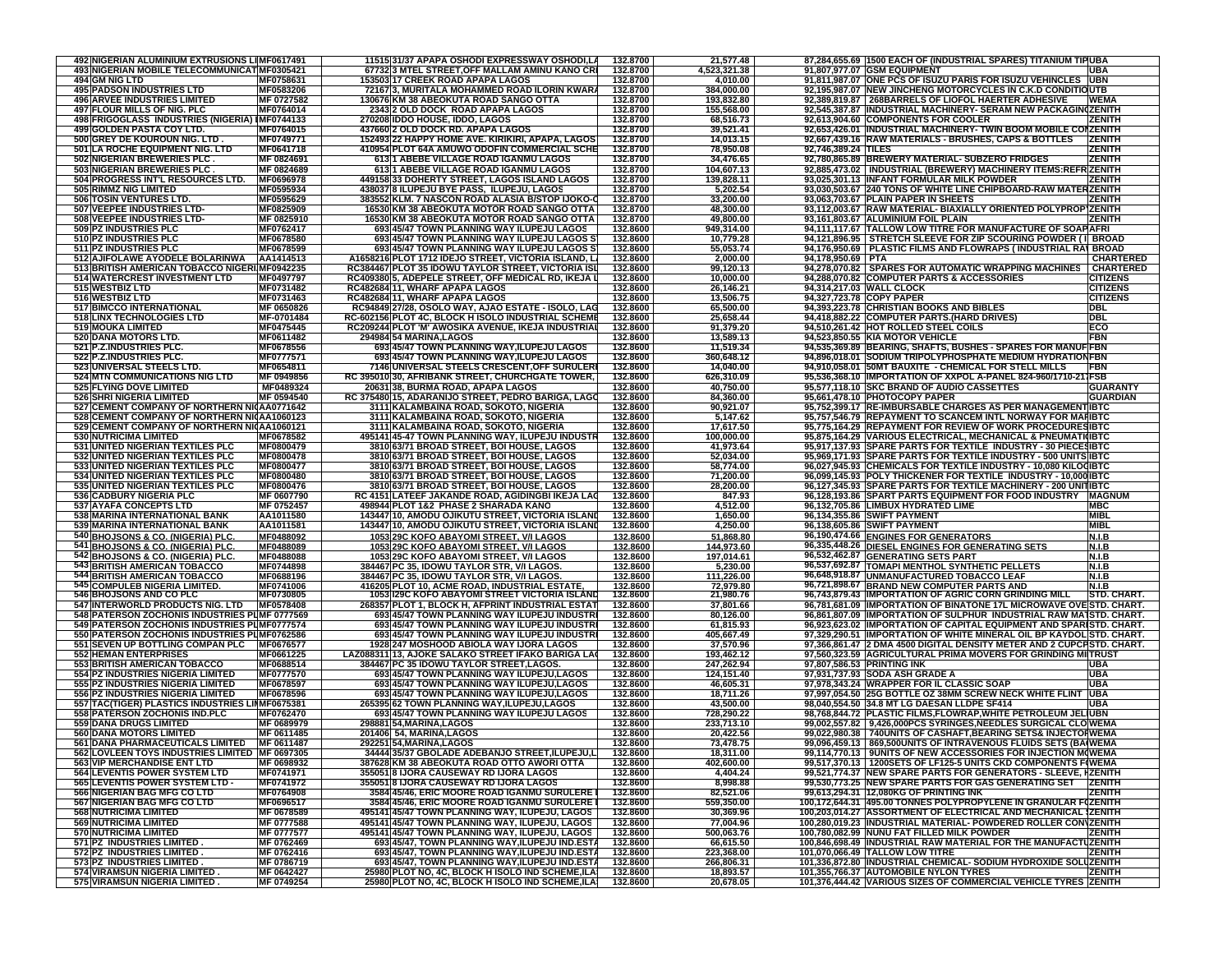| | | | | | | | | | |
|---|---|---|---|---|---|---|---|---|---|
| 492 | NIGERIAN ALUMINIUM EXTRUSIONS LIM | MF0617491 | 11515 | 31/37 APAPA OSHODI EXPRESSWAY OSHODI,LA | 132.8700 | 21,577.48 | 87,284,655.69 | 1500 EACH OF (INDUSTRIAL SPARES) TITANIUM TIP | UBA |
| 493 | NIGERIAN MOBILE TELECOMMUNICAT | MF0305421 | 67732 | 3 MTEL STREET,OFF MALLAM AMINU KANO CRE | 132.8700 | 4,523,321.38 | 91,807,977.07 | GSM EQUIPMENT | UBA |
| 494 | GM NIG LTD | MF0758631 | 153503 | 17 CREEK ROAD APAPA LAGOS | 132.8700 | 4,010.00 | 91,811,987.07 | ONE PCS OF ISUZU PARIS FOR ISUZU VEHINCLES | UBN |
| 495 | PADSON INDUSTRIES LTD | MF0583206 | 72167 | 3, MURITALA MOHAMMED ROAD ILORIN KWARA | 132.8700 | 384,000.00 | 92,195,987.07 | NEW JINCHENG MOTORCYCLES IN C.K.D CONDITION | UTB |
| 496 | ARVEE INDUSTRIES LIMITED | MF 0727582 | 130676 | KM 38 ABEOKUTA ROAD SANGO OTTA | 132.8700 | 193,832.80 | 92,389,819.87 | 268BARRELS OF LIOFOL HAERTER ADHESIVE | WEMA |
| 497 | FLOUR MILLS OF NIG. PLC | MF0764014 | 2343 | 2 OLD DOCK ROAD APAPA LAGOS | 132.8700 | 155,568.00 | 92,545,387.87 | INDUSTRIAL MACHINERY- SERAM NEW PACKAGING | ZENITH |
| 498 | FRIGOGLASS INDUSTRIES (NIGERIA) L | MF0744133 | 270208 | IDDO HOUSE, IDDO, LAGOS | 132.8700 | 68,516.73 | 92,613,904.60 | COMPONENTS FOR COOLER | ZENITH |
| 499 | GOLDEN PASTA COY LTD. | MF0764015 | 437660 | 2 OLD DOCK RD. APAPA LAGOS | 132.8700 | 39,521.41 | 92,653,426.01 | INDUSTRIAL MACHINERY- TWIN BOOM MOBILE CON | ZENITH |
| 500 | GREY DE KOUROUN NIG. LTD . | MF0749771 | 152493 | 22 HAPPY HOME AVE. KIRIKIRI, APAPA, LAGOS | 132.8700 | 14,013.15 | 92,667,439.16 | RAW MATERIALS - BRUSHES, CAPS & BOTTLES | ZENITH |
| 501 | LA ROCHE EQUIPMENT NIG. LTD | MF0641718 | 410954 | PLOT 64A AMUWO ODOFIN COMMERCIAL SCHE | 132.8700 | 78,950.08 | 92,746,389.24 | TILES | ZENITH |
| 502 | NIGERIAN BREWERIES PLC . | MF 0824691 | 613 | 1 ABEBE VILLAGE ROAD IGANMU LAGOS | 132.8700 | 34,476.65 | 92,780,865.89 | BREWERY MATERIAL- SUBZERO FRIDGES | ZENITH |
| 503 | NIGERIAN BREWERIES PLC . | MF 0824689 | 613 | 1 ABEBE VILLAGE ROAD IGANMU LAGOS | 132.8700 | 104,607.13 | 92,885,473.02 | INDUSTRIAL (BREWERY) MACHINERY ITEMS:REFR | ZENITH |
| 504 | PROGRESS INT'L RESOURCES LTD. | MF0696978 | 449158 | 33 DOHERTY STREET, LAGOS ISLAND LAGOS | 132.8700 | 139,828.11 | 93,025,301.13 | INFANT FORMULAR MILK POWDER | ZENITH |
| 505 | RIMMZ NIG LIMITED | MF0595934 | 438037 | 8 ILUPEJU BYE PASS, ILUPEJU, LAGOS | 132.8700 | 5,202.54 | 93,030,503.67 | 240 TONS OF WHITE LINE CHIPBOARD-RAW MATER | ZENITH |
| 506 | TOSIN VENTURES LTD. | MF0595629 | 383552 | KLM. 7 NASCON ROAD ALASIA B/STOP IJOKO-O | 132.8700 | 33,200.00 | 93,063,703.67 | PLAIN PAPER IN SHEETS | ZENITH |
| 507 | VEEPEE INDUSTRIES LTD- | MF0825909 | 16530 | KM 38 ABEOKUTA MOTOR ROAD SANGO OTTA | 132.8700 | 48,300.00 | 93,112,003.67 | RAW MATERIAL- BIAXIALLY ORIENTED POLYPROP | ZENITH |
| 508 | VEEPEE INDUSTRIES LTD- | MF 0825910 | 16530 | KM 38 ABEOKUTA MOTOR ROAD SANGO OTTA | 132.8700 | 49,800.00 | 93,161,803.67 | ALUMINIUM FOIL PLAIN | ZENITH |
| 509 | PZ INDUSTRIES PLC | MF0762417 | 693 | 45/47 TOWN PLANNING WAY ILUPEJU LAGOS | 132.8600 | 949,314.00 | 94,111,117.67 | TALLOW LOW TITRE FOR MANUFACTURE OF SOAP | AFRI |
| 510 | PZ INDUSTRIES PLC | MF0678580 | 693 | 45/47 TOWN PLANNING WAY ILUPEJU LAGOS S | 132.8600 | 10,779.28 | 94,121,896.95 | STRETCH SLEEVE FOR ZIP SCOURING POWDER ( I | BROAD |
| 511 | PZ INDUSTRIES PLC | MF0678599 | 693 | 45/47 TOWN PLANNING WAY ILUPEJU LAGOS S | 132.8600 | 55,053.74 | 94,176,950.69 | PLASTIC FILMS AND FLOWRAPS ( INDUSTRIAL RAW | BROAD |
| 512 | AJIFOLAWE AYODELE BOLARINWA | AA1414513 | A1658216 | PLOT 1712 IDEJO STREET, VICTORIA ISLAND, L | 132.8600 | 2,000.00 | 94,178,950.69 | PTA | CHARTERED |
| 513 | BRITISH AMERICAN TOBACCO NIGERI | MF0942235 | RC384467 | PLOT 35 IDOWU TAYLOR STREET, VICTORIA ISL | 132.8600 | 99,120.13 | 94,278,070.82 | SPARES FOR AUTOMATIC WRAPPING MACHINES | CHARTERED |
| 514 | WATERCREST INVESTMENT LTD | MF0497797 | RC409380 | 5, ADEPELE STREET, OFF MEDICAL RD, IKEJA L | 132.8600 | 10,000.00 | 94,288,070.82 | COMPUTER PARTS & ACCESSORIES | CITIZENS |
| 515 | WESTBIZ LTD | MF0731482 | RC482684 | 11, WHARF APAPA LAGOS | 132.8600 | 26,146.21 | 94,314,217.03 | WALL CLOCK | CITIZENS |
| 516 | WESTBIZ LTD | MF0731463 | RC482684 | 11, WHARF APAPA LAGOS | 132.8600 | 13,506.75 | 94,327,723.78 | COPY PAPER | CITIZENS |
| 517 | BIMCCO INTERNATIONAL | MF 0650826 | RC94849 | 27/28, OSOLO WAY, AJAO ESTATE - ISOLO, LAG | 132.8600 | 65,500.00 | 94,393,223.78 | CHRISTIAN BOOKS AND BIBLES | DBL |
| 518 | LINX TECHNOLOGIES LTD | MF-0701484 | RC-602156 | PLOT 4C, BLOCK H ISOLO INDUSTRIAL SCHEME | 132.8600 | 25,658.44 | 94,418,882.22 | COMPUTER PARTS.(HARD DRIVES) | DBL |
| 519 | MOUKA LIMITED | MF0475445 | RC209244 | PLOT 'M' AWOSIKA AVENUE, IKEJA INDUSTRIAL | 132.8600 | 91,379.20 | 94,510,261.42 | HOT ROLLED STEEL COILS | ECO |
| 520 | DANA MOTORS LTD. | MF0611482 | 294984 | 54 MARINA,LAGOS | 132.8600 | 13,589.13 | 94,523,850.55 | KIA MOTOR VEHICLE | FBN |
| 521 | P.Z.INDUSTRIES PLC. | MF0678556 | 693 | 45/47 TOWN PLANNING WAY,ILUPEJU LAGOS | 132.8600 | 11,519.34 | 94,535,369.89 | BEARING, SHAFTS, BUSHES - SPARES FOR MANUF | FBN |
| 522 | P.Z.INDUSTRIES PLC. | MF0777571 | 693 | 45/47 TOWN PLANNING WAY,ILUPEJU LAGOS | 132.8600 | 360,648.12 | 94,896,018.01 | SODIUM TRIPOLYPHOSPHATE MEDIUM HYDRATION | FBN |
| 523 | UNIVERSAL STEELS LTD. | MF0654811 | 7146 | UNIVERSAL STEELS CRESCENT,OFF SURULERE | 132.8600 | 14,040.00 | 94,910,058.01 | 50MT BAUXITE - CHEMICAL FOR STEEL MILLS | FBN |
| 524 | MTN COMMUNICATIONS NIG LTD | MF 0949856 | RC 395010 | 30, AFRIBANK STREET, CHURCHGATE TOWER, | 132.8600 | 626,310.09 | 95,536,368.10 | IMPORTATION OF XXPOL A-PANEL 824-960/1710-21 | FSB |
| 525 | FLYING DOVE LIMITED | MF0489324 | 20631 | 38, BURMA ROAD, APAPA LAGOS | 132.8600 | 40,750.00 | 95,577,118.10 | SKC BRAND OF AUDIO CASSETTES | GUARANTY |
| 526 | SHRI NIGERIA LIMITED | MF 0594540 | RC 375480 | 15, ADARANIJO STREET, PEDRO BARIGA, LAGO | 132.8600 | 84,360.00 | 95,661,478.10 | PHOTOCOPY PAPER | GUARDIAN |
| 527 | CEMENT COMPANY OF NORTHERN NIG | AA0771642 | 3111 | KALAMBAINA ROAD, SOKOTO, NIGERIA | 132.8600 | 90,921.07 | 95,752,399.17 | RE-IMBURSABLE CHARGES AS PER MANAGEMENT | IBTC |
| 528 | CEMENT COMPANY OF NORTHERN NIG | AA1060123 | 3111 | KALAMBAINA ROAD, SOKOTO, NIGERIA | 132.8600 | 5,147.62 | 95,757,546.79 | REPAYMENT TO SCANCEM INTL NORWAY FOR MA | IBTC |
| 529 | CEMENT COMPANY OF NORTHERN NIG | AA1060121 | 3111 | KALAMBAINA ROAD, SOKOTO, NIGERIA | 132.8600 | 17,617.50 | 95,775,164.29 | REPAYMENT FOR REVIEW OF WORK PROCEDURES | IBTC |
| 530 | NUTRICIMA LIMITED | MF0678582 | 495141 | 45-47 TOWN PLANNING WAY, ILUPEJU INDUSTR | 132.8600 | 100,000.00 | 95,875,164.29 | VARIOUS ELECTRICAL, MECHANICAL & PNEUMATI | IBTC |
| 531 | UNITED NIGERIAN TEXTILES PLC | MF0800479 | 3810 | 63/71 BROAD STREET, BOI HOUSE, LAGOS | 132.8600 | 41,973.64 | 95,917,137.93 | SPARE PARTS FOR TEXTILE INDUSTRY - 30 PIECES | IBTC |
| 532 | UNITED NIGERIAN TEXTILES PLC | MF0800478 | 3810 | 63/71 BROAD STREET, BOI HOUSE, LAGOS | 132.8600 | 52,034.00 | 95,969,171.93 | SPARE PARTS FOR TEXTILE INDUSTRY - 500 UNITS | IBTC |
| 533 | UNITED NIGERIAN TEXTILES PLC | MF0800477 | 3810 | 63/71 BROAD STREET, BOI HOUSE, LAGOS | 132.8600 | 58,774.00 | 96,027,945.93 | CHEMICALS FOR TEXTILE INDUSTRY - 10,080 KILO | IBTC |
| 534 | UNITED NIGERIAN TEXTILES PLC | MF0800480 | 3810 | 63/71 BROAD STREET, BOI HOUSE, LAGOS | 132.8600 | 71,200.00 | 96,099,145.93 | POLY THICKENER FOR TEXTILE INDUSTRY - 10,000 | IBTC |
| 535 | UNITED NIGERIAN TEXTILES PLC | MF0800476 | 3810 | 63/71 BROAD STREET, BOI HOUSE, LAGOS | 132.8600 | 28,200.00 | 96,127,345.93 | SPARE PARTS FOR TEXTILE MACHINERY - 200 UNI | IBTC |
| 536 | CADBURY NIGERIA PLC | MF 0607790 | RC 4151 | LATEEF JAKANDE ROAD, AGIDINGBI IKEJA LAG | 132.8600 | 847.93 | 96,128,193.86 | SPART PARTS EQUIPMENT FOR FOOD INDUSTRY | MAGNUM |
| 537 | AYAFA CONCEPTS LTD | MF 0752457 | 498944 | PLOT 1&2 PHASE 2 SHARADA KANO | 132.8600 | 4,512.00 | 96,132,705.86 | LIMBUX HYDRATED LIME | MBC |
| 538 | MARINA INTERNATIONAL BANK | AA1011580 | 143447 | 10, AMODU OJIKUTU STREET, VICTORIA ISLAND | 132.8600 | 1,650.00 | 96,134,355.86 | SWIFT PAYMENT | MIBL |
| 539 | MARINA INTERNATIONAL BANK | AA1011581 | 143447 | 10, AMODU OJIKUTU STREET, VICTORIA ISLAND | 132.8600 | 4,250.00 | 96,138,605.86 | SWIFT PAYMENT | MIBL |
| 540 | BHOJSONS & CO. (NIGERIA) PLC. | MF0488092 | 1053 | 29C KOFO ABAYOMI STREET, V/I LAGOS | 132.8600 | 51,868.80 | 96,190,474.66 | ENGINES FOR GENERATORS | N.I.B |
| 541 | BHOJSONS & CO. (NIGERIA) PLC. | MF0488089 | 1053 | 29C KOFO ABAYOMI STREET, V/I LAGOS | 132.8600 | 144,973.60 | 96,335,448.26 | DIESEL ENGINES FOR GENERATING SETS | N.I.B |
| 542 | BHOJSONS & CO. (NIGERIA) PLC. | MF0488088 | 1053 | 29C KOFO ABAYOMI STREET, V/I LAGOS | 132.8600 | 197,014.61 | 96,532,462.87 | GENERATING SETS PART | N.I.B |
| 543 | BRITISH AMERICAN TOBACCO | MF0744898 | 384467 | PC 35, IDOWU TAYLOR STR, V/I LAGOS. | 132.8600 | 5,230.00 | 96,537,692.87 | TOMAPI MENTHOL SYNTHETIC PELLETS | N.I.B |
| 544 | BRITISH AMERICAN TOBACCO | MF0688196 | 384467 | PC 35, IDOWU TAYLOR STR, V/I LAGOS. | 132.8600 | 111,226.00 | 96,648,918.87 | UNMANUFACTURED TOBACCO LEAF | N.I.B |
| 545 | COMPULEB NIGERIA LIMITED. | MF0741006 | 416205 | PLOT 10, ACME ROAD, INDUSTRIAL ESTATE, | 132.8600 | 72,979.80 | 96,721,898.67 | BRAND NEW COMPUTER PARTS AND | N.I.B |
| 546 | BHOJSONS AND CO PLC | MF0730805 | 1053 | 29C KOFO ABAYOMI STREET VICTORIA ISLAND | 132.8600 | 21,980.76 | 96,743,879.43 | IMPORTATION OF AGRIC CORN GRINDING MILL | STD. CHART. |
| 547 | INTERWORLD PRODUCTS NIG. LTD | MF0578408 | 268357 | PLOT 1, BLOCK H, AFPRINT INDUSTRIAL ESTAT | 132.8600 | 37,801.66 | 96,781,681.09 | IMPORTATION OF BINATONE 17L MICROWAVE OVE | STD. CHART. |
| 548 | PATERSON ZOCHONIS INDUSTRIES PL | MF 0777569 | 693 | 45/47 TOWN PLANNING WAY ILUPEJU INDUSTRI | 132.8600 | 80,126.00 | 96,861,807.09 | IMPORTATION OF SULPHUR INDUSTRIAL RAW MAT | STD. CHART. |
| 549 | PATERSON ZOCHONIS INDUSTRIES PL | MF 0777574 | 693 | 45/47 TOWN PLANNING WAY ILUPEJU INDUSTRI | 132.8600 | 61,815.93 | 96,923,623.02 | IMPORTATION OF CAPITAL EQUIPMENT AND SPARI | STD. CHART. |
| 550 | PATERSON ZOCHONIS INDUSTRIES PL | MF0762586 | 693 | 45/47 TOWN PLANNING WAY ILUPEJU INDUSTRI | 132.8600 | 405,667.49 | 97,329,290.51 | IMPORTATION OF WHITE MINERAL OIL BP KAYDOL | STD. CHART. |
| 551 | SEVEN UP BOTTLING COMPAN PLC | MF0676577 | 1928 | 247 MOSHOOD ABIOLA WAY IJORA LAGOS | 132.8600 | 37,570.96 | 97,366,861.47 | 2 DMA 4500 DIGITAL DENSITY METER AND 2 CUPC | STD. CHART. |
| 552 | HEMAN ENTERPRISES | MF0661225 | LAZ088311 | 3, AJOKE SALAKO STREET IFAKO BARIGA LAG | 132.8600 | 193,462.12 | 97,560,323.59 | AGRICULTURAL PRIMA MOVERS FOR GRINDING MI | TRUST |
| 553 | BRITISH AMERICAN TOBACCO | MF0688514 | 384467 | PC 35 IDOWU TAYLOR STREET,LAGOS. | 132.8600 | 247,262.94 | 97,807,586.53 | PRINTING INK | UBA |
| 554 | PZ INDUSTRIES NIGERIA LIMITED | MF0777570 | 693 | 45/47 TOWN PLANNING WAY ILUPEJU,LAGOS | 132.8600 | 124,151.40 | 97,931,737.93 | SODA ASH GRADE A | UBA |
| 555 | PZ INDUSTRIES NIGERIA LIMITED | MF0678597 | 693 | 45/47 TOWN PLANNING WAY ILUPEJU,LAGOS | 132.8600 | 46,605.31 | 97,978,343.24 | WRAPPER FOR IL CLASSIC SOAP | UBA |
| 556 | PZ INDUSTRIES NIGERIA LIMITED | MF0678596 | 693 | 45/47 TOWN PLANNING WAY ILUPEJU,LAGOS | 132.8600 | 18,711.26 | 97,997,054.50 | 25G BOTTLE OZ 38MM SCREW NECK WHITE FLINT | UBA |
| 557 | TAC(TIGER) PLASTICS INDUSTRIES LIM | MF0675381 | 265395 | 62 TOWN PLANNING WAY,ILUPEJU,LAGOS | 132.8600 | 43,500.00 | 98,040,554.50 | 34.8 MT LG DAESAN LLDPE SF414 | UBA |
| 558 | PATERSON ZOCHONIS IND.PLC | MF0762470 | 693 | 45/47 TOWN PLANNING WAY ILUPEJU LAGOS | 132.8600 | 728,290.22 | 98,768,844.72 | PLASTIC FILMS,FLOWRAP,WHITE PETROLEUM JEL | UBN |
| 559 | DANA DRUGS LIMITED | MF 0689979 | 298881 | 54,MARINA,LAGOS | 132.8600 | 233,713.10 | 99,002,557.82 | 9,426,000PCS SYRINGES,NEEDLES SURGICAL CLO | WEMA |
| 560 | DANA MOTORS LIMITED | MF 0611485 | 201406 | 54, MARINA,LAGOS | 132.8600 | 20,422.56 | 99,022,980.38 | 740UNITS OF CASHAFT,BEARING SETS& INJECTOR | WEMA |
| 561 | DANA PHARMACEUTICALS LIMITED | MF 0611487 | 292251 | 54,MARINA,LAGOS | 132.8600 | 73,478.75 | 99,096,459.13 | 869,500UNITS OF INTRAVENOUS FLUIDS SETS (BA | WEMA |
| 562 | LOVLEEN TOYS INDUSTRIES LIMITED | MF 0697305 | 34444 | 35/37 GBOLADE ADEBANJO STREET,ILUPEJU,L | 132.8600 | 18,311.00 | 99,114,770.13 | 9UNITS OF NEW ACCESSORIES FOR INJECTION MO | WEMA |
| 563 | VIP MERCHANDISE ENT LTD | MF 0698932 | 387628 | KM 38 ABEOKUTA ROAD OTTO AWORI OTTA | 132.8600 | 402,600.00 | 99,517,370.13 | 1200SETS OF LF125-5 UNITS CKD COMPONENTS F | WEMA |
| 564 | LEVENTIS POWER SYSTEM LTD | MF0741971 | 355051 | 8 IJORA CAUSEWAY RD IJORA LAGOS | 132.8600 | 4,404.24 | 99,521,774.37 | NEW SPARE PARTS FOR GENERATORS - SLEEVE, H | ZENITH |
| 565 | LEVENTIS POWER SYSTEM LTD - | MF0741972 | 355051 | 8 IJORA CAUSEWAY RD IJORA LAGOS | 132.8600 | 8,998.88 | 99,530,773.25 | NEW SPARE PARTS FOR GAS GENERATING SET | ZENITH |
| 566 | NIGERIAN BAG MFG CO LTD | MF0764908 | 3584 | 45/46, ERIC MOORE ROAD IGANMU SURULERE | 132.8600 | 82,521.06 | 99,613,294.31 | 12,080KG OF PRINTING INK | ZENITH |
| 567 | NIGERIAN BAG MFG CO LTD | MF0696517 | 3584 | 45/46, ERIC MOORE ROAD IGANMU SURULERE | 132.8600 | 559,350.00 | 100,172,644.31 | 495.00 TONNES POLYPROPYLENE IN GRANULAR F | ZENITH |
| 568 | NUTRICIMA LIMITED | MF 0678589 | 495141 | 45/47 TOWN PLANNING WAY, ILUPEJU, LAGOS | 132.8600 | 30,369.96 | 100,203,014.27 | ASSORTMENT OF ELECTRICAL AND MECHANICAL S | ZENITH |
| 569 | NUTRICIMA LIMITED | MF 0777588 | 495141 | 45/47 TOWN PLANNING WAY, ILUPEJU, LAGOS | 132.8600 | 77,004.96 | 100,280,019.23 | INDUSTRIAL MATERIAL- POWDERED ROLLER CON | ZENITH |
| 570 | NUTRICIMA LIMITED | MF 0777577 | 495141 | 45/47 TOWN PLANNING WAY, ILUPEJU, LAGOS | 132.8600 | 500,063.76 | 100,780,082.99 | NUNU FAT FILLED MILK POWDER | ZENITH |
| 571 | PZ INDUSTRIES LIMITED . | MF 0762469 | 693 | 45/47, TOWN PLANNING WAY,ILUPEJU IND.EST/ | 132.8600 | 66,615.50 | 100,846,698.49 | INDUSTRIAL RAW MATERIAL FOR THE MANUFACTU | ZENITH |
| 572 | PZ INDUSTRIES LIMITED . | MF 0762416 | 693 | 45/47, TOWN PLANNING WAY,ILUPEJU IND.EST/ | 132.8600 | 223,368.00 | 101,070,066.49 | TALLOW LOW TITRE | ZENITH |
| 573 | PZ INDUSTRIES LIMITED . | MF 0786719 | 693 | 45/47, TOWN PLANNING WAY,ILUPEJU IND.EST/ | 132.8600 | 266,806.31 | 101,336,872.80 | INDUSTRIAL CHEMICAL- SODIUM HYDROXIDE SOL | ZENITH |
| 574 | VIRAMSUN NIGERIA LIMITED . | MF 0642427 | 25980 | PLOT NO, 4C, BLOCK H ISOLO IND SCHEME,ILA | 132.8600 | 18,893.57 | 101,355,766.37 | AUTOMOBILE NYLON TYRES | ZENITH |
| 575 | VIRAMSUN NIGERIA LIMITED . | MF 0749254 | 25980 | PLOT NO, 4C, BLOCK H ISOLO IND SCHEME,ILA | 132.8600 | 20,678.05 | 101,376,444.42 | VARIOUS SIZES OF COMMERCIAL VEHICLE TYRES | ZENITH |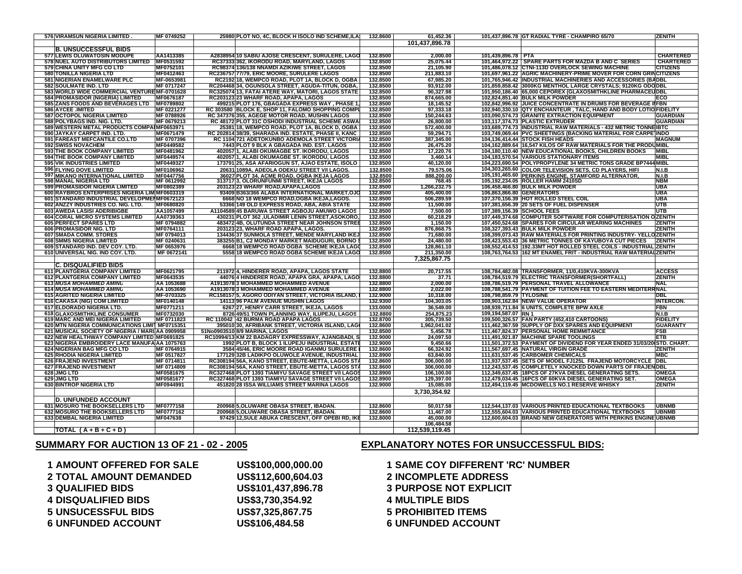| | | | | | | | | |
|---|---|---|---|---|---|---|---|---|
| 576 | VIRAMSUN NIGERIA LIMITED . | MF 0749252 | 25980 | PLOT NO, 4C, BLOCK H ISOLO IND SCHEME,ILA | 132.8600 | 61,452.36 | 101,437,896.78 | GT RADIAL TYRE - CHAMPIRO 65/70 | ZENITH |
| | | | | | | 101,437,896.78 | | | |
| | **B. UNSUCCESSFUL BIDS** | | | | | | | | |
| 577 | LEWIS OLUWATOSIN MODUPE | AA1413385 | A2838954 | 10 SABIU AJOSE CRESCENT, SURULERE, LAGO | 132.8500 | 2,000.00 | 101,439,896.78 | PTA | CHARTERED |
| 578 | NUEL AUTO DISTRIBUTORS LIMITED | MF0531592 | RC37333 | 362, IKORODU ROAD, MARYLAND, LAGOS | 132.8500 | 25,075.44 | 101,464,972.22 | SPARE PARTS FOR MAZDA B AND C SERIES | CHARTERED |
| 579 | CHINA UNITY MFG CO LTD | MF0752101 | RC98374 | 136/138 NNAMDI AZIKIWE STREET, LAGOS | 132.8500 | 21,105.90 | 101,486,078.12 | CTNI-113D OVERLOCK SEWING MACHINE | CITIZENS |
| 580 | TONILLA NIGERIA LTD | MF0412463 | RC236757 | 77/79, ERIC MOORE, SURULERE LAGOS | 132.8500 | 211,883.10 | 101,697,961.22 | AGRIC MACHINERY-PRIME MOVER FOR CORN GRIN | CITIZENS |
| 581 | NIGERIAN ENAMELWARE PLC | MF-0653981 | RC2192 | 18, WEMPCO ROAD, PLOT 1A, BLOCK D, OGBA | 132.8500 | 67,985.20 | 101,765,946.42 | INDUSTRIAL MACHINERIES AND ACCESSORIES (BA | DBL |
| 582 | SOULMATE IND. LTD | MF 0717247 | RC204468 | 34, OGUNSOLA STREET, AGUDA-TITUN, OGBA, | 132.8500 | 93,912.00 | 101,859,858.42 | 3000KG MENTHOL LARGE CRYSTALS; 9120KG ODO | DBL |
| 583 | WORLD WIDE COMMERCIAL VENTURE | MF-0701628 | RC325074 | 13, FATAI ATERE WAY, MATORI, LAGOS STATE | 132.8500 | 90,327.98 | 101,950,186.40 | 65,000 CEPOREX (GLAXOSMITHKLINE PHARMACEU | DBL |
| 584 | PROMASIDOR (NIGERIA) LIMITED | MF0676187 | RC203123 | 23 WHARF ROAD, APAPA, LAGOS | 132.8500 | 874,665.00 | 102,824,851.40 | BULK MILK POWDER | ECO |
| 585 | ZANS FOODS AND BEVERAGES LTD | MF0789802 | 499215 | PLOT 176, GBAGADA EXPRESS WAY , PHASE 1, | 132.8500 | 18,145.52 | 102,842,996.92 | JUICE CONCENTRATE IN DRUMS FOR BEVERAGE M | FBN |
| 586 | AYCEE .IMITED | MF 0221277 | RC 303580 | BLOCK E, SHOP 11, FALOMO SHOPPING COMPL | 132.8500 | 97,333.18 | 102,940,330.10 | QTY ENCHANTEUR , TALC, HAND AND BODY LOTIO | FIDELITY |
| 587 | OCTOPOL NIGERIA LIMITED | MF 0788926 | RC 347376 | 355, AGEGE MOTOR ROAD, MUSHIN LAGOS | 132.8500 | 150,244.63 | 103,090,574.73 | GRANITE EXTRACTION EQUIPMENT | GUARDIAN |
| 588 | POLYBAGS IND. NIG. LTD. | MF 0679213 | RC 48172 | PLOT 31C OSHODI INDUSTRIAL SCHEME ASWA | 132.8500 | 26,800.00 | 103,117,374.73 | PLASTIC EXTRUDER | GUARDIAN |
| 589 | WESTERN METAL PRODUCTS COMPA | MF0653971 | 25381 | 18, WEMPCO ROAD, PLOT 1A, BLOCK D, OGBA | 132.8500 | 572,400.00 | 103,689,774.73 | INDUSTRIAL RAW MATERIALS - 432 METRIC TONNE | IBTC |
| 590 | JAYKAY CARPET IND. LTD. | MF0671479 | RC 202814 | 38/39, SHARADA IND. ESTATE, PHASE II, KANC | 132.8500 | 59,294.71 | 103,749,069.44 | PVC SHEETINGS (BACKING MATERIAL FOR CARPE | INDO |
| 591 | FAREAST MEFCANTILE CO.LTD | MF 0707396 | RC 1104 | 721 ADETOKUNBO ADEMOLA STREET VICTORIA | 132.8500 | 387,345.00 | 104,136,414.44 | STOCK FISH HEADS | MAGNUM |
| 592 | SWISS NOVACHEM | MF0449582 | 7443 | PLOT 9 BLK A GBAGADA IND. EST. LAGOS | 132.8500 | 26,475.20 | 104,162,889.64 | 16,547 KILOS OF RAW MATERIALS FOR THE PRODU | MIBL |
| 593 | THE BOOK COMPANY LIMITED | MF0481962 | 402057 | 1, ALABI OKUMAGBE ST. IKORODU, LAGOS | 132.8500 | 17,220.76 | 104,180,110.40 | NEW EDUCATIONAL BOOKS, CHILDREN BOOKS | MIBL |
| 594 | THE BOOK COMPANY LIMITED | MF0449574 | 402057 | 1, ALABI OKUMAGBE ST. IKORODU, LAGOS | 132.8500 | 3,460.14 | 104,183,570.54 | VARIOUS STATIONARY ITEMS | MIBL |
| 595 | VIK INDUSTRIES LIMITED | MF0449327 | 173791 | 25, ASA AFARIOGUN ST, AJAO ESTATE, ISOLO | 132.8500 | 40,120.00 | 104,223,690.54 | POLYPROPYLENE 34 METRIC TONS GRADE BP7444 | MIBL |
| 596 | FLYING DOVE LIMITED | MF0106962 | 20631 | 1089A, ADEOLA ODEKU STREET V/I LAGOS. | 132.8500 | 79,575.06 | 104,303,265.60 | COLOR TELEVISION SETS, CD PLAYERS, HIFI | N.I.B |
| 597 | MIKANO INTERNATIONAL LIMITED | MF0447756 | 36027 | PLOT 34, ACME ROAD, OGBA IKEJA LAGOS | 132.8500 | 888,200.00 | 105,191,465.60 | PERKINS ENGINE, STAMFORD ALTERNATOR, | N.I.B |
| 598 | MANAL NIGERIA LTD | MF 0612992 | 313717 | 3, OLORUNFUNMI STREET, IKEJA LAGOS | 132.8500 | 768.45 | 105,192,234.05 | ROLLER HAMM 2410SD | NBM |
| 599 | PROMASIDOR NIGERIA LIMITED | MF0802389 | 203123 | 23 WHARF ROAD,APAPA,LAGOS | 132.8500 | 1,266,232.75 | 106,458,466.80 | BULK MILK POWDER | UBA |
| 600 | FAYBROS ENTERPRISES NIGERIA LIM | MF0603319 | 93409 | B3638/366 ALABA INTERNATIONAL MARKET,OJO | 132.8500 | 405,400.00 | 106,863,866.80 | GENERATORS | UBA |
| 601 | STANDARD INDUSTRIAL DEVELOPMEN | MF0672123 | 6668 | NO 18 WEMPCO ROAD,OGBA IKEJA,LAGOS. | 132.8500 | 506,289.59 | 107,370,156.39 | HOT ROLLED STEEL COIL | UBA |
| 602 | ANZZY INDUSTRIES CO. NIG. LTD. | MF0680820 | 53366 | 149 OLD EXPRESS ROAD, ABA, ABIA STATE | 132.8500 | 11,500.00 | 107,381,656.39 | 20 SETS OF FUEL DISPENSER | UTB |
| 603 | AWEDA LASISI ADERIBIGBE | AA1057499 | A1104589 | 45 BARUWA STREET AGBOJU AMUWO LAGOS | 132.8500 | 7,500.00 | 107,389,156.39 | SCHOOL FEES | UTB |
| 604 | CORAL MICRO SYSTEMS LIMITED | AA0739363 | 430231 | PLOT 362 ,ULADIMIR LENIN STREET,ASOKORO, | 132.8500 | 60,218.29 | 107,449,374.68 | COMPUTER SOFTWARE FOR COMPUTERISATION O | ZENITH |
| 605 | PERFECT SPARES LTD | MF 0794882 | 483472 | 4B, OLUTUNDA STREET NEAR JOHNSON STREE | 132.8500 | 1,150.00 | 107,450,524.68 | SPARES FOR CIRCULAR WEARING MACHINES | ZENITH |
| 606 | PROMASIDOR NIG. LTD | MF0764111 | 203123 | 23, WHARF ROAD APAPA, LAGOS. | 132.8500 | 876,868.75 | 108,327,393.43 | BULK MILK POWDER | ZENITH |
| 607 | SMADA COMM. STORES | MF 0794013 | 134436 | 37 SUNMOLA STREET, MENDE MARYLAND IKEJ | 132.8500 | 71,680.00 | 108,399,073.43 | RAW MATERIALS FOR PRINTING INDUSTRY- YELLO | ZENITH |
| 608 | SMMS NIGERIA LIMITED | MF 0240631 | 383255 | B1, C2 MONDAY MARKET MAIDUGURI, BORNO S | 132.8500 | 24,480.00 | 108,423,553.43 | 36 METRIC TONNES OF KAYUBOYA CUT PIECES | ZENITH |
| 609 | STANDARD IND. DEV COY. LTD. | MF 0653976 | 6668 | 18 WEMPCO ROAD OGBA SCHEME IKEJA LAGO | 132.8500 | 128,861.10 | 108,552,414.53 | 192.33MT HOT ROLLED STEEL COILS - INDUSTRIAL | ZENITH |
| 610 | UNIVERSAL NIG. IND COY. LTD. | MF 0672141 | 5558 | 18 WEMPCO ROAD OGBA SCHEME IKEJA LAGO | 132.8500 | 211,350.00 | 108,763,764.53 | 162 MT ENAMEL FRIT - INDUSTRIAL RAW MATERIAL | ZENITH |
| | | | | | | 7,325,867.75 | | | |
| | **C. DISQUALIFIED BIDS** | | | | | | | | |
| 611 | PLANTGERIA COMPANY LIMITED | MF0621795 | 211972 | 4, HINDERER ROAD, APAPA, LAGOS STATE | 132.8800 | 20,717.55 | 108,784,482.08 | TRANSFORMER, 11/0,410KVA-300KVA | ACCESS |
| 612 | PLANTGERIA COMPANY LIMITED | MF0643535 | 44076 | 4 HINDERER ROAD, APAPA GRA, APAPA, LAGO | 132.8800 | 37.71 | 108,784,519.79 | ELECTRIC TRANSFORMER(SHORTFALL) | ZENITH |
| 613 | MUSA MOHAMMED AMINU | AA 1053688 | A1913078 | 3 MOHAMMED MOHAMMED AVENUE | 132.8800 | 2,000.00 | 108,786,519.79 | PERSONAL TRAVEL ALLOWANCE | NAL |
| 614 | MUSA MOHAMMED AMINU | AA 1053690 | A1913078 | 3 MOHAMMED MOHAMMED AVENUE | 132.8800 | 2,022.00 | 108,788,541.79 | PAYMENT OF TUITION FEE TO EASTERN MEDITERR | NAL |
| 615 | AGRITED NIGERIA LIMITED | MF-0703325 | RC158157 | 5, AGORO ODIYAN STREET, VICTORIA ISLAND, | 132.9000 | 10,318.00 | 108,798,859.79 | TYLOSINE | DBL |
| 616 | CAKASA (NIG) COM LIMITED | MF0140148 | 14113 | 96 PALM AVENUE MUSHIN LAGOS | 132.9300 | 104,303.05 | 108,903,162.84 | NEW/ VALUE OPERATOR | INTERCON. |
| 617 | ELDORADO NIGERIA LTD. | MF0771211 | 6267 | 27, HENRY CARR STREET, IKEJA, LAGOS | 133.0000 | 36,549.00 | 108,939,711.84 | 6 UNITS, COMPLETE BPW AXLE | FBN |
| 618 | GLAXOSMITHKLINE CONSUMER | MF0732030 | 8726 | 49/51 TOWN PLANNING WAY, ILUPEJU, LAGOS | 132.8800 | 254,875.23 | 109,194,587.07 | RN 1 | N.I.B |
| 619 | MARC AND MEI NIGERIA LIMITED | MF 0711823 | RC 110042 | 42 BURMA ROAD APAPA LAGOS | 132.8700 | 305,739.50 | 109,500,326.57 | FAN PARTY (452,410 CARTOONS) | FIDELITY |
| 620 | MTN NIGERIA COMMUNICATIONS LIMIT | MF0715351 | 395010 | 30, AFRIBANK STREET, VICTORIA ISLAND, LAG | 132.8600 | 1,962,041.02 | 111,462,367.59 | SUPPLY OF DXX SPARES AND EQUIPMENT | GUARANTY |
| 621 | MUSICAL SOCIETY OF NIGERIA / MARI | AA 0909958 | 51No0903510 | 8/9 MARINA, LAGOS | 132.8500 | 5,456.78 | 111,467,824.37 | PERSONAL HOME REMMITANCE | FSB |
| 622 | NEW HEALTHWAY COMPANY LIMITED | MF0691825 | RC10994/13 | KM 22 BADAGRY EXPRESSWAY, AJANGBADI, S | 132.9000 | 24,097.50 | 111,491,921.87 | MACHINE SPARE TOOLINGS | ETB |
| 623 | NIGERIA EMBROIDERY LACE MANUFA | AA 1075763 | 1992 | PLOT B, BLOCK 1 ILUPEJU INDUSTRIAL ESTATE | 132.9000 | 9,450.66 | 111,501,372.53 | PAYMENT OF DIVIDEND FOR YEAR ENDED 31/03/20 | STD. CHART. |
| 624 | NIGERIAN BAG MFG CO LTD | MF 0764915 | 3584 | 45/46, ERIC MOORE ROAD IGANMU SURULERE | 132.8600 | 66,324.92 | 111,567,697.45 | NATURAL VIRGIN GRADE | ZENITH |
| 625 | RHODIA NIGERIA LIMITED | MF 0517827 | 177129 | 32B LADIKPO OLUWOLE AVENUE, INDUSTRIAL | 132.8900 | 63,840.00 | 111,631,537.45 | CARBOMER CHEMICALS | MBC |
| 626 | FRAJEND INVESTMENT | MF 0714811 | RC308194 | 56A, KANO STREET, EBUTE-METTA, LAGOS STA | 132.8600 | 306,000.00 | 111,937,537.45 | SETS OF MODEL FJ125L FRAJEND MOTORCYCLE | DBL |
| 627 | FRAJEND INVESTMENT | MF 0714809 | RC308194 | 56A, KANO STREET, EBUTE-METTA, LAGOS STA | 132.8600 | 306,000.00 | 112,243,537.45 | COMPLETELY KNOCKED DOWN PARTS OF FRAJEN | DBL |
| 628 | JMG LTD | MF0581675 | RC327468 | PLOT 1393 TIAMIYU SAVAGE STREET V/I LAGOS | 132.8900 | 106,100.00 | 112,349,637.45 | 18PCS OF 27KVA DIESEL GENERATING SETS. | OMEGA |
| 629 | JMG LTD | MF0581677 | RC327468 | PLOT 1393 TIAMIYU SAVAGE STREET V/I LAGOS | 132.8900 | 129,397.00 | 112,479,034.45 | 16PCS OF 60KVA DIESEL GENERATING SET. | OMEGA |
| 630 | BINTROP NIGERIA LTD | MF0944991 | 451820 | 28 ISSA WILLIAMS STREET MARINA LAGOS | 132.9000 | 15,085.00 | 112,494,119.45 | MCDOWELLS NO.1 RESERVE WHISKY | ZENITH |
| | | | | | | 3,730,354.92 | | | |
| | **D. UNFUNDED ACCOUNT** | | | | | | | | |
| 631 | MOSURO THE BOOKSELLERS LTD | MF0777158 | 200968 | 5,OLUWARE OBASA STREET, IBADAN. | 132.8600 | 50,017.58 | 112,544,137.03 | VARIOUS PRINTED EDUCATIONAL TEXTBOOKS | UBNMB |
| 632 | MOSURO THE BOOKSELLERS LTD | MF0777162 | 200968 | 5,OLUWARE OBASA STREET, IBADAN. | 132.8600 | 11,467.00 | 112,555,604.03 | VARIOUS PRINTED EDUCATIONAL TEXTBOOKS | UBNMB |
| 633 | DEMBAL NIGERIA LIMITED | MF047638 | 97429 | 12,SULE ABUKA CRESCENT, OFF OPEBI RD, IKE | 132.8000 | 45,000.00 | 112,600,604.03 | BRAND NEW GENERATORS WITH PERKINS ENGINE | UBNMB |
| | | | | | | 106,484.58 | | | |
| | **TOTAL ( A + B + C + D )** | | | | | 112,539,119.45 | | | |

## SUMMARY FOR AUCTION 13 OF 21 - 02 - 2005

| | | |
|---|---|---|
| 1 | AMOUNT OFFERED FOR SALE | US$100,000,000.00 |
| 2 | TOTAL AMOUNT DEMANDED | US$112,600,604.03 |
| 3 | QUALIFIED BIDS | US$101,437,896.78 |
| 4 | DISQUALIFIED BIDS | US$3,730,354.92 |
| 5 | UNSUCESSFUL BIDS | US$7,325,867.75 |
| 6 | UNFUNDED ACCOUNT | US$106,484.58 |

## EXPLANATORY NOTES FOR UNSUCCESSFUL BIDS:

1. SAME COY DIFFERENT 'RC' NUMBER
2. INCOMPLETE ADDRESS
3. PURPOSE NOT EXPLICIT
4. MULTIPLE BIDS
5. PROHIBITED ITEMS
6. UNFUNDED ACCOUNT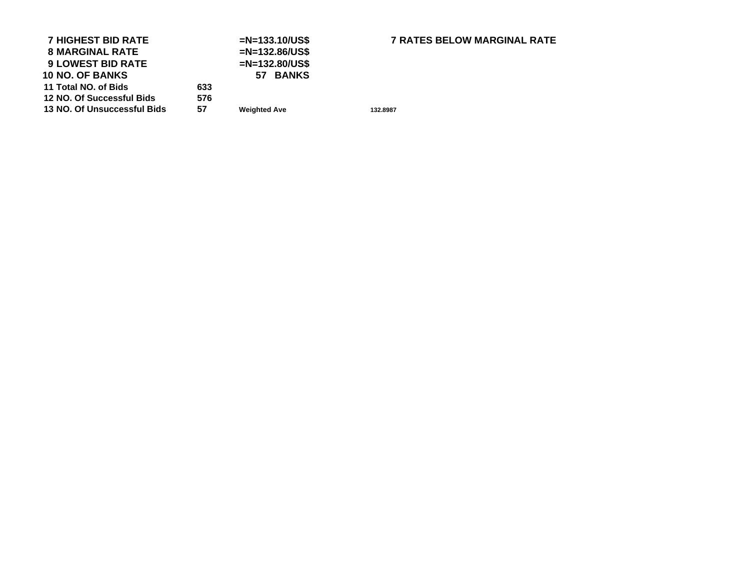| | | | |
|---|---|---|---|
| **7 HIGHEST BID RATE** | | **=N=133.10/US$** | **7 RATES BELOW MARGINAL RATE** |
| **8 MARGINAL RATE** | | **=N=132.86/US$** | |
| **9 LOWEST BID RATE** | | **=N=132.80/US$** | |
| **10 NO. OF BANKS** | | **57 BANKS** | |
| **11 Total NO. of Bids** | **633** | | |
| **12 NO. Of Successful Bids** | **576** | | |
| **13 NO. Of Unsuccessful Bids** | **57** | **Weighted Ave** | **132.8987** |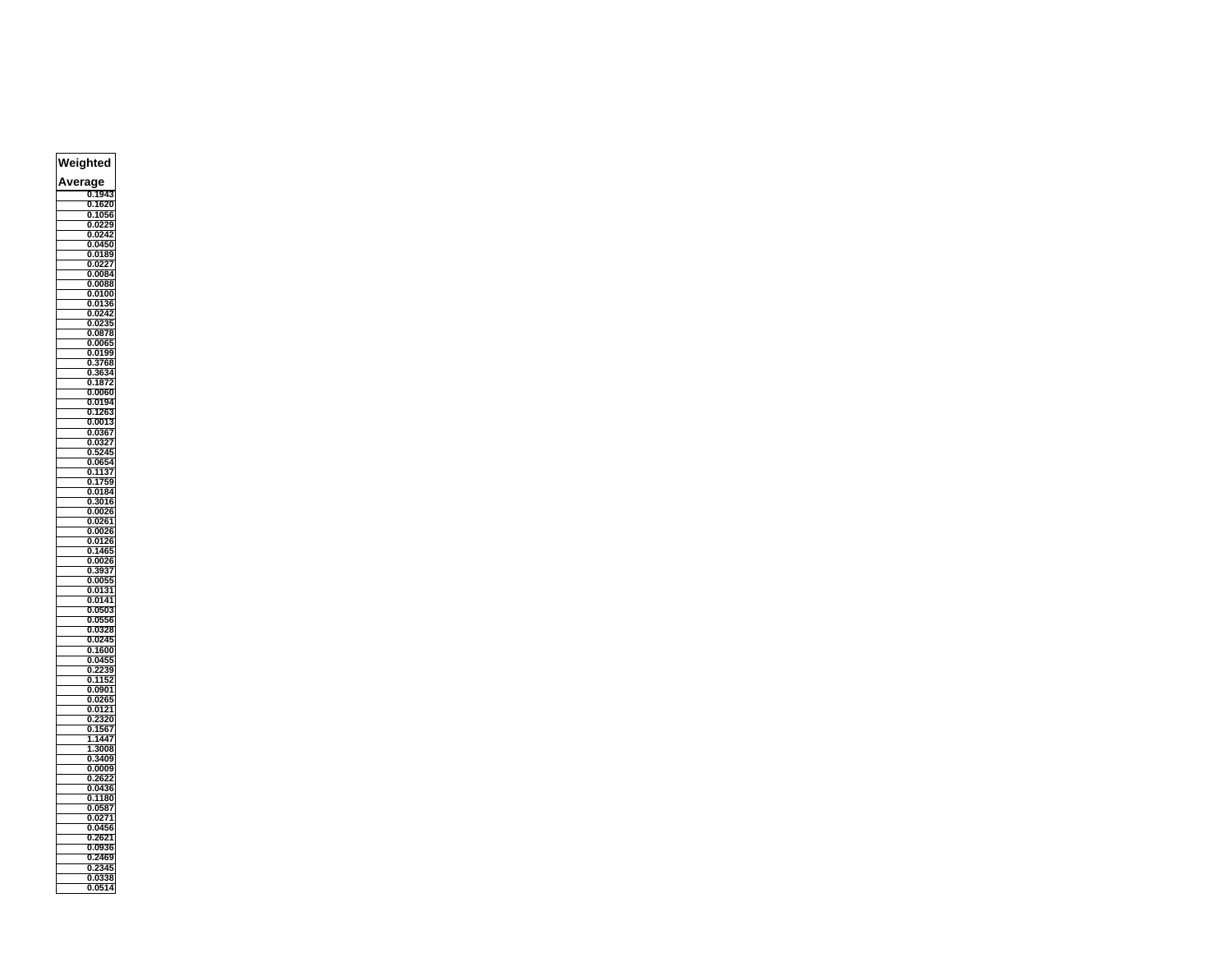| Weighted Average |
|---|
| 0.1943 |
| 0.1620 |
| 0.1056 |
| 0.0229 |
| 0.0242 |
| 0.0450 |
| 0.0189 |
| 0.0227 |
| 0.0084 |
| 0.0088 |
| 0.0100 |
| 0.0136 |
| 0.0242 |
| 0.0235 |
| 0.0878 |
| 0.0065 |
| 0.0199 |
| 0.3768 |
| 0.3634 |
| 0.1872 |
| 0.0060 |
| 0.0194 |
| 0.1263 |
| 0.0013 |
| 0.0367 |
| 0.0327 |
| 0.5245 |
| 0.0654 |
| 0.1137 |
| 0.1759 |
| 0.0184 |
| 0.3016 |
| 0.0026 |
| 0.0261 |
| 0.0026 |
| 0.0126 |
| 0.1465 |
| 0.0026 |
| 0.3937 |
| 0.0055 |
| 0.0131 |
| 0.0141 |
| 0.0503 |
| 0.0556 |
| 0.0328 |
| 0.0245 |
| 0.1600 |
| 0.0455 |
| 0.2239 |
| 0.1152 |
| 0.0901 |
| 0.0265 |
| 0.0121 |
| 0.2320 |
| 0.1567 |
| 1.1447 |
| 1.3008 |
| 0.3409 |
| 0.0009 |
| 0.2622 |
| 0.0436 |
| 0.1180 |
| 0.0587 |
| 0.0271 |
| 0.0456 |
| 0.2621 |
| 0.0936 |
| 0.2469 |
| 0.2345 |
| 0.0338 |
| 0.0514 |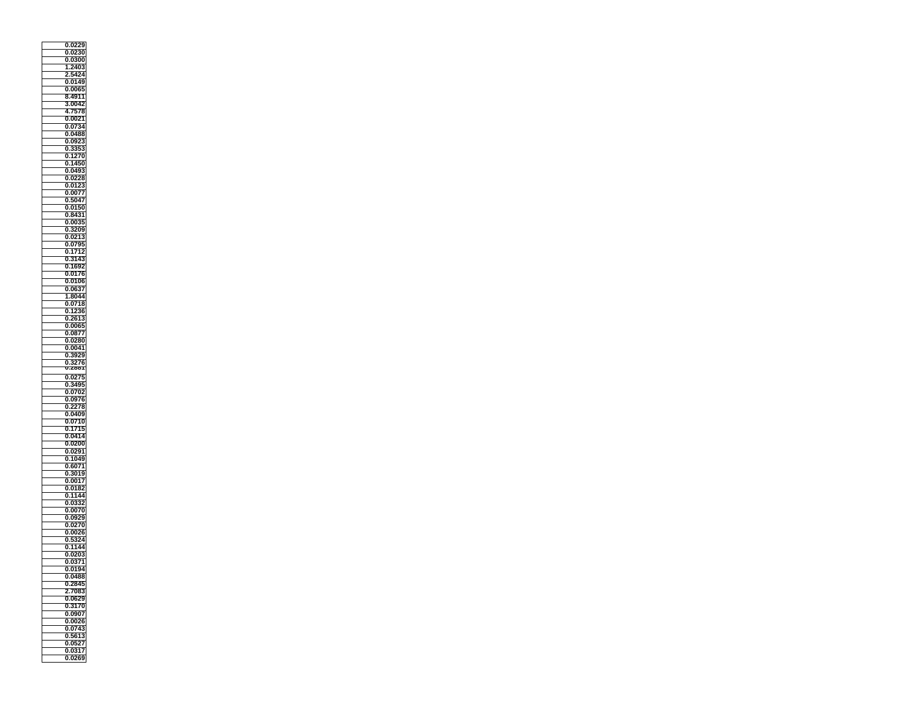| |
|---|
| 0.0229 |
| 0.0230 |
| 0.0300 |
| 1.2403 |
| 2.5424 |
| 0.0149 |
| 0.0065 |
| 8.4911 |
| 3.0042 |
| 4.7578 |
| 0.0021 |
| 0.0734 |
| 0.0488 |
| 0.0923 |
| 0.3353 |
| 0.1270 |
| 0.1450 |
| 0.0493 |
| 0.0228 |
| 0.0123 |
| 0.0077 |
| 0.5047 |
| 0.0150 |
| 0.8431 |
| 0.0035 |
| 0.3209 |
| 0.0213 |
| 0.0795 |
| 0.1712 |
| 0.3143 |
| 0.1692 |
| 0.0176 |
| 0.0106 |
| 0.0637 |
| 1.8044 |
| 0.0718 |
| 0.1236 |
| 0.2613 |
| 0.0065 |
| 0.0877 |
| 0.0280 |
| 0.0041 |
| 0.3929 |
| 0.3276 |
| 0.2881 |
| 0.0275 |
| 0.3495 |
| 0.0702 |
| 0.0976 |
| 0.2278 |
| 0.0409 |
| 0.0710 |
| 0.1715 |
| 0.0414 |
| 0.0200 |
| 0.0291 |
| 0.1049 |
| 0.6071 |
| 0.3019 |
| 0.0017 |
| 0.0182 |
| 0.1144 |
| 0.0332 |
| 0.0070 |
| 0.0929 |
| 0.0270 |
| 0.0026 |
| 0.5324 |
| 0.1144 |
| 0.0203 |
| 0.0371 |
| 0.0194 |
| 0.0488 |
| 0.2845 |
| 2.7083 |
| 0.0629 |
| 0.3170 |
| 0.0907 |
| 0.0026 |
| 0.0743 |
| 0.5613 |
| 0.0527 |
| 0.0317 |
| 0.0269 |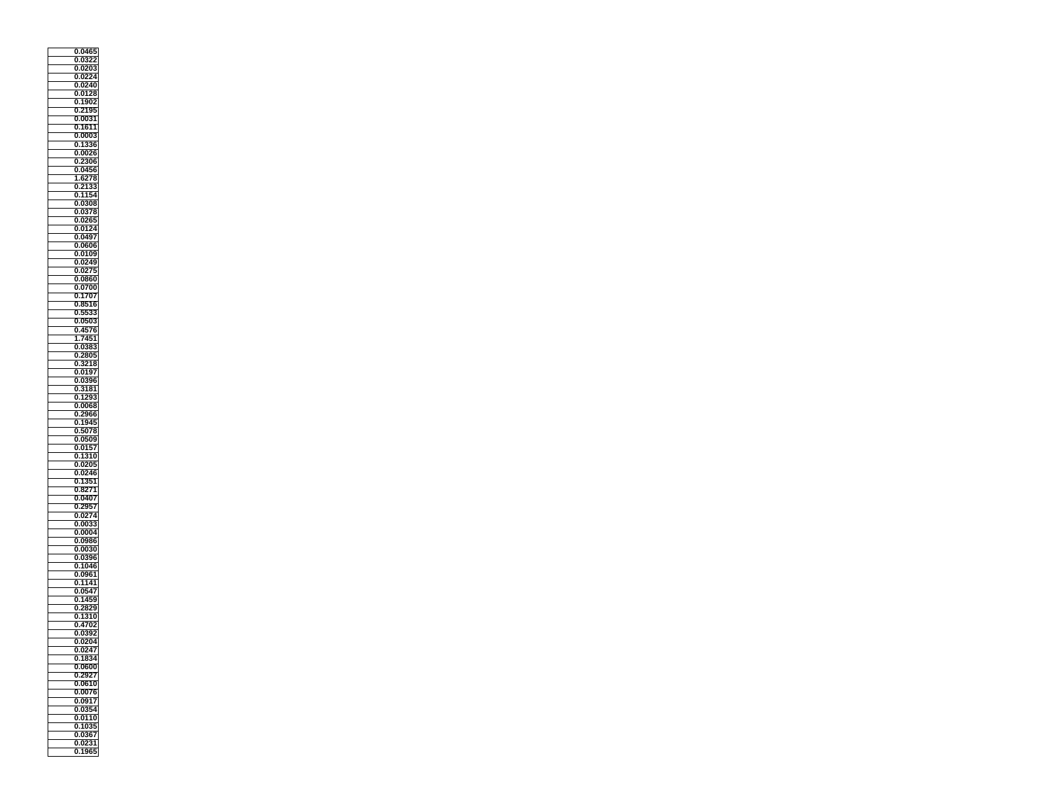| |
|---|
| 0.0465 |
| 0.0322 |
| 0.0203 |
| 0.0224 |
| 0.0240 |
| 0.0128 |
| 0.1902 |
| 0.2195 |
| 0.0031 |
| 0.1611 |
| 0.0003 |
| 0.1336 |
| 0.0026 |
| 0.2306 |
| 0.0456 |
| 1.6278 |
| 0.2133 |
| 0.1154 |
| 0.0308 |
| 0.0378 |
| 0.0265 |
| 0.0124 |
| 0.0497 |
| 0.0606 |
| 0.0109 |
| 0.0249 |
| 0.0275 |
| 0.0860 |
| 0.0700 |
| 0.1707 |
| 0.8516 |
| 0.5533 |
| 0.0503 |
| 0.4576 |
| 1.7451 |
| 0.0383 |
| 0.2805 |
| 0.3218 |
| 0.0197 |
| 0.0396 |
| 0.3181 |
| 0.1293 |
| 0.0068 |
| 0.2966 |
| 0.1945 |
| 0.5078 |
| 0.0509 |
| 0.0157 |
| 0.1310 |
| 0.0205 |
| 0.0246 |
| 0.1351 |
| 0.8271 |
| 0.0407 |
| 0.2957 |
| 0.0274 |
| 0.0033 |
| 0.0004 |
| 0.0986 |
| 0.0030 |
| 0.0396 |
| 0.1046 |
| 0.0961 |
| 0.1141 |
| 0.0547 |
| 0.1459 |
| 0.2829 |
| 0.1310 |
| 0.4702 |
| 0.0392 |
| 0.0204 |
| 0.0247 |
| 0.1834 |
| 0.0600 |
| 0.2927 |
| 0.0610 |
| 0.0076 |
| 0.0917 |
| 0.0354 |
| 0.0110 |
| 0.1035 |
| 0.0367 |
| 0.0231 |
| 0.1965 |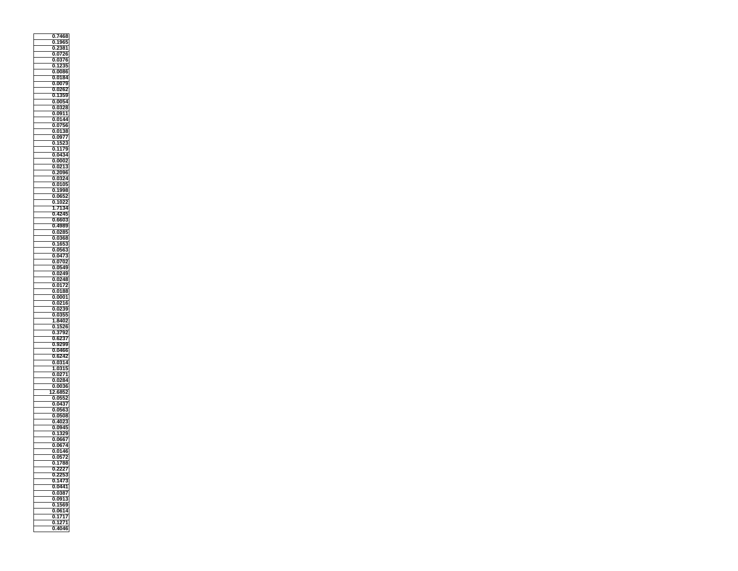| 0.7468 |
|---|
| 0.1965 |
| 0.2381 |
| 0.0726 |
| 0.0376 |
| 0.1235 |
| 0.0086 |
| 0.0184 |
| 0.0079 |
| 0.0262 |
| 0.1359 |
| 0.0054 |
| 0.0328 |
| 0.0911 |
| 0.0144 |
| 0.0756 |
| 0.0138 |
| 0.0977 |
| 0.1523 |
| 0.1179 |
| 0.0434 |
| 0.0002 |
| 0.0213 |
| 0.2096 |
| 0.0324 |
| 0.0105 |
| 0.1998 |
| 0.0652 |
| 0.1022 |
| 1.7134 |
| 0.4245 |
| 0.6603 |
| 0.4989 |
| 0.0285 |
| 0.0368 |
| 0.1653 |
| 0.0563 |
| 0.0473 |
| 0.0702 |
| 0.0549 |
| 0.0249 |
| 0.0248 |
| 0.0172 |
| 0.0188 |
| 0.0001 |
| 0.0216 |
| 0.0239 |
| 0.0355 |
| 1.8402 |
| 0.1526 |
| 0.3792 |
| 0.6237 |
| 0.9299 |
| 0.0466 |
| 0.6242 |
| 0.0314 |
| 1.0315 |
| 0.0271 |
| 0.0284 |
| 0.0036 |
| 12.6852 |
| 0.0552 |
| 0.0437 |
| 0.0563 |
| 0.0508 |
| 0.4023 |
| 0.0945 |
| 0.1329 |
| 0.0667 |
| 0.0674 |
| 0.0146 |
| 0.0572 |
| 0.1788 |
| 0.2227 |
| 0.2253 |
| 0.1473 |
| 0.0441 |
| 0.0387 |
| 0.0913 |
| 0.1569 |
| 0.0614 |
| 0.1717 |
| 0.1271 |
| 0.4046 |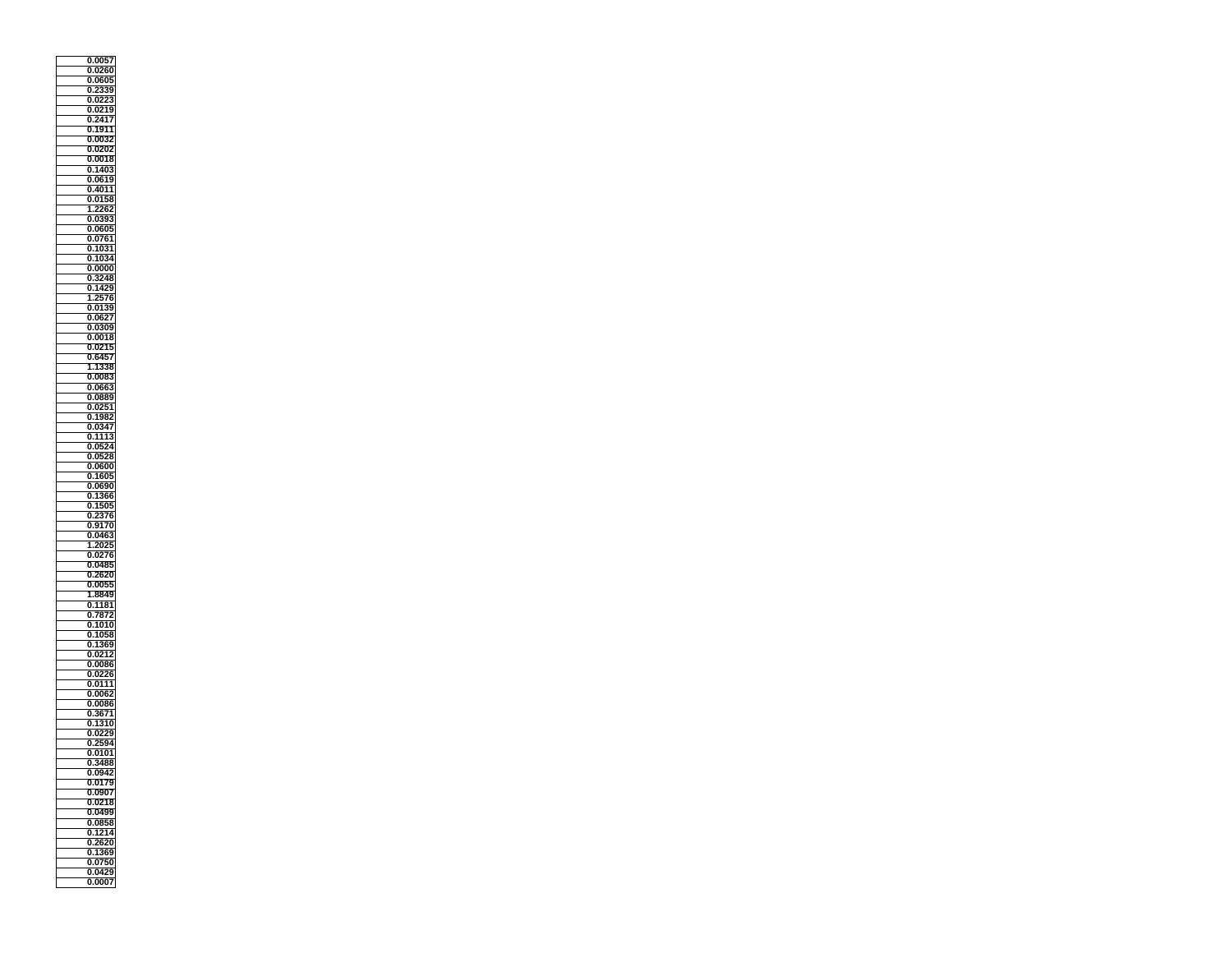| 0.0057 |
|---|
| 0.0260 |
| 0.0605 |
| 0.2339 |
| 0.0223 |
| 0.0219 |
| 0.2417 |
| 0.1911 |
| 0.0032 |
| 0.0202 |
| 0.0018 |
| 0.1403 |
| 0.0619 |
| 0.4011 |
| 0.0158 |
| 1.2262 |
| 0.0393 |
| 0.0605 |
| 0.0761 |
| 0.1031 |
| 0.1034 |
| 0.0000 |
| 0.3248 |
| 0.1429 |
| 1.2576 |
| 0.0139 |
| 0.0627 |
| 0.0309 |
| 0.0018 |
| 0.0215 |
| 0.6457 |
| 1.1338 |
| 0.0083 |
| 0.0663 |
| 0.0889 |
| 0.0251 |
| 0.1982 |
| 0.0347 |
| 0.1113 |
| 0.0524 |
| 0.0528 |
| 0.0600 |
| 0.1605 |
| 0.0690 |
| 0.1366 |
| 0.1505 |
| 0.2376 |
| 0.9170 |
| 0.0463 |
| 1.2025 |
| 0.0276 |
| 0.0485 |
| 0.2620 |
| 0.0055 |
| 1.8849 |
| 0.1181 |
| 0.7872 |
| 0.1010 |
| 0.1058 |
| 0.1369 |
| 0.0212 |
| 0.0086 |
| 0.0226 |
| 0.0111 |
| 0.0062 |
| 0.0086 |
| 0.3671 |
| 0.1310 |
| 0.0229 |
| 0.2594 |
| 0.0101 |
| 0.3488 |
| 0.0942 |
| 0.0179 |
| 0.0907 |
| 0.0218 |
| 0.0499 |
| 0.0858 |
| 0.1214 |
| 0.2620 |
| 0.1369 |
| 0.0750 |
| 0.0429 |
| 0.0007 |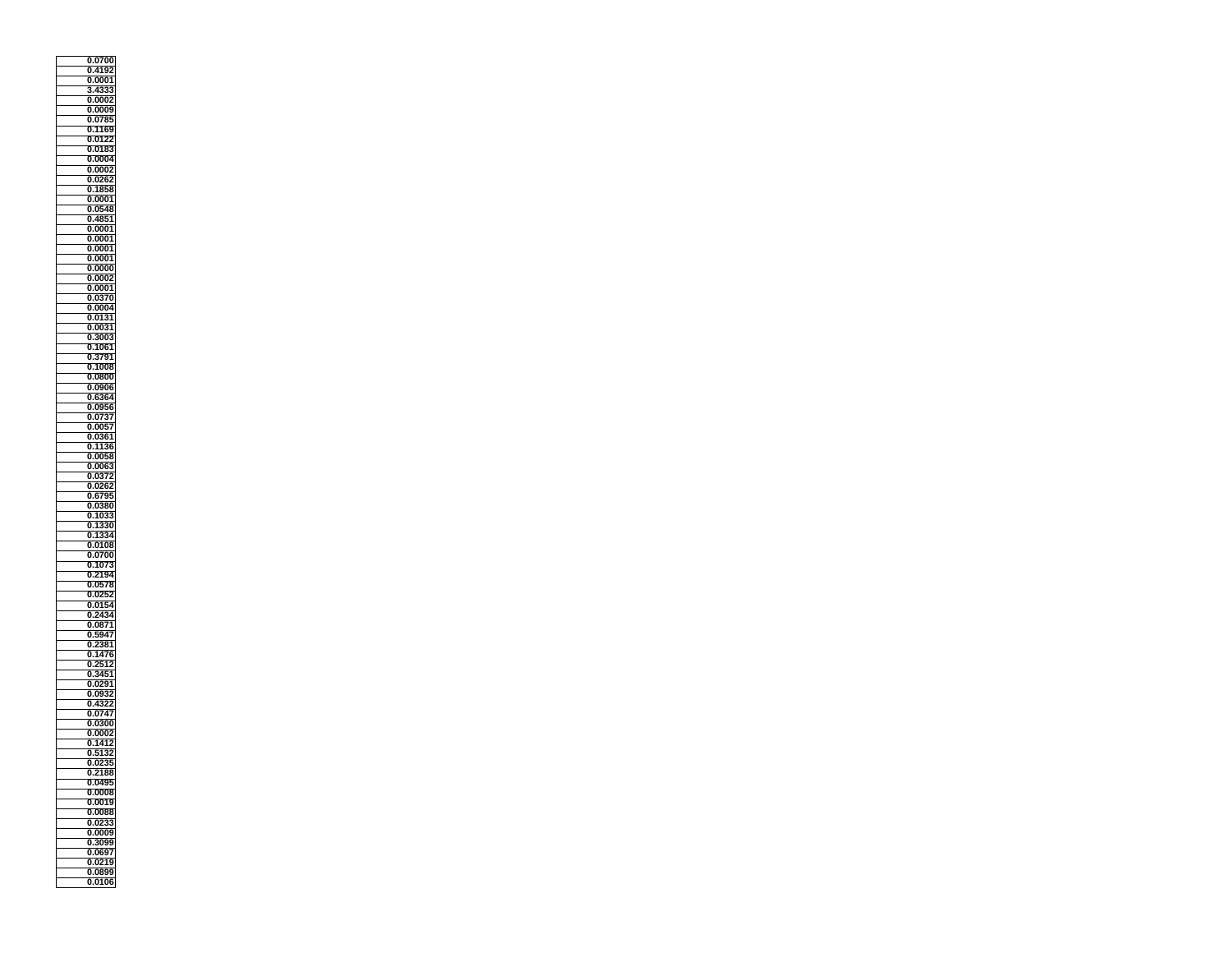| |
|---|
| 0.0700 |
| 0.4192 |
| 0.0001 |
| 3.4333 |
| 0.0002 |
| 0.0009 |
| 0.0785 |
| 0.1169 |
| 0.0122 |
| 0.0183 |
| 0.0004 |
| 0.0002 |
| 0.0262 |
| 0.1858 |
| 0.0001 |
| 0.0548 |
| 0.4851 |
| 0.0001 |
| 0.0001 |
| 0.0001 |
| 0.0001 |
| 0.0000 |
| 0.0002 |
| 0.0001 |
| 0.0370 |
| 0.0004 |
| 0.0131 |
| 0.0031 |
| 0.3003 |
| 0.1061 |
| 0.3791 |
| 0.1008 |
| 0.0800 |
| 0.0906 |
| 0.6364 |
| 0.0956 |
| 0.0737 |
| 0.0057 |
| 0.0361 |
| 0.1136 |
| 0.0058 |
| 0.0063 |
| 0.0372 |
| 0.0262 |
| 0.6795 |
| 0.0380 |
| 0.1033 |
| 0.1330 |
| 0.1334 |
| 0.0108 |
| 0.0700 |
| 0.1073 |
| 0.2194 |
| 0.0578 |
| 0.0252 |
| 0.0154 |
| 0.2434 |
| 0.0871 |
| 0.5947 |
| 0.2381 |
| 0.1476 |
| 0.2512 |
| 0.3451 |
| 0.0291 |
| 0.0932 |
| 0.4322 |
| 0.0747 |
| 0.0300 |
| 0.0002 |
| 0.1412 |
| 0.5132 |
| 0.0235 |
| 0.2188 |
| 0.0495 |
| 0.0008 |
| 0.0019 |
| 0.0088 |
| 0.0233 |
| 0.0009 |
| 0.3099 |
| 0.0697 |
| 0.0219 |
| 0.0899 |
| 0.0106 |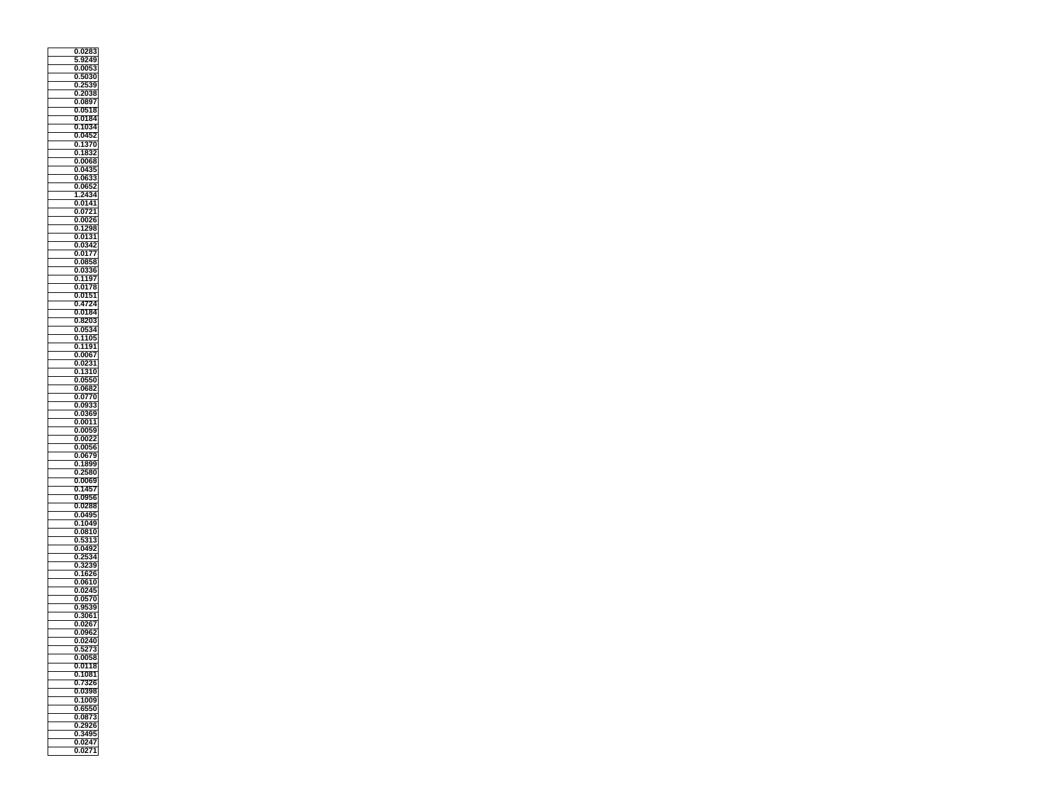| 0.0283 |
|---|
| 5.9249 |
| 0.0053 |
| 0.5030 |
| 0.2539 |
| 0.2038 |
| 0.0897 |
| 0.0518 |
| 0.0184 |
| 0.1034 |
| 0.0452 |
| 0.1370 |
| 0.1832 |
| 0.0068 |
| 0.0435 |
| 0.0633 |
| 0.0652 |
| 1.2434 |
| 0.0141 |
| 0.0721 |
| 0.0026 |
| 0.1298 |
| 0.0131 |
| 0.0342 |
| 0.0177 |
| 0.0858 |
| 0.0336 |
| 0.1197 |
| 0.0178 |
| 0.0151 |
| 0.4724 |
| 0.0184 |
| 0.8203 |
| 0.0534 |
| 0.1105 |
| 0.1191 |
| 0.0067 |
| 0.0231 |
| 0.1310 |
| 0.0550 |
| 0.0682 |
| 0.0770 |
| 0.0933 |
| 0.0369 |
| 0.0011 |
| 0.0059 |
| 0.0022 |
| 0.0056 |
| 0.0679 |
| 0.1899 |
| 0.2580 |
| 0.0069 |
| 0.1457 |
| 0.0956 |
| 0.0288 |
| 0.0495 |
| 0.1049 |
| 0.0810 |
| 0.5313 |
| 0.0492 |
| 0.2534 |
| 0.3239 |
| 0.1626 |
| 0.0610 |
| 0.0245 |
| 0.0570 |
| 0.9539 |
| 0.3061 |
| 0.0267 |
| 0.0962 |
| 0.0240 |
| 0.5273 |
| 0.0058 |
| 0.0118 |
| 0.1081 |
| 0.7326 |
| 0.0398 |
| 0.1009 |
| 0.6550 |
| 0.0873 |
| 0.2926 |
| 0.3495 |
| 0.0247 |
| 0.0271 |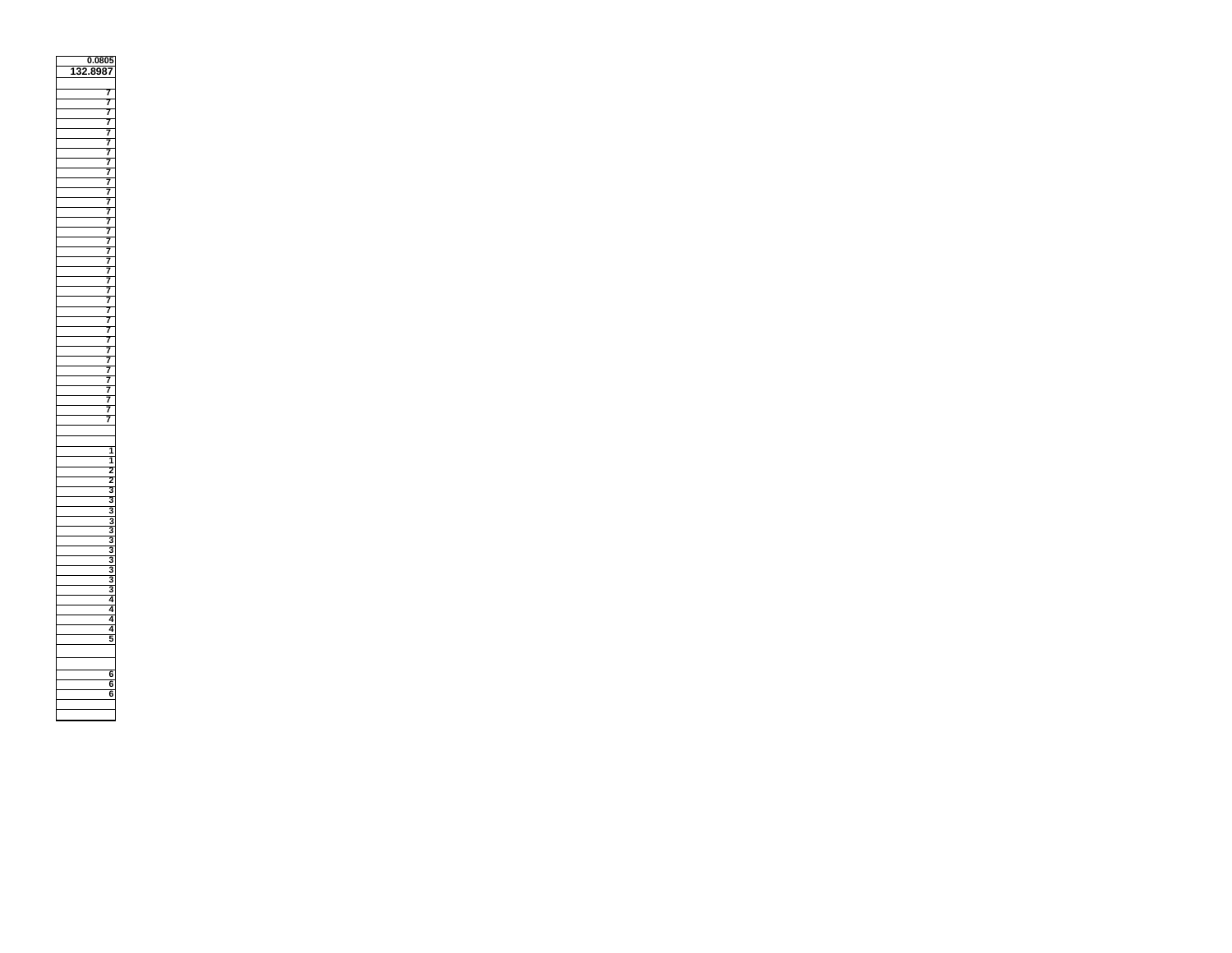| |
|---|
| 0.0805 |
| 132.8987 |
| |
| 7 |
| 7 |
| 7 |
| 7 |
| 7 |
| 7 |
| 7 |
| 7 |
| 7 |
| 7 |
| 7 |
| 7 |
| 7 |
| 7 |
| 7 |
| 7 |
| 7 |
| 7 |
| 7 |
| 7 |
| 7 |
| 7 |
| 7 |
| 7 |
| 7 |
| 7 |
| 7 |
| 7 |
| 7 |
| 7 |
| 7 |
| 7 |
| 7 |
| 7 |
| |
| |
| 1 |
| 1 |
| 2 |
| 2 |
| 3 |
| 3 |
| 3 |
| 3 |
| 3 |
| 3 |
| 3 |
| 3 |
| 3 |
| 3 |
| 3 |
| 4 |
| 4 |
| 4 |
| 4 |
| 5 |
| |
| |
| 6 |
| 6 |
| 6 |
| |
| |